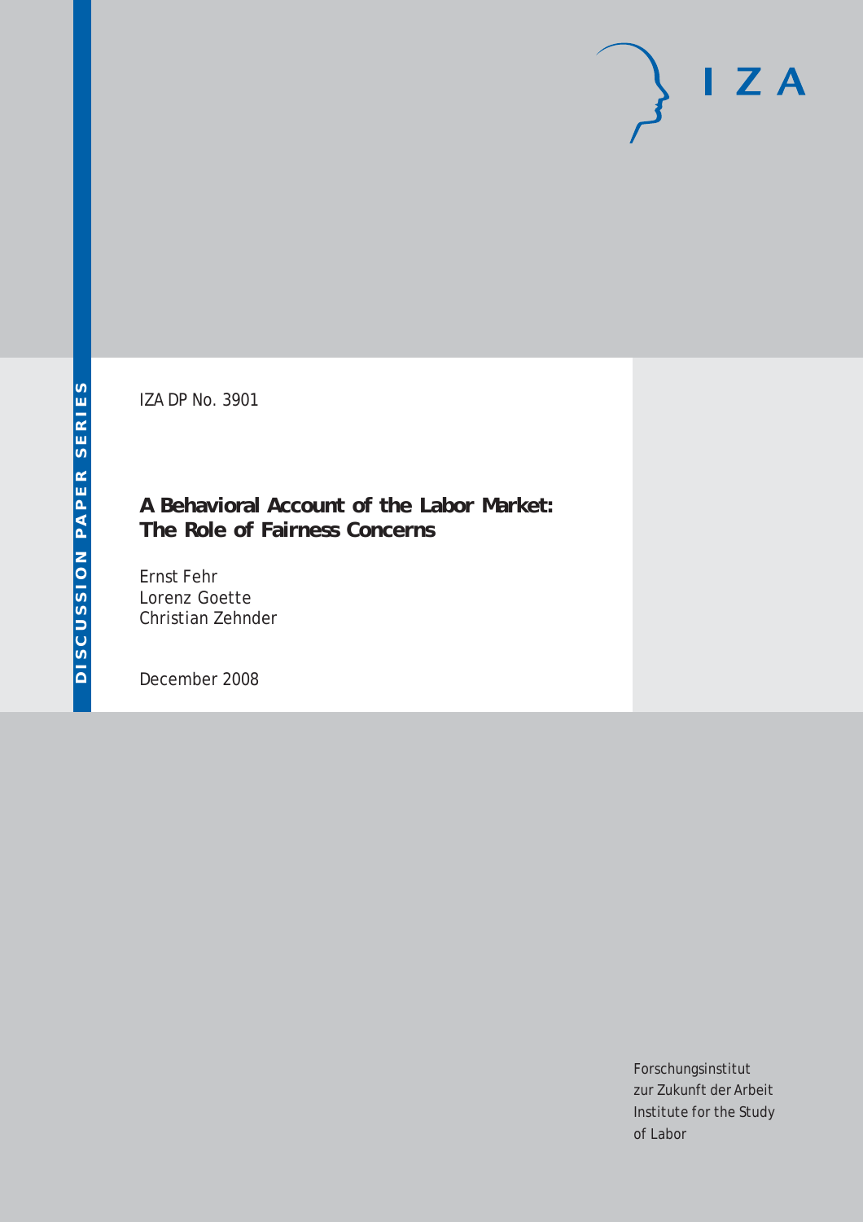DISCUSSION PAPER SERIES

IZA DP No. 3901

# A Behavioral Account of the Labor Market: The Role of Fairness Concerns

Ernst Fehr
Lorenz Goette
Christian Zehnder

December 2008

Forschungsinstitut
zur Zukunft der Arbeit
Institute for the Study
of Labor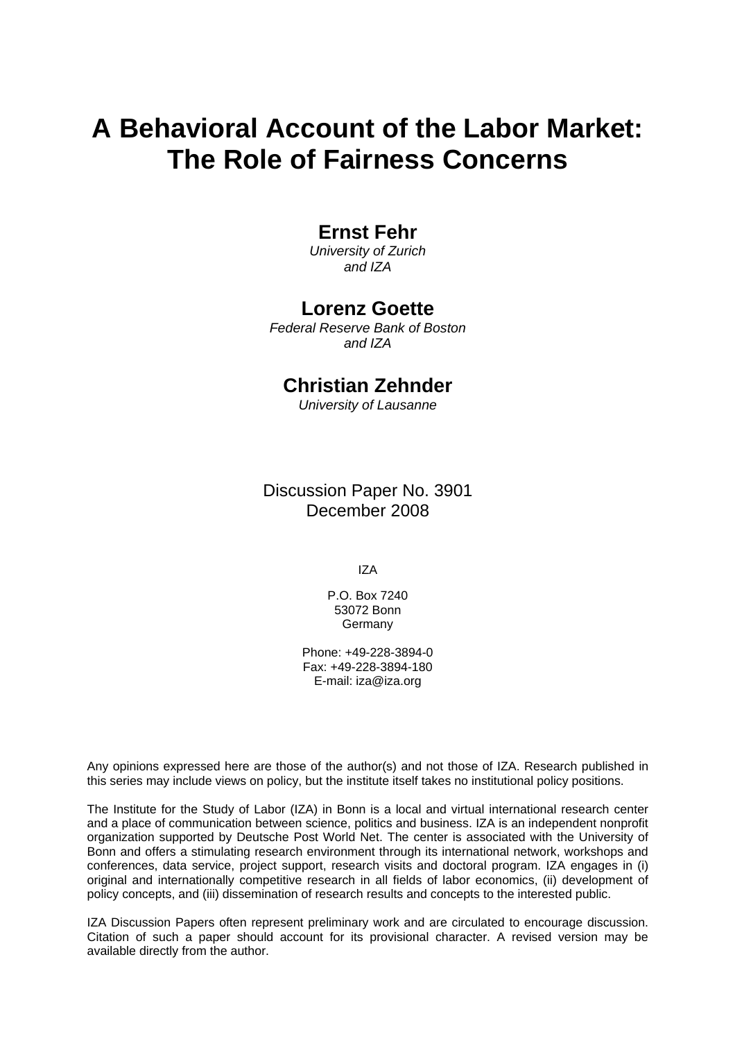# A Behavioral Account of the Labor Market: The Role of Fairness Concerns

**Ernst Fehr**

*University of Zurich and IZA*

**Lorenz Goette**

*Federal Reserve Bank of Boston and IZA*

**Christian Zehnder**

*University of Lausanne*

Discussion Paper No. 3901
December 2008

IZA

P.O. Box 7240
53072 Bonn
Germany

Phone: +49-228-3894-0
Fax: +49-228-3894-180
E-mail: iza@iza.org

Any opinions expressed here are those of the author(s) and not those of IZA. Research published in this series may include views on policy, but the institute itself takes no institutional policy positions.

The Institute for the Study of Labor (IZA) in Bonn is a local and virtual international research center and a place of communication between science, politics and business. IZA is an independent nonprofit organization supported by Deutsche Post World Net. The center is associated with the University of Bonn and offers a stimulating research environment through its international network, workshops and conferences, data service, project support, research visits and doctoral program. IZA engages in (i) original and internationally competitive research in all fields of labor economics, (ii) development of policy concepts, and (iii) dissemination of research results and concepts to the interested public.

IZA Discussion Papers often represent preliminary work and are circulated to encourage discussion. Citation of such a paper should account for its provisional character. A revised version may be available directly from the author.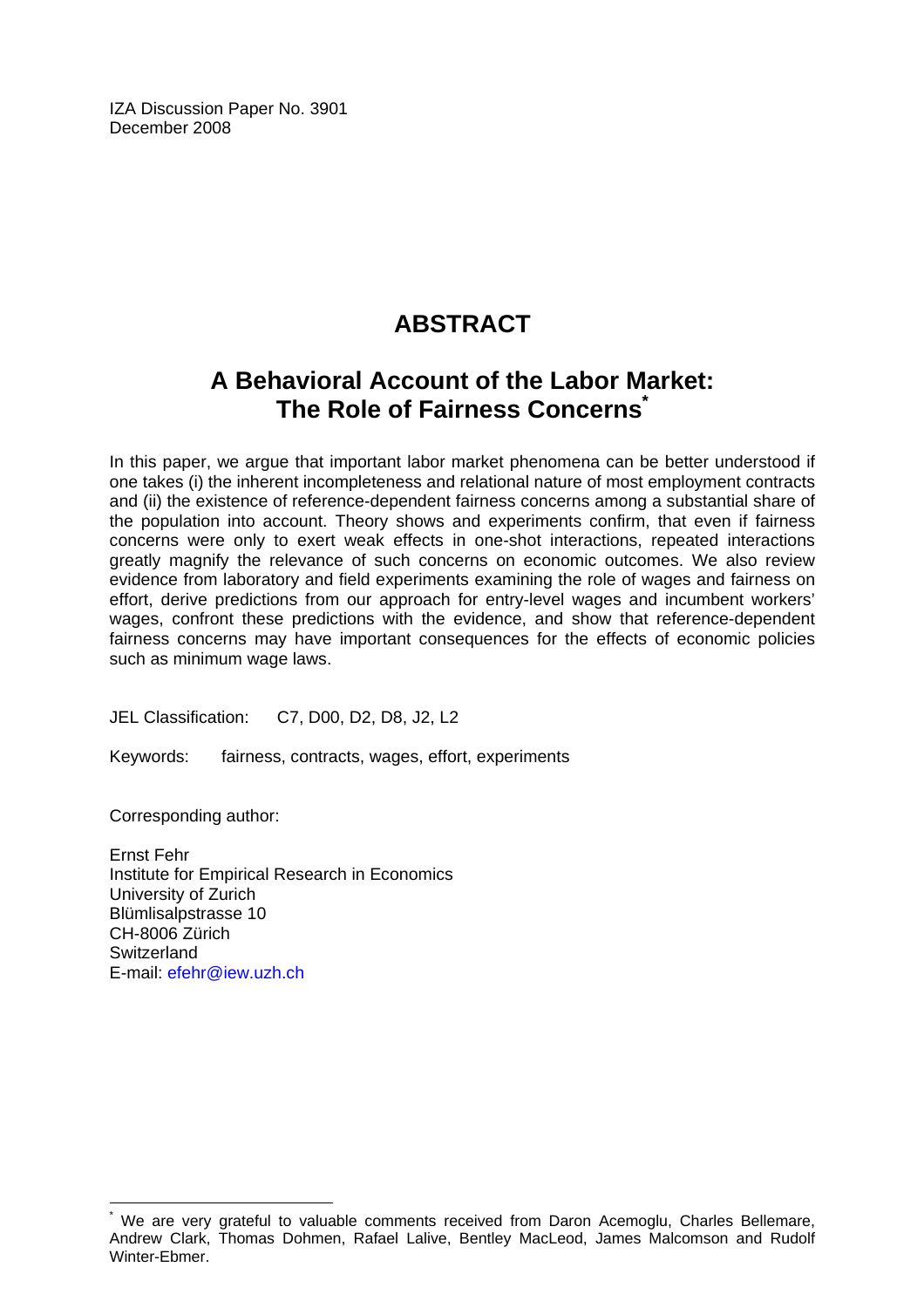IZA Discussion Paper No. 3901
December 2008

# ABSTRACT

## A Behavioral Account of the Labor Market: The Role of Fairness Concerns[*]

In this paper, we argue that important labor market phenomena can be better understood if one takes (i) the inherent incompleteness and relational nature of most employment contracts and (ii) the existence of reference-dependent fairness concerns among a substantial share of the population into account. Theory shows and experiments confirm, that even if fairness concerns were only to exert weak effects in one-shot interactions, repeated interactions greatly magnify the relevance of such concerns on economic outcomes. We also review evidence from laboratory and field experiments examining the role of wages and fairness on effort, derive predictions from our approach for entry-level wages and incumbent workers' wages, confront these predictions with the evidence, and show that reference-dependent fairness concerns may have important consequences for the effects of economic policies such as minimum wage laws.

JEL Classification: C7, D00, D2, D8, J2, L2

Keywords: fairness, contracts, wages, effort, experiments

Corresponding author:

Ernst Fehr
Institute for Empirical Research in Economics
University of Zurich
Blümlisalpstrasse 10
CH-8006 Zürich
Switzerland
E-mail: efehr@iew.uzh.ch

[*] We are very grateful to valuable comments received from Daron Acemoglu, Charles Bellemare, Andrew Clark, Thomas Dohmen, Rafael Lalive, Bentley MacLeod, James Malcomson and Rudolf Winter-Ebmer.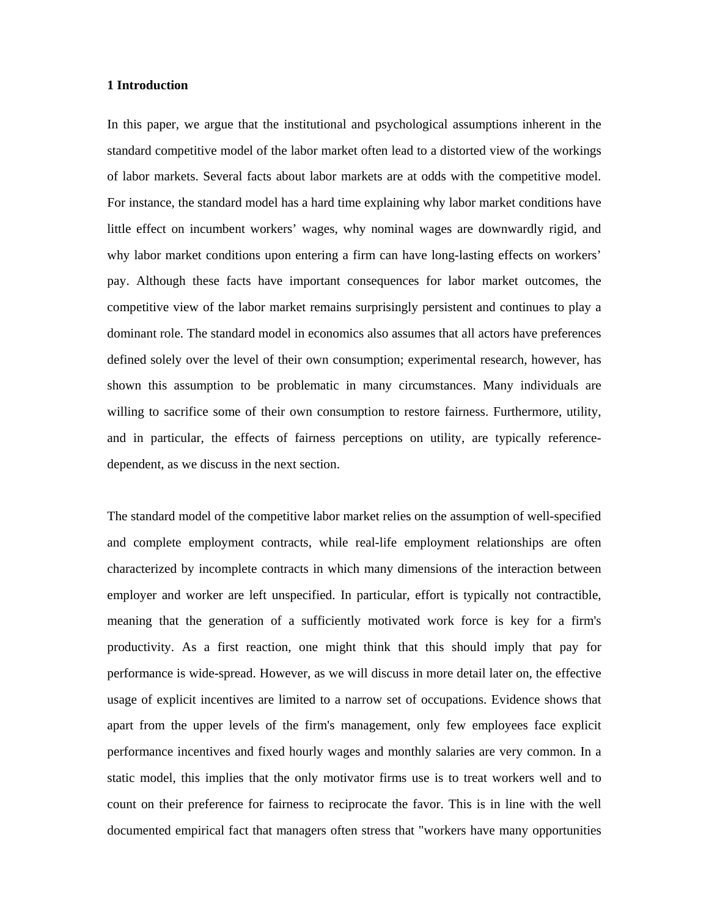## 1 Introduction

In this paper, we argue that the institutional and psychological assumptions inherent in the standard competitive model of the labor market often lead to a distorted view of the workings of labor markets. Several facts about labor markets are at odds with the competitive model. For instance, the standard model has a hard time explaining why labor market conditions have little effect on incumbent workers' wages, why nominal wages are downwardly rigid, and why labor market conditions upon entering a firm can have long-lasting effects on workers' pay. Although these facts have important consequences for labor market outcomes, the competitive view of the labor market remains surprisingly persistent and continues to play a dominant role. The standard model in economics also assumes that all actors have preferences defined solely over the level of their own consumption; experimental research, however, has shown this assumption to be problematic in many circumstances. Many individuals are willing to sacrifice some of their own consumption to restore fairness. Furthermore, utility, and in particular, the effects of fairness perceptions on utility, are typically reference-dependent, as we discuss in the next section.

The standard model of the competitive labor market relies on the assumption of well-specified and complete employment contracts, while real-life employment relationships are often characterized by incomplete contracts in which many dimensions of the interaction between employer and worker are left unspecified. In particular, effort is typically not contractible, meaning that the generation of a sufficiently motivated work force is key for a firm's productivity. As a first reaction, one might think that this should imply that pay for performance is wide-spread. However, as we will discuss in more detail later on, the effective usage of explicit incentives are limited to a narrow set of occupations. Evidence shows that apart from the upper levels of the firm's management, only few employees face explicit performance incentives and fixed hourly wages and monthly salaries are very common. In a static model, this implies that the only motivator firms use is to treat workers well and to count on their preference for fairness to reciprocate the favor. This is in line with the well documented empirical fact that managers often stress that "workers have many opportunities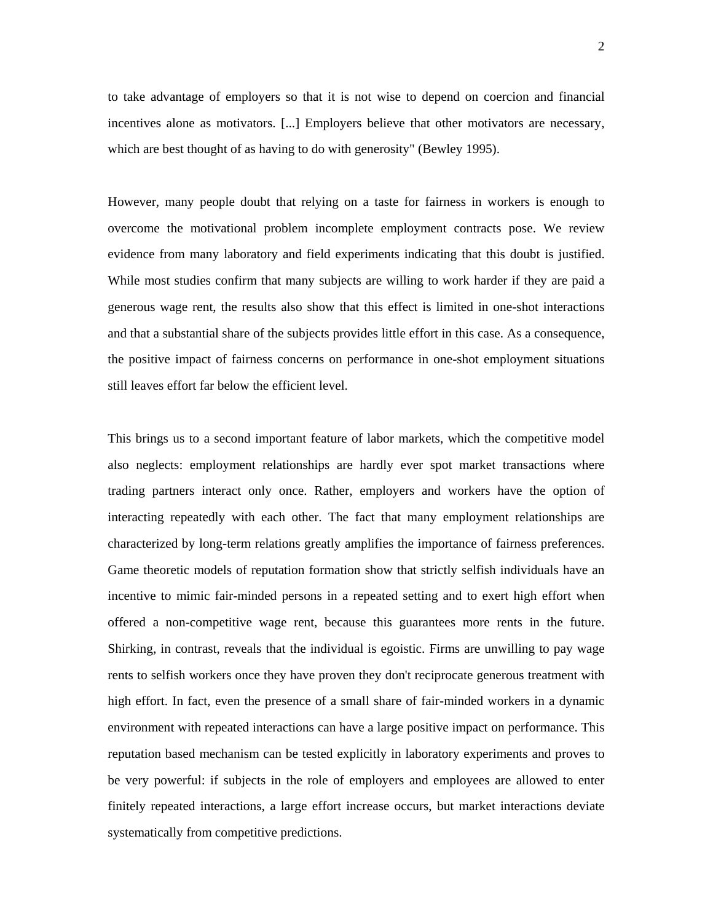to take advantage of employers so that it is not wise to depend on coercion and financial incentives alone as motivators. [...] Employers believe that other motivators are necessary, which are best thought of as having to do with generosity" (Bewley 1995).

However, many people doubt that relying on a taste for fairness in workers is enough to overcome the motivational problem incomplete employment contracts pose. We review evidence from many laboratory and field experiments indicating that this doubt is justified. While most studies confirm that many subjects are willing to work harder if they are paid a generous wage rent, the results also show that this effect is limited in one-shot interactions and that a substantial share of the subjects provides little effort in this case. As a consequence, the positive impact of fairness concerns on performance in one-shot employment situations still leaves effort far below the efficient level.

This brings us to a second important feature of labor markets, which the competitive model also neglects: employment relationships are hardly ever spot market transactions where trading partners interact only once. Rather, employers and workers have the option of interacting repeatedly with each other. The fact that many employment relationships are characterized by long-term relations greatly amplifies the importance of fairness preferences. Game theoretic models of reputation formation show that strictly selfish individuals have an incentive to mimic fair-minded persons in a repeated setting and to exert high effort when offered a non-competitive wage rent, because this guarantees more rents in the future. Shirking, in contrast, reveals that the individual is egoistic. Firms are unwilling to pay wage rents to selfish workers once they have proven they don't reciprocate generous treatment with high effort. In fact, even the presence of a small share of fair-minded workers in a dynamic environment with repeated interactions can have a large positive impact on performance. This reputation based mechanism can be tested explicitly in laboratory experiments and proves to be very powerful: if subjects in the role of employers and employees are allowed to enter finitely repeated interactions, a large effort increase occurs, but market interactions deviate systematically from competitive predictions.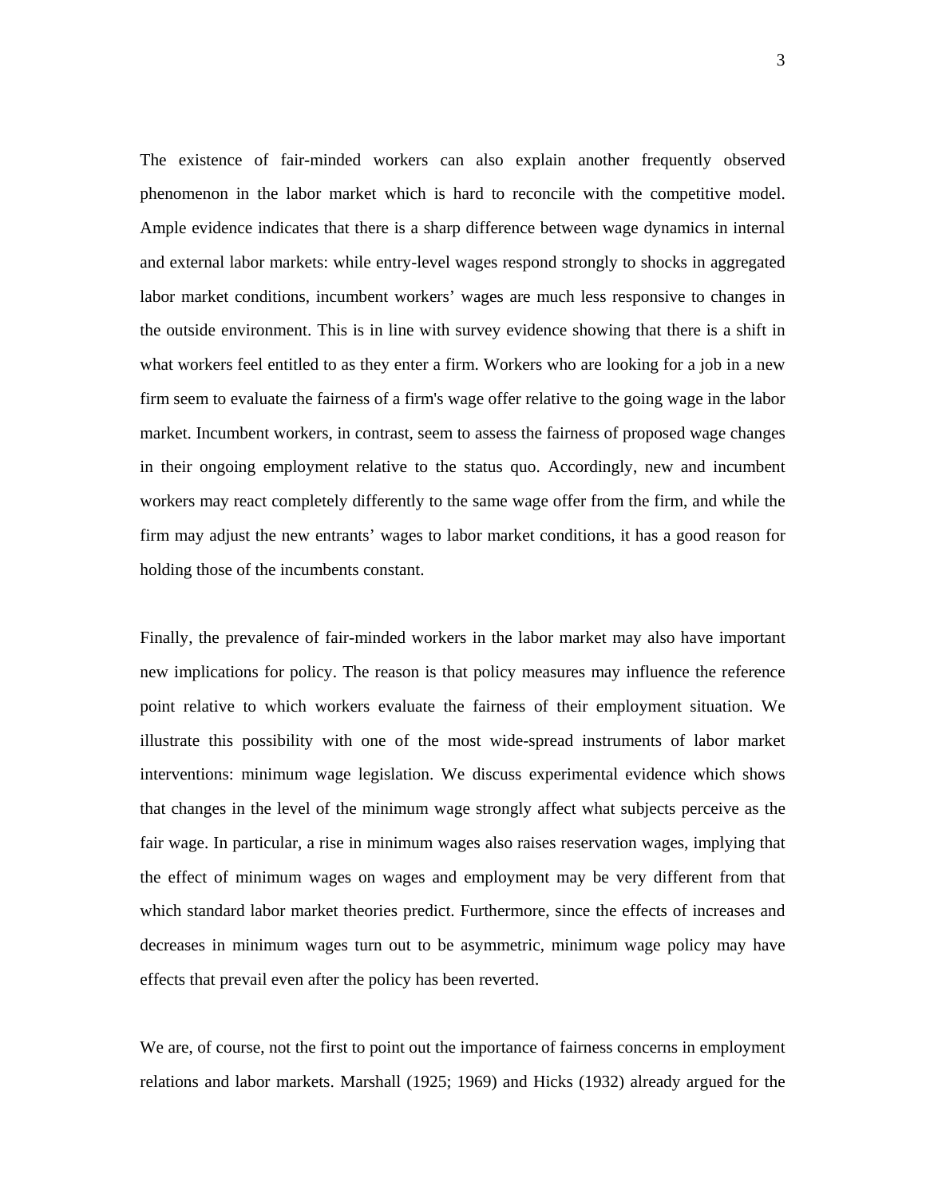The existence of fair-minded workers can also explain another frequently observed phenomenon in the labor market which is hard to reconcile with the competitive model. Ample evidence indicates that there is a sharp difference between wage dynamics in internal and external labor markets: while entry-level wages respond strongly to shocks in aggregated labor market conditions, incumbent workers' wages are much less responsive to changes in the outside environment. This is in line with survey evidence showing that there is a shift in what workers feel entitled to as they enter a firm. Workers who are looking for a job in a new firm seem to evaluate the fairness of a firm's wage offer relative to the going wage in the labor market. Incumbent workers, in contrast, seem to assess the fairness of proposed wage changes in their ongoing employment relative to the status quo. Accordingly, new and incumbent workers may react completely differently to the same wage offer from the firm, and while the firm may adjust the new entrants' wages to labor market conditions, it has a good reason for holding those of the incumbents constant.

Finally, the prevalence of fair-minded workers in the labor market may also have important new implications for policy. The reason is that policy measures may influence the reference point relative to which workers evaluate the fairness of their employment situation. We illustrate this possibility with one of the most wide-spread instruments of labor market interventions: minimum wage legislation. We discuss experimental evidence which shows that changes in the level of the minimum wage strongly affect what subjects perceive as the fair wage. In particular, a rise in minimum wages also raises reservation wages, implying that the effect of minimum wages on wages and employment may be very different from that which standard labor market theories predict. Furthermore, since the effects of increases and decreases in minimum wages turn out to be asymmetric, minimum wage policy may have effects that prevail even after the policy has been reverted.

We are, of course, not the first to point out the importance of fairness concerns in employment relations and labor markets. Marshall (1925; 1969) and Hicks (1932) already argued for the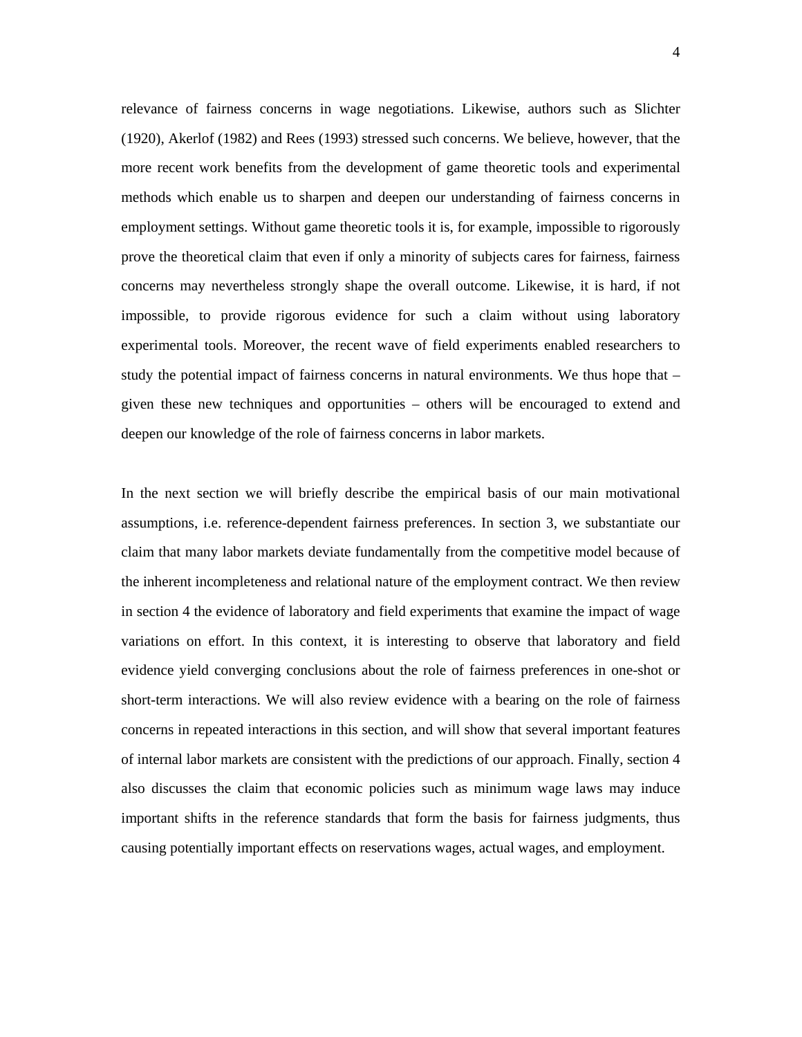relevance of fairness concerns in wage negotiations. Likewise, authors such as Slichter (1920), Akerlof (1982) and Rees (1993) stressed such concerns. We believe, however, that the more recent work benefits from the development of game theoretic tools and experimental methods which enable us to sharpen and deepen our understanding of fairness concerns in employment settings. Without game theoretic tools it is, for example, impossible to rigorously prove the theoretical claim that even if only a minority of subjects cares for fairness, fairness concerns may nevertheless strongly shape the overall outcome. Likewise, it is hard, if not impossible, to provide rigorous evidence for such a claim without using laboratory experimental tools. Moreover, the recent wave of field experiments enabled researchers to study the potential impact of fairness concerns in natural environments. We thus hope that – given these new techniques and opportunities – others will be encouraged to extend and deepen our knowledge of the role of fairness concerns in labor markets.

In the next section we will briefly describe the empirical basis of our main motivational assumptions, i.e. reference-dependent fairness preferences. In section 3, we substantiate our claim that many labor markets deviate fundamentally from the competitive model because of the inherent incompleteness and relational nature of the employment contract. We then review in section 4 the evidence of laboratory and field experiments that examine the impact of wage variations on effort. In this context, it is interesting to observe that laboratory and field evidence yield converging conclusions about the role of fairness preferences in one-shot or short-term interactions. We will also review evidence with a bearing on the role of fairness concerns in repeated interactions in this section, and will show that several important features of internal labor markets are consistent with the predictions of our approach. Finally, section 4 also discusses the claim that economic policies such as minimum wage laws may induce important shifts in the reference standards that form the basis for fairness judgments, thus causing potentially important effects on reservations wages, actual wages, and employment.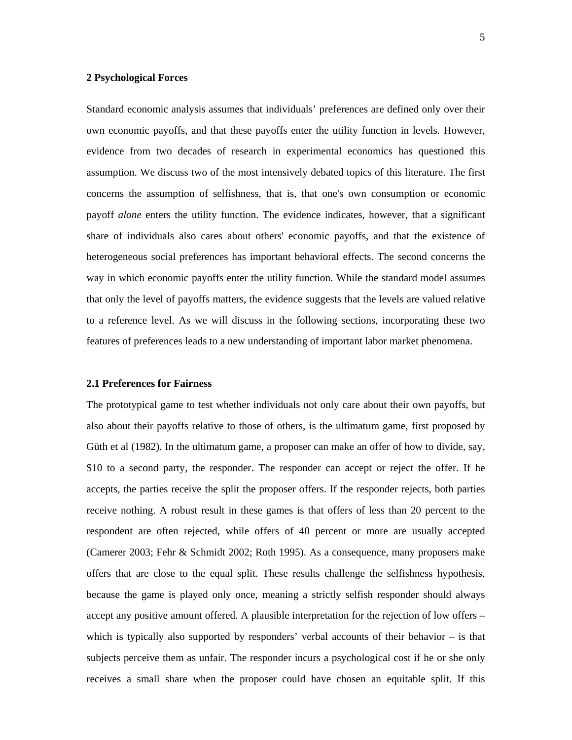## 2 Psychological Forces

Standard economic analysis assumes that individuals' preferences are defined only over their own economic payoffs, and that these payoffs enter the utility function in levels. However, evidence from two decades of research in experimental economics has questioned this assumption. We discuss two of the most intensively debated topics of this literature. The first concerns the assumption of selfishness, that is, that one's own consumption or economic payoff *alone* enters the utility function. The evidence indicates, however, that a significant share of individuals also cares about others' economic payoffs, and that the existence of heterogeneous social preferences has important behavioral effects. The second concerns the way in which economic payoffs enter the utility function. While the standard model assumes that only the level of payoffs matters, the evidence suggests that the levels are valued relative to a reference level. As we will discuss in the following sections, incorporating these two features of preferences leads to a new understanding of important labor market phenomena.

### 2.1 Preferences for Fairness

The prototypical game to test whether individuals not only care about their own payoffs, but also about their payoffs relative to those of others, is the ultimatum game, first proposed by Güth et al (1982). In the ultimatum game, a proposer can make an offer of how to divide, say, $10 to a second party, the responder. The responder can accept or reject the offer. If he accepts, the parties receive the split the proposer offers. If the responder rejects, both parties receive nothing. A robust result in these games is that offers of less than 20 percent to the respondent are often rejected, while offers of 40 percent or more are usually accepted (Camerer 2003; Fehr & Schmidt 2002; Roth 1995). As a consequence, many proposers make offers that are close to the equal split. These results challenge the selfishness hypothesis, because the game is played only once, meaning a strictly selfish responder should always accept any positive amount offered. A plausible interpretation for the rejection of low offers – which is typically also supported by responders' verbal accounts of their behavior – is that subjects perceive them as unfair. The responder incurs a psychological cost if he or she only receives a small share when the proposer could have chosen an equitable split. If this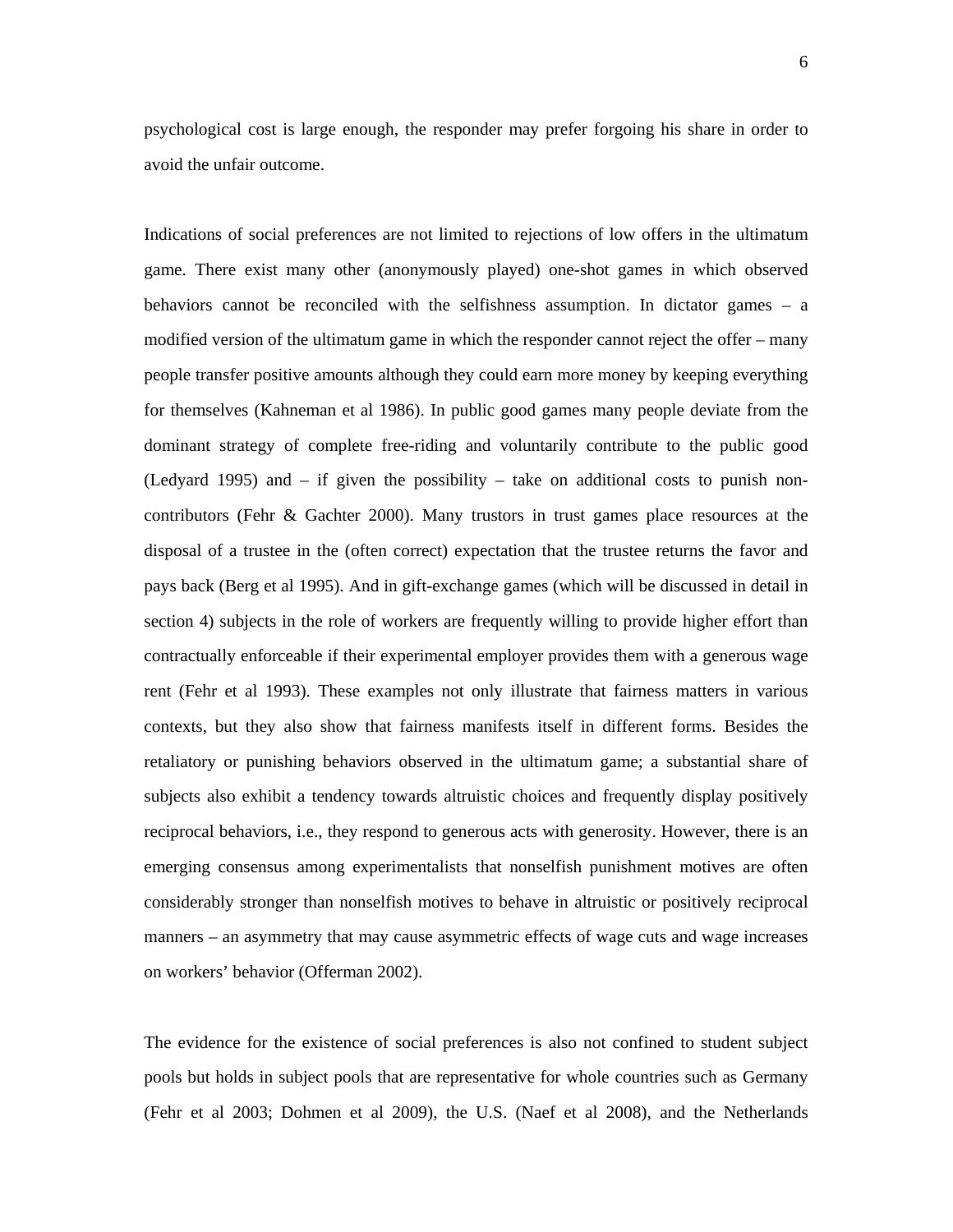psychological cost is large enough, the responder may prefer forgoing his share in order to avoid the unfair outcome.

Indications of social preferences are not limited to rejections of low offers in the ultimatum game. There exist many other (anonymously played) one-shot games in which observed behaviors cannot be reconciled with the selfishness assumption. In dictator games – a modified version of the ultimatum game in which the responder cannot reject the offer – many people transfer positive amounts although they could earn more money by keeping everything for themselves (Kahneman et al 1986). In public good games many people deviate from the dominant strategy of complete free-riding and voluntarily contribute to the public good (Ledyard 1995) and – if given the possibility – take on additional costs to punish non-contributors (Fehr & Gachter 2000). Many trustors in trust games place resources at the disposal of a trustee in the (often correct) expectation that the trustee returns the favor and pays back (Berg et al 1995). And in gift-exchange games (which will be discussed in detail in section 4) subjects in the role of workers are frequently willing to provide higher effort than contractually enforceable if their experimental employer provides them with a generous wage rent (Fehr et al 1993). These examples not only illustrate that fairness matters in various contexts, but they also show that fairness manifests itself in different forms. Besides the retaliatory or punishing behaviors observed in the ultimatum game; a substantial share of subjects also exhibit a tendency towards altruistic choices and frequently display positively reciprocal behaviors, i.e., they respond to generous acts with generosity. However, there is an emerging consensus among experimentalists that nonselfish punishment motives are often considerably stronger than nonselfish motives to behave in altruistic or positively reciprocal manners – an asymmetry that may cause asymmetric effects of wage cuts and wage increases on workers' behavior (Offerman 2002).

The evidence for the existence of social preferences is also not confined to student subject pools but holds in subject pools that are representative for whole countries such as Germany (Fehr et al 2003; Dohmen et al 2009), the U.S. (Naef et al 2008), and the Netherlands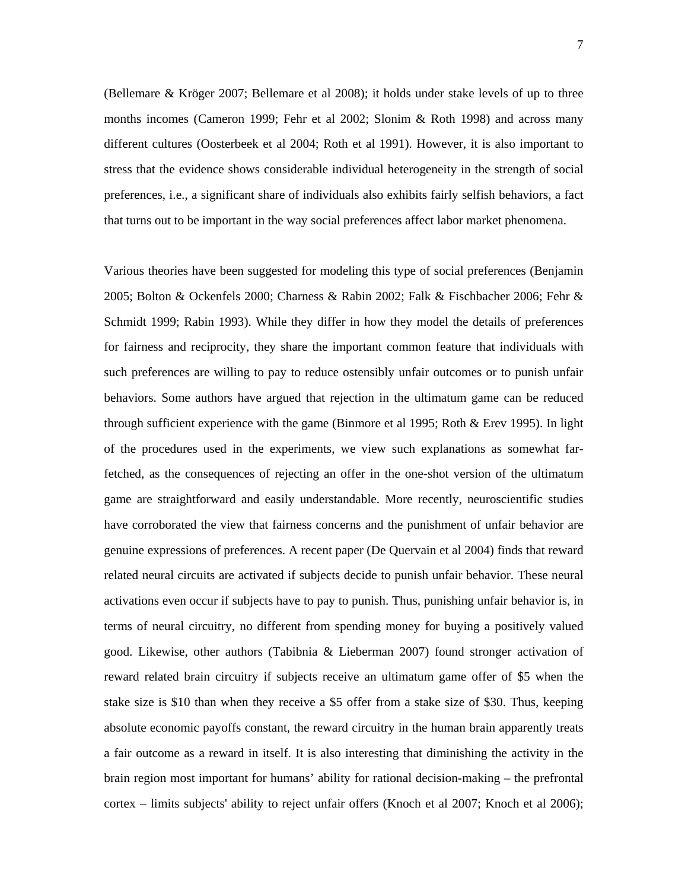(Bellemare & Kröger 2007; Bellemare et al 2008); it holds under stake levels of up to three months incomes (Cameron 1999; Fehr et al 2002; Slonim & Roth 1998) and across many different cultures (Oosterbeek et al 2004; Roth et al 1991). However, it is also important to stress that the evidence shows considerable individual heterogeneity in the strength of social preferences, i.e., a significant share of individuals also exhibits fairly selfish behaviors, a fact that turns out to be important in the way social preferences affect labor market phenomena.

Various theories have been suggested for modeling this type of social preferences (Benjamin 2005; Bolton & Ockenfels 2000; Charness & Rabin 2002; Falk & Fischbacher 2006; Fehr & Schmidt 1999; Rabin 1993). While they differ in how they model the details of preferences for fairness and reciprocity, they share the important common feature that individuals with such preferences are willing to pay to reduce ostensibly unfair outcomes or to punish unfair behaviors. Some authors have argued that rejection in the ultimatum game can be reduced through sufficient experience with the game (Binmore et al 1995; Roth & Erev 1995). In light of the procedures used in the experiments, we view such explanations as somewhat far-fetched, as the consequences of rejecting an offer in the one-shot version of the ultimatum game are straightforward and easily understandable. More recently, neuroscientific studies have corroborated the view that fairness concerns and the punishment of unfair behavior are genuine expressions of preferences. A recent paper (De Quervain et al 2004) finds that reward related neural circuits are activated if subjects decide to punish unfair behavior. These neural activations even occur if subjects have to pay to punish. Thus, punishing unfair behavior is, in terms of neural circuitry, no different from spending money for buying a positively valued good. Likewise, other authors (Tabibnia & Lieberman 2007) found stronger activation of reward related brain circuitry if subjects receive an ultimatum game offer of $5 when the stake size is $10 than when they receive a $5 offer from a stake size of $30. Thus, keeping absolute economic payoffs constant, the reward circuitry in the human brain apparently treats a fair outcome as a reward in itself. It is also interesting that diminishing the activity in the brain region most important for humans' ability for rational decision-making – the prefrontal cortex – limits subjects' ability to reject unfair offers (Knoch et al 2007; Knoch et al 2006);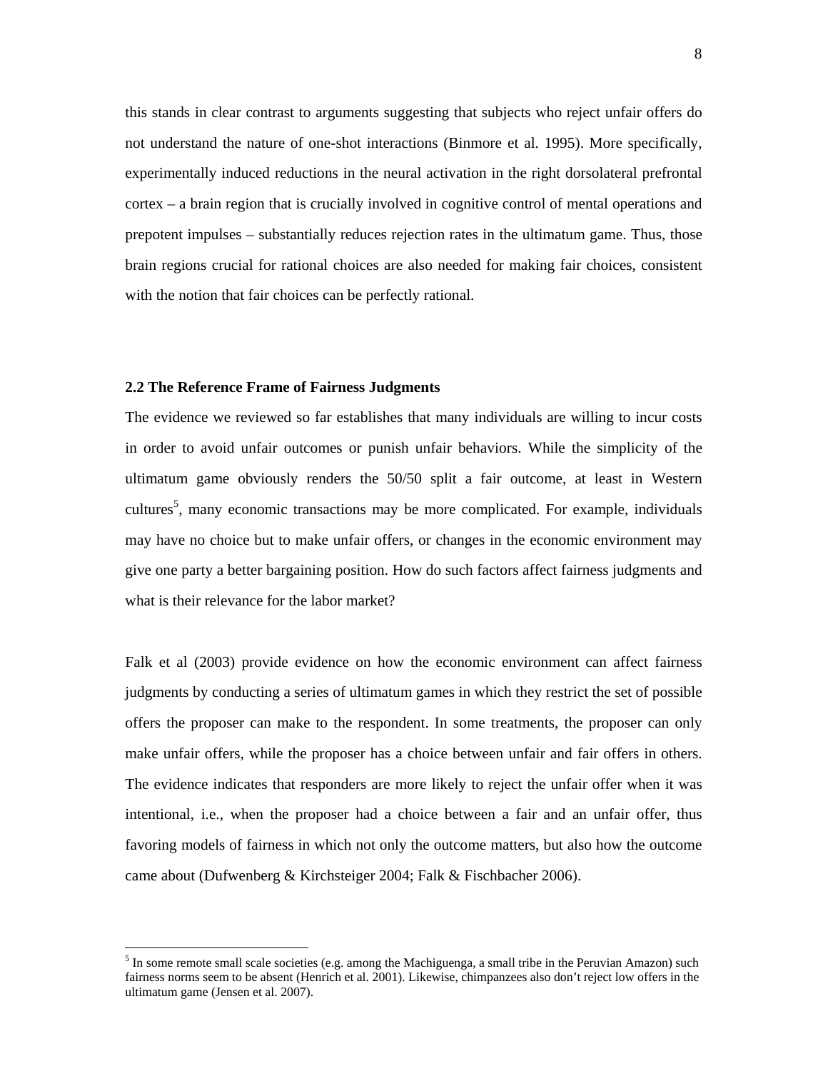this stands in clear contrast to arguments suggesting that subjects who reject unfair offers do not understand the nature of one-shot interactions (Binmore et al. 1995). More specifically, experimentally induced reductions in the neural activation in the right dorsolateral prefrontal cortex – a brain region that is crucially involved in cognitive control of mental operations and prepotent impulses – substantially reduces rejection rates in the ultimatum game. Thus, those brain regions crucial for rational choices are also needed for making fair choices, consistent with the notion that fair choices can be perfectly rational.

### 2.2 The Reference Frame of Fairness Judgments

The evidence we reviewed so far establishes that many individuals are willing to incur costs in order to avoid unfair outcomes or punish unfair behaviors. While the simplicity of the ultimatum game obviously renders the 50/50 split a fair outcome, at least in Western cultures[5], many economic transactions may be more complicated. For example, individuals may have no choice but to make unfair offers, or changes in the economic environment may give one party a better bargaining position. How do such factors affect fairness judgments and what is their relevance for the labor market?

Falk et al (2003) provide evidence on how the economic environment can affect fairness judgments by conducting a series of ultimatum games in which they restrict the set of possible offers the proposer can make to the respondent. In some treatments, the proposer can only make unfair offers, while the proposer has a choice between unfair and fair offers in others. The evidence indicates that responders are more likely to reject the unfair offer when it was intentional, i.e., when the proposer had a choice between a fair and an unfair offer, thus favoring models of fairness in which not only the outcome matters, but also how the outcome came about (Dufwenberg & Kirchsteiger 2004; Falk & Fischbacher 2006).

[5] In some remote small scale societies (e.g. among the Machiguenga, a small tribe in the Peruvian Amazon) such fairness norms seem to be absent (Henrich et al. 2001). Likewise, chimpanzees also don't reject low offers in the ultimatum game (Jensen et al. 2007).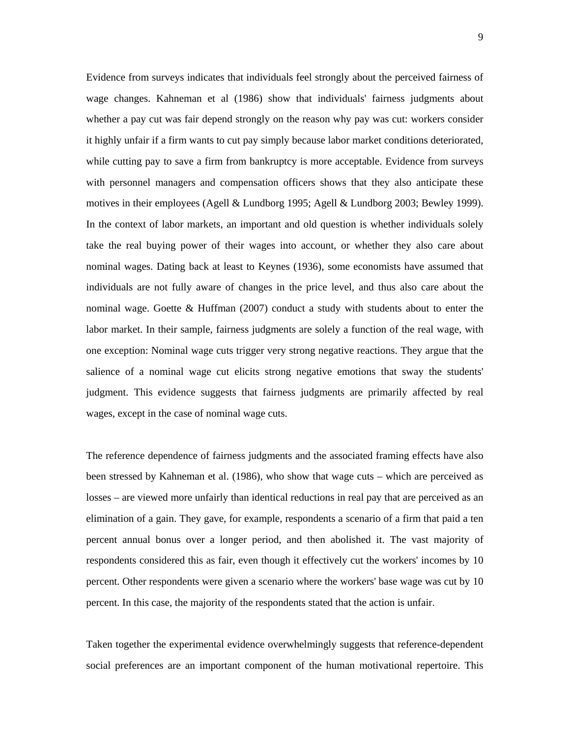Evidence from surveys indicates that individuals feel strongly about the perceived fairness of wage changes. Kahneman et al (1986) show that individuals' fairness judgments about whether a pay cut was fair depend strongly on the reason why pay was cut: workers consider it highly unfair if a firm wants to cut pay simply because labor market conditions deteriorated, while cutting pay to save a firm from bankruptcy is more acceptable. Evidence from surveys with personnel managers and compensation officers shows that they also anticipate these motives in their employees (Agell & Lundborg 1995; Agell & Lundborg 2003; Bewley 1999). In the context of labor markets, an important and old question is whether individuals solely take the real buying power of their wages into account, or whether they also care about nominal wages. Dating back at least to Keynes (1936), some economists have assumed that individuals are not fully aware of changes in the price level, and thus also care about the nominal wage. Goette & Huffman (2007) conduct a study with students about to enter the labor market. In their sample, fairness judgments are solely a function of the real wage, with one exception: Nominal wage cuts trigger very strong negative reactions. They argue that the salience of a nominal wage cut elicits strong negative emotions that sway the students' judgment. This evidence suggests that fairness judgments are primarily affected by real wages, except in the case of nominal wage cuts.

The reference dependence of fairness judgments and the associated framing effects have also been stressed by Kahneman et al. (1986), who show that wage cuts – which are perceived as losses – are viewed more unfairly than identical reductions in real pay that are perceived as an elimination of a gain. They gave, for example, respondents a scenario of a firm that paid a ten percent annual bonus over a longer period, and then abolished it. The vast majority of respondents considered this as fair, even though it effectively cut the workers' incomes by 10 percent. Other respondents were given a scenario where the workers' base wage was cut by 10 percent. In this case, the majority of the respondents stated that the action is unfair.

Taken together the experimental evidence overwhelmingly suggests that reference-dependent social preferences are an important component of the human motivational repertoire. This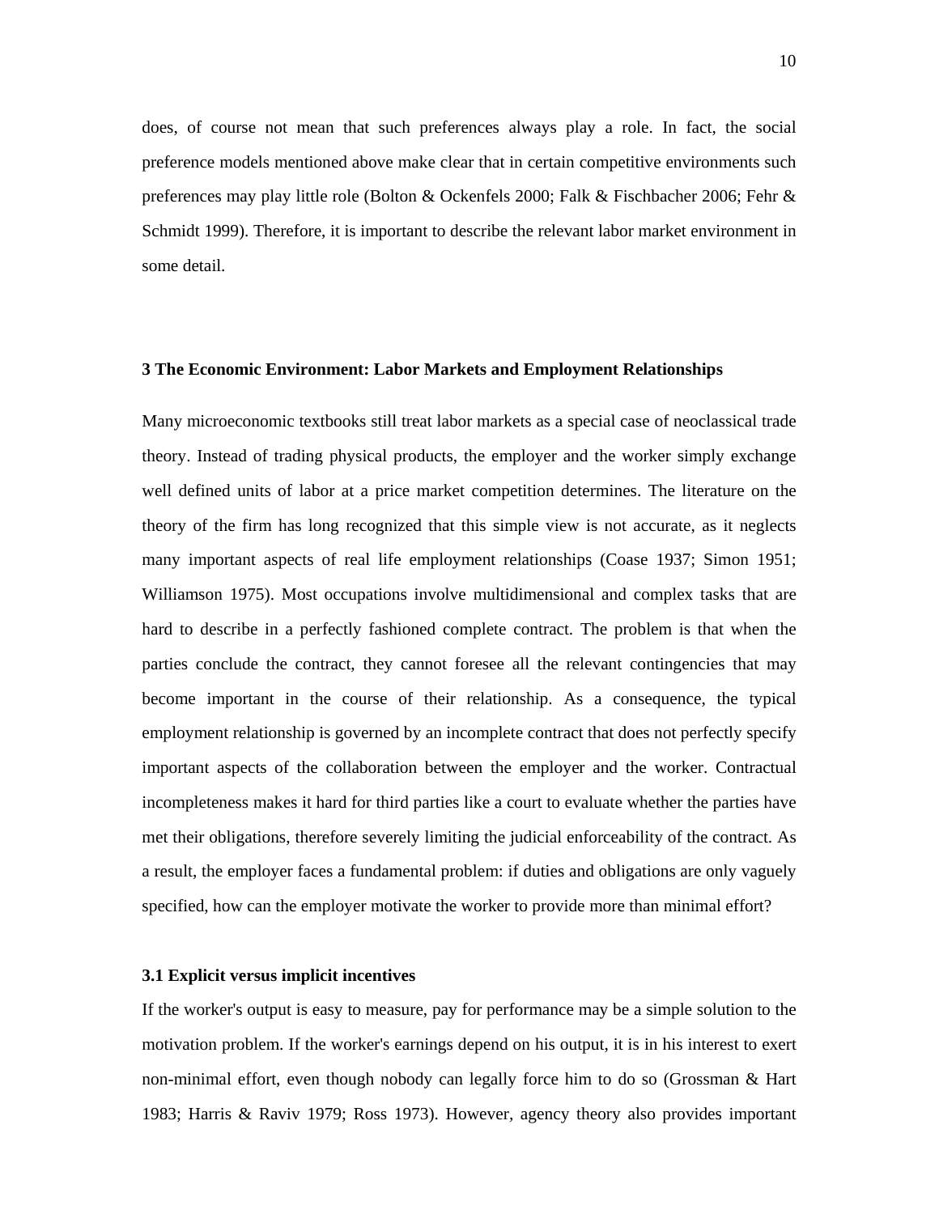does, of course not mean that such preferences always play a role. In fact, the social preference models mentioned above make clear that in certain competitive environments such preferences may play little role (Bolton & Ockenfels 2000; Falk & Fischbacher 2006; Fehr & Schmidt 1999). Therefore, it is important to describe the relevant labor market environment in some detail.

## 3 The Economic Environment: Labor Markets and Employment Relationships

Many microeconomic textbooks still treat labor markets as a special case of neoclassical trade theory. Instead of trading physical products, the employer and the worker simply exchange well defined units of labor at a price market competition determines. The literature on the theory of the firm has long recognized that this simple view is not accurate, as it neglects many important aspects of real life employment relationships (Coase 1937; Simon 1951; Williamson 1975). Most occupations involve multidimensional and complex tasks that are hard to describe in a perfectly fashioned complete contract. The problem is that when the parties conclude the contract, they cannot foresee all the relevant contingencies that may become important in the course of their relationship. As a consequence, the typical employment relationship is governed by an incomplete contract that does not perfectly specify important aspects of the collaboration between the employer and the worker. Contractual incompleteness makes it hard for third parties like a court to evaluate whether the parties have met their obligations, therefore severely limiting the judicial enforceability of the contract. As a result, the employer faces a fundamental problem: if duties and obligations are only vaguely specified, how can the employer motivate the worker to provide more than minimal effort?

### 3.1 Explicit versus implicit incentives

If the worker's output is easy to measure, pay for performance may be a simple solution to the motivation problem. If the worker's earnings depend on his output, it is in his interest to exert non-minimal effort, even though nobody can legally force him to do so (Grossman & Hart 1983; Harris & Raviv 1979; Ross 1973). However, agency theory also provides important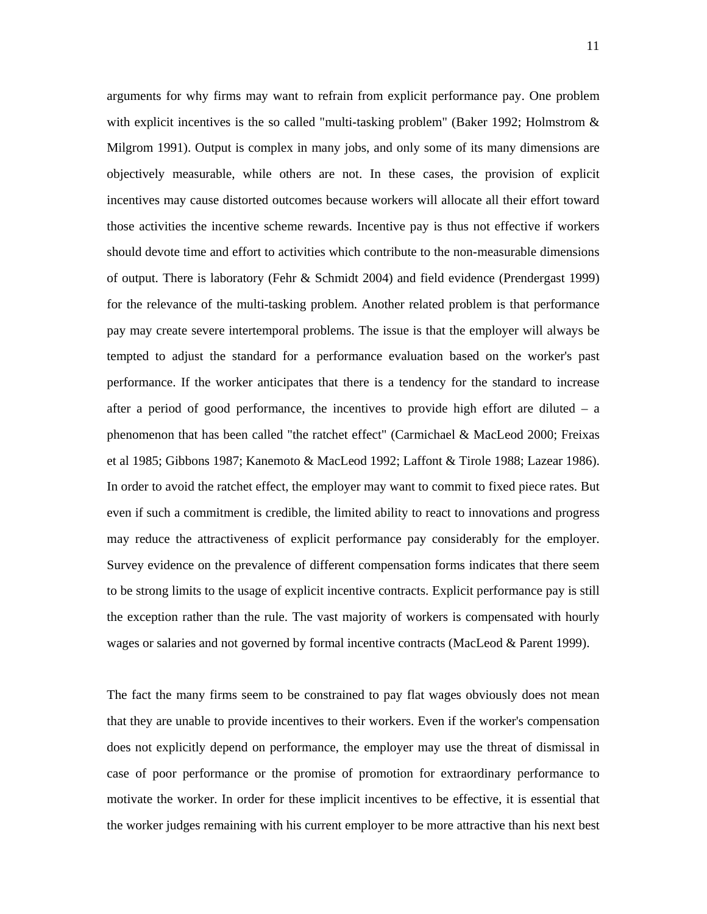arguments for why firms may want to refrain from explicit performance pay. One problem with explicit incentives is the so called "multi-tasking problem" (Baker 1992; Holmstrom & Milgrom 1991). Output is complex in many jobs, and only some of its many dimensions are objectively measurable, while others are not. In these cases, the provision of explicit incentives may cause distorted outcomes because workers will allocate all their effort toward those activities the incentive scheme rewards. Incentive pay is thus not effective if workers should devote time and effort to activities which contribute to the non-measurable dimensions of output. There is laboratory (Fehr & Schmidt 2004) and field evidence (Prendergast 1999) for the relevance of the multi-tasking problem. Another related problem is that performance pay may create severe intertemporal problems. The issue is that the employer will always be tempted to adjust the standard for a performance evaluation based on the worker's past performance. If the worker anticipates that there is a tendency for the standard to increase after a period of good performance, the incentives to provide high effort are diluted – a phenomenon that has been called "the ratchet effect" (Carmichael & MacLeod 2000; Freixas et al 1985; Gibbons 1987; Kanemoto & MacLeod 1992; Laffont & Tirole 1988; Lazear 1986). In order to avoid the ratchet effect, the employer may want to commit to fixed piece rates. But even if such a commitment is credible, the limited ability to react to innovations and progress may reduce the attractiveness of explicit performance pay considerably for the employer. Survey evidence on the prevalence of different compensation forms indicates that there seem to be strong limits to the usage of explicit incentive contracts. Explicit performance pay is still the exception rather than the rule. The vast majority of workers is compensated with hourly wages or salaries and not governed by formal incentive contracts (MacLeod & Parent 1999).

The fact the many firms seem to be constrained to pay flat wages obviously does not mean that they are unable to provide incentives to their workers. Even if the worker's compensation does not explicitly depend on performance, the employer may use the threat of dismissal in case of poor performance or the promise of promotion for extraordinary performance to motivate the worker. In order for these implicit incentives to be effective, it is essential that the worker judges remaining with his current employer to be more attractive than his next best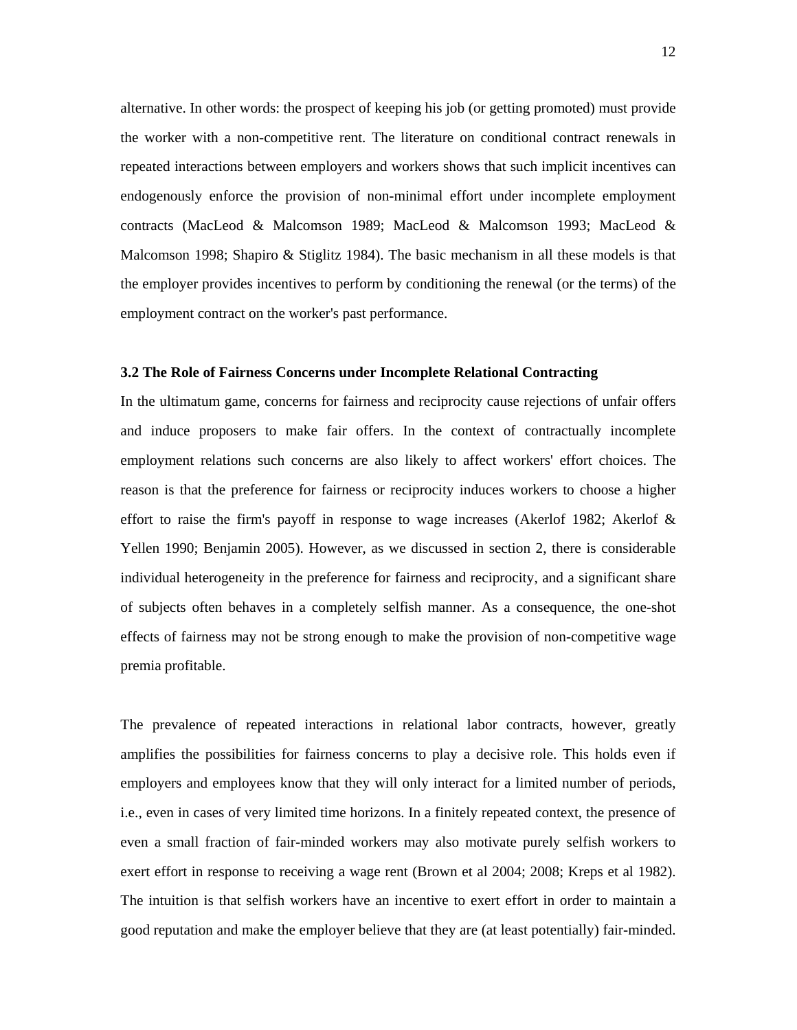alternative. In other words: the prospect of keeping his job (or getting promoted) must provide the worker with a non-competitive rent. The literature on conditional contract renewals in repeated interactions between employers and workers shows that such implicit incentives can endogenously enforce the provision of non-minimal effort under incomplete employment contracts (MacLeod & Malcomson 1989; MacLeod & Malcomson 1993; MacLeod & Malcomson 1998; Shapiro & Stiglitz 1984). The basic mechanism in all these models is that the employer provides incentives to perform by conditioning the renewal (or the terms) of the employment contract on the worker's past performance.

### 3.2 The Role of Fairness Concerns under Incomplete Relational Contracting

In the ultimatum game, concerns for fairness and reciprocity cause rejections of unfair offers and induce proposers to make fair offers. In the context of contractually incomplete employment relations such concerns are also likely to affect workers' effort choices. The reason is that the preference for fairness or reciprocity induces workers to choose a higher effort to raise the firm's payoff in response to wage increases (Akerlof 1982; Akerlof & Yellen 1990; Benjamin 2005). However, as we discussed in section 2, there is considerable individual heterogeneity in the preference for fairness and reciprocity, and a significant share of subjects often behaves in a completely selfish manner. As a consequence, the one-shot effects of fairness may not be strong enough to make the provision of non-competitive wage premia profitable.

The prevalence of repeated interactions in relational labor contracts, however, greatly amplifies the possibilities for fairness concerns to play a decisive role. This holds even if employers and employees know that they will only interact for a limited number of periods, i.e., even in cases of very limited time horizons. In a finitely repeated context, the presence of even a small fraction of fair-minded workers may also motivate purely selfish workers to exert effort in response to receiving a wage rent (Brown et al 2004; 2008; Kreps et al 1982). The intuition is that selfish workers have an incentive to exert effort in order to maintain a good reputation and make the employer believe that they are (at least potentially) fair-minded.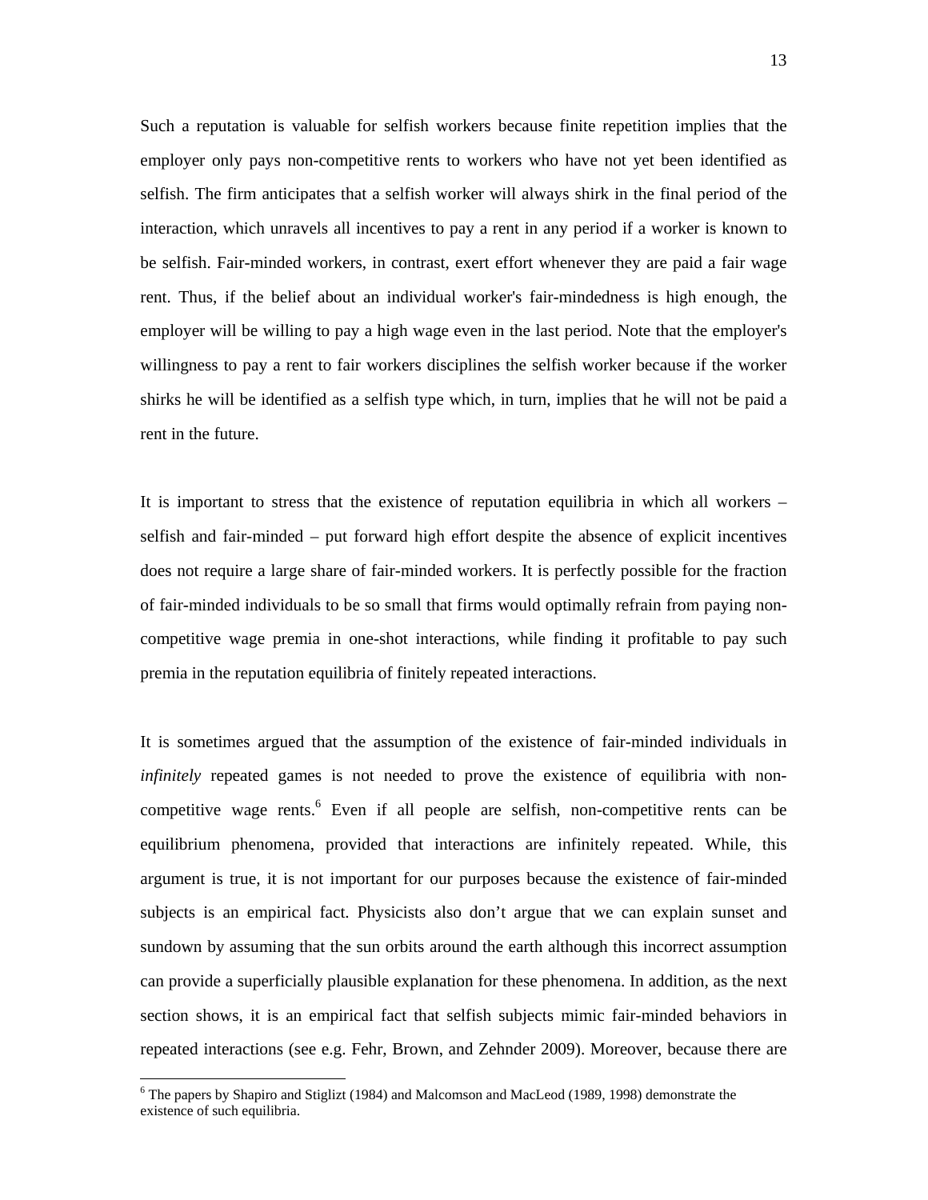Such a reputation is valuable for selfish workers because finite repetition implies that the employer only pays non-competitive rents to workers who have not yet been identified as selfish. The firm anticipates that a selfish worker will always shirk in the final period of the interaction, which unravels all incentives to pay a rent in any period if a worker is known to be selfish. Fair-minded workers, in contrast, exert effort whenever they are paid a fair wage rent. Thus, if the belief about an individual worker's fair-mindedness is high enough, the employer will be willing to pay a high wage even in the last period. Note that the employer's willingness to pay a rent to fair workers disciplines the selfish worker because if the worker shirks he will be identified as a selfish type which, in turn, implies that he will not be paid a rent in the future.

It is important to stress that the existence of reputation equilibria in which all workers – selfish and fair-minded – put forward high effort despite the absence of explicit incentives does not require a large share of fair-minded workers. It is perfectly possible for the fraction of fair-minded individuals to be so small that firms would optimally refrain from paying non-competitive wage premia in one-shot interactions, while finding it profitable to pay such premia in the reputation equilibria of finitely repeated interactions.

It is sometimes argued that the assumption of the existence of fair-minded individuals in *infinitely* repeated games is not needed to prove the existence of equilibria with non-competitive wage rents.[6] Even if all people are selfish, non-competitive rents can be equilibrium phenomena, provided that interactions are infinitely repeated. While, this argument is true, it is not important for our purposes because the existence of fair-minded subjects is an empirical fact. Physicists also don't argue that we can explain sunset and sundown by assuming that the sun orbits around the earth although this incorrect assumption can provide a superficially plausible explanation for these phenomena. In addition, as the next section shows, it is an empirical fact that selfish subjects mimic fair-minded behaviors in repeated interactions (see e.g. Fehr, Brown, and Zehnder 2009). Moreover, because there are

[6] The papers by Shapiro and Stiglizt (1984) and Malcomson and MacLeod (1989, 1998) demonstrate the existence of such equilibria.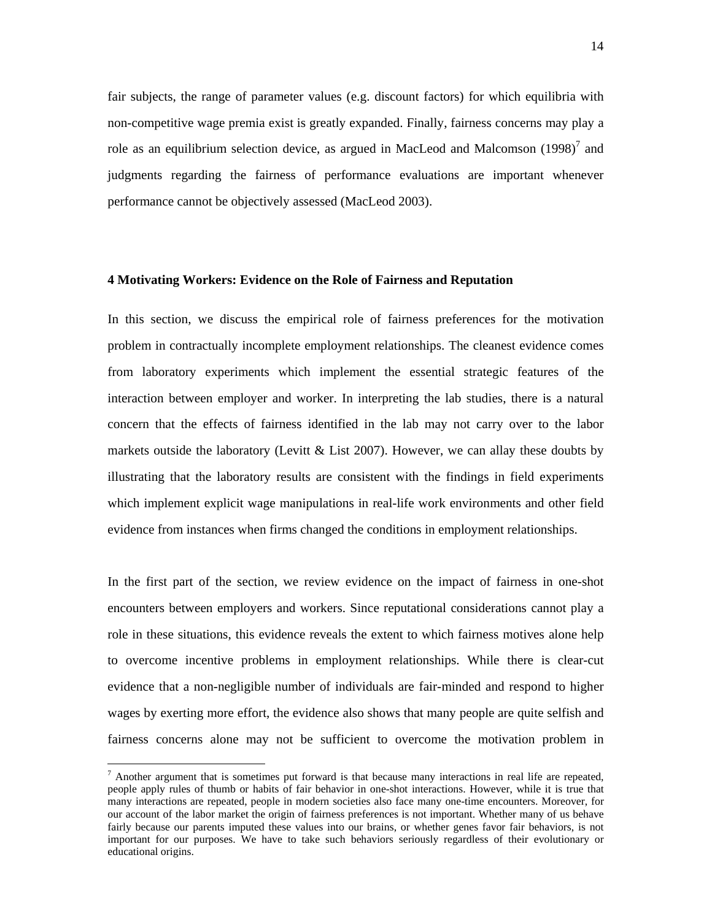fair subjects, the range of parameter values (e.g. discount factors) for which equilibria with non-competitive wage premia exist is greatly expanded. Finally, fairness concerns may play a role as an equilibrium selection device, as argued in MacLeod and Malcomson (1998)[7] and judgments regarding the fairness of performance evaluations are important whenever performance cannot be objectively assessed (MacLeod 2003).

## 4 Motivating Workers: Evidence on the Role of Fairness and Reputation

In this section, we discuss the empirical role of fairness preferences for the motivation problem in contractually incomplete employment relationships. The cleanest evidence comes from laboratory experiments which implement the essential strategic features of the interaction between employer and worker. In interpreting the lab studies, there is a natural concern that the effects of fairness identified in the lab may not carry over to the labor markets outside the laboratory (Levitt & List 2007). However, we can allay these doubts by illustrating that the laboratory results are consistent with the findings in field experiments which implement explicit wage manipulations in real-life work environments and other field evidence from instances when firms changed the conditions in employment relationships.

In the first part of the section, we review evidence on the impact of fairness in one-shot encounters between employers and workers. Since reputational considerations cannot play a role in these situations, this evidence reveals the extent to which fairness motives alone help to overcome incentive problems in employment relationships. While there is clear-cut evidence that a non-negligible number of individuals are fair-minded and respond to higher wages by exerting more effort, the evidence also shows that many people are quite selfish and fairness concerns alone may not be sufficient to overcome the motivation problem in

[7] Another argument that is sometimes put forward is that because many interactions in real life are repeated, people apply rules of thumb or habits of fair behavior in one-shot interactions. However, while it is true that many interactions are repeated, people in modern societies also face many one-time encounters. Moreover, for our account of the labor market the origin of fairness preferences is not important. Whether many of us behave fairly because our parents imputed these values into our brains, or whether genes favor fair behaviors, is not important for our purposes. We have to take such behaviors seriously regardless of their evolutionary or educational origins.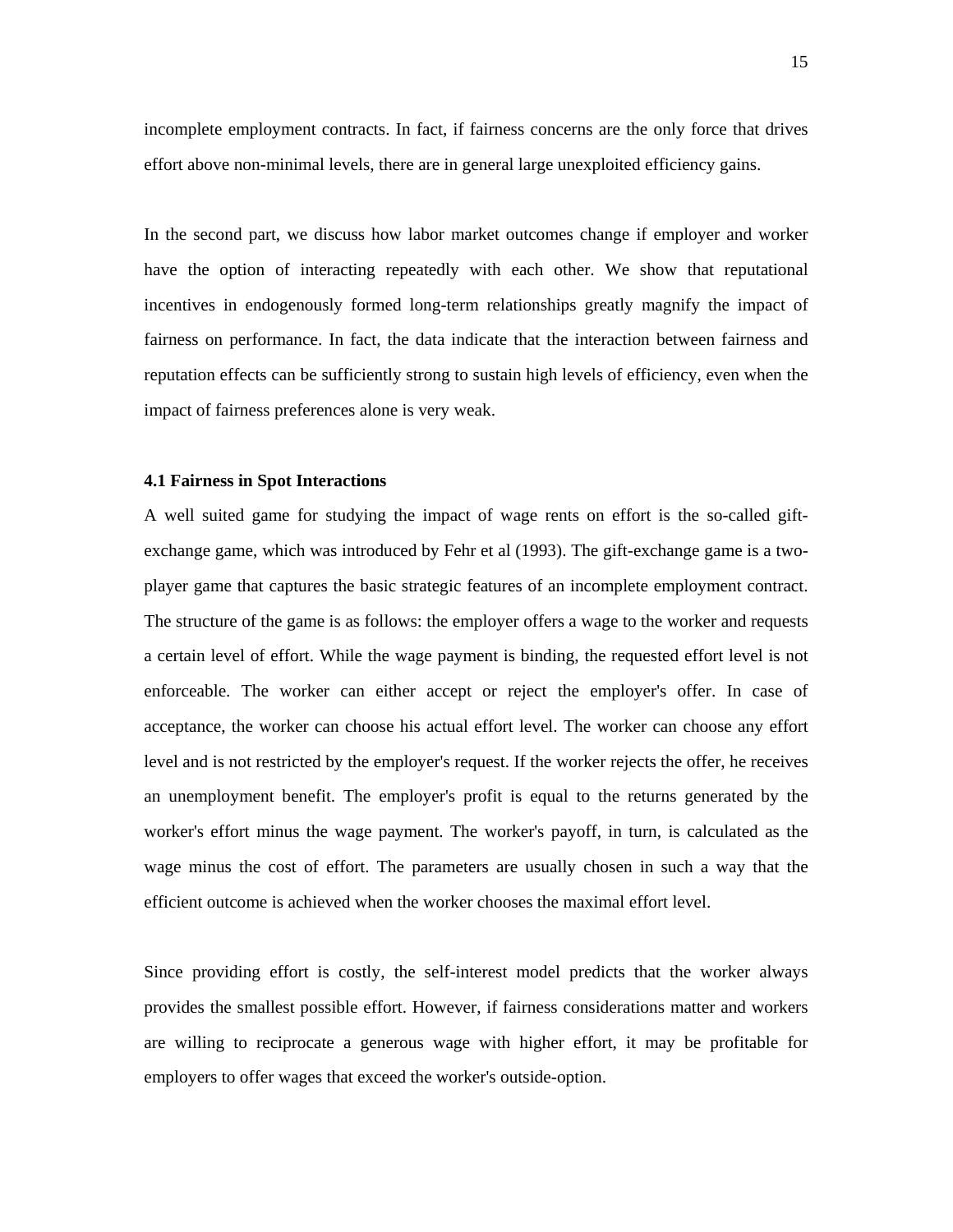incomplete employment contracts. In fact, if fairness concerns are the only force that drives effort above non-minimal levels, there are in general large unexploited efficiency gains.

In the second part, we discuss how labor market outcomes change if employer and worker have the option of interacting repeatedly with each other. We show that reputational incentives in endogenously formed long-term relationships greatly magnify the impact of fairness on performance. In fact, the data indicate that the interaction between fairness and reputation effects can be sufficiently strong to sustain high levels of efficiency, even when the impact of fairness preferences alone is very weak.

### 4.1 Fairness in Spot Interactions

A well suited game for studying the impact of wage rents on effort is the so-called gift-exchange game, which was introduced by Fehr et al (1993). The gift-exchange game is a two-player game that captures the basic strategic features of an incomplete employment contract. The structure of the game is as follows: the employer offers a wage to the worker and requests a certain level of effort. While the wage payment is binding, the requested effort level is not enforceable. The worker can either accept or reject the employer's offer. In case of acceptance, the worker can choose his actual effort level. The worker can choose any effort level and is not restricted by the employer's request. If the worker rejects the offer, he receives an unemployment benefit. The employer's profit is equal to the returns generated by the worker's effort minus the wage payment. The worker's payoff, in turn, is calculated as the wage minus the cost of effort. The parameters are usually chosen in such a way that the efficient outcome is achieved when the worker chooses the maximal effort level.

Since providing effort is costly, the self-interest model predicts that the worker always provides the smallest possible effort. However, if fairness considerations matter and workers are willing to reciprocate a generous wage with higher effort, it may be profitable for employers to offer wages that exceed the worker's outside-option.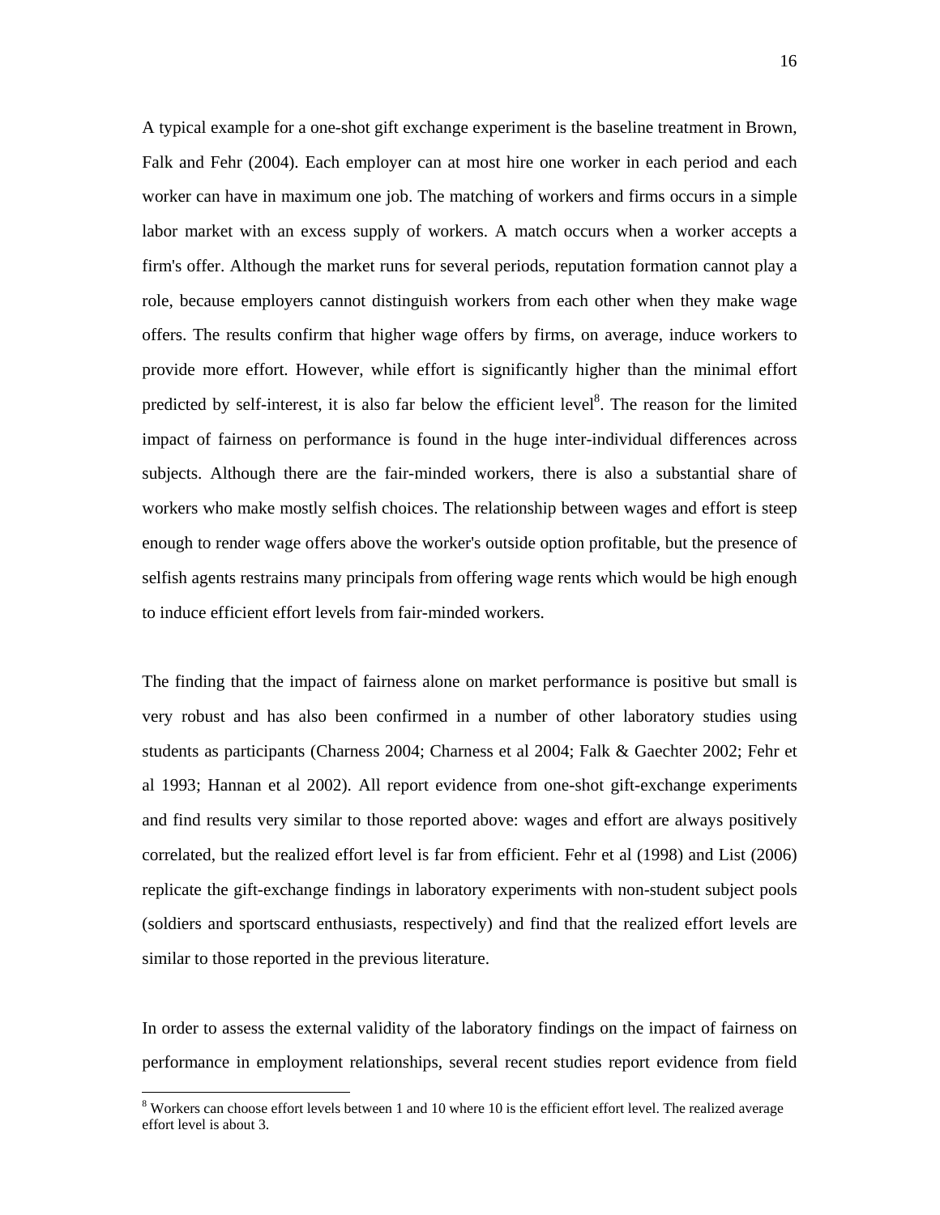A typical example for a one-shot gift exchange experiment is the baseline treatment in Brown, Falk and Fehr (2004). Each employer can at most hire one worker in each period and each worker can have in maximum one job. The matching of workers and firms occurs in a simple labor market with an excess supply of workers. A match occurs when a worker accepts a firm's offer. Although the market runs for several periods, reputation formation cannot play a role, because employers cannot distinguish workers from each other when they make wage offers. The results confirm that higher wage offers by firms, on average, induce workers to provide more effort. However, while effort is significantly higher than the minimal effort predicted by self-interest, it is also far below the efficient level[8]. The reason for the limited impact of fairness on performance is found in the huge inter-individual differences across subjects. Although there are the fair-minded workers, there is also a substantial share of workers who make mostly selfish choices. The relationship between wages and effort is steep enough to render wage offers above the worker's outside option profitable, but the presence of selfish agents restrains many principals from offering wage rents which would be high enough to induce efficient effort levels from fair-minded workers.

The finding that the impact of fairness alone on market performance is positive but small is very robust and has also been confirmed in a number of other laboratory studies using students as participants (Charness 2004; Charness et al 2004; Falk & Gaechter 2002; Fehr et al 1993; Hannan et al 2002). All report evidence from one-shot gift-exchange experiments and find results very similar to those reported above: wages and effort are always positively correlated, but the realized effort level is far from efficient. Fehr et al (1998) and List (2006) replicate the gift-exchange findings in laboratory experiments with non-student subject pools (soldiers and sportscard enthusiasts, respectively) and find that the realized effort levels are similar to those reported in the previous literature.

In order to assess the external validity of the laboratory findings on the impact of fairness on performance in employment relationships, several recent studies report evidence from field

[8] Workers can choose effort levels between 1 and 10 where 10 is the efficient effort level. The realized average effort level is about 3.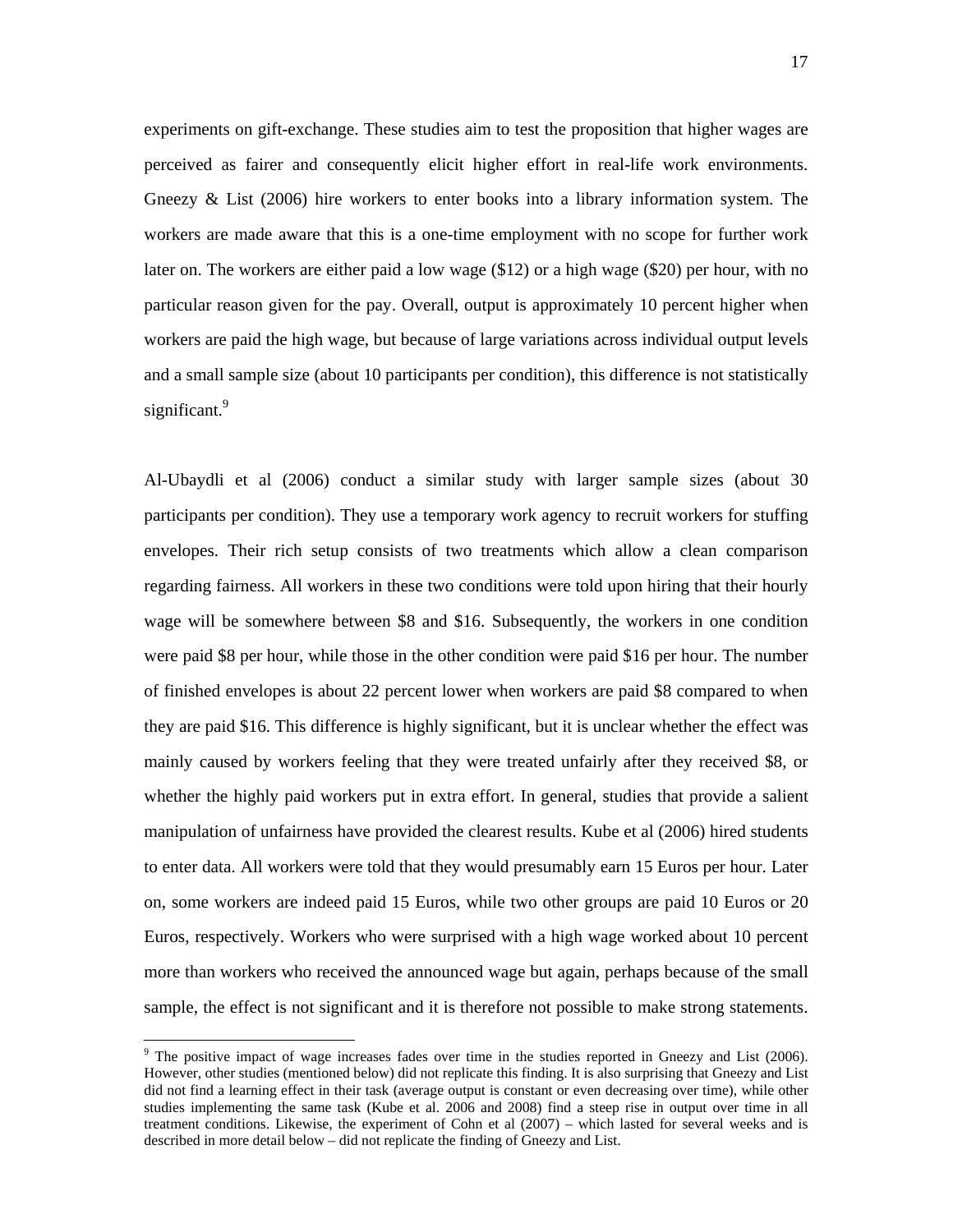experiments on gift-exchange. These studies aim to test the proposition that higher wages are perceived as fairer and consequently elicit higher effort in real-life work environments. Gneezy & List (2006) hire workers to enter books into a library information system. The workers are made aware that this is a one-time employment with no scope for further work later on. The workers are either paid a low wage ($12) or a high wage ($20) per hour, with no particular reason given for the pay. Overall, output is approximately 10 percent higher when workers are paid the high wage, but because of large variations across individual output levels and a small sample size (about 10 participants per condition), this difference is not statistically significant.[9]

Al-Ubaydli et al (2006) conduct a similar study with larger sample sizes (about 30 participants per condition). They use a temporary work agency to recruit workers for stuffing envelopes. Their rich setup consists of two treatments which allow a clean comparison regarding fairness. All workers in these two conditions were told upon hiring that their hourly wage will be somewhere between $8 and $16. Subsequently, the workers in one condition were paid $8 per hour, while those in the other condition were paid $16 per hour. The number of finished envelopes is about 22 percent lower when workers are paid $8 compared to when they are paid $16. This difference is highly significant, but it is unclear whether the effect was mainly caused by workers feeling that they were treated unfairly after they received $8, or whether the highly paid workers put in extra effort. In general, studies that provide a salient manipulation of unfairness have provided the clearest results. Kube et al (2006) hired students to enter data. All workers were told that they would presumably earn 15 Euros per hour. Later on, some workers are indeed paid 15 Euros, while two other groups are paid 10 Euros or 20 Euros, respectively. Workers who were surprised with a high wage worked about 10 percent more than workers who received the announced wage but again, perhaps because of the small sample, the effect is not significant and it is therefore not possible to make strong statements.

[9] The positive impact of wage increases fades over time in the studies reported in Gneezy and List (2006). However, other studies (mentioned below) did not replicate this finding. It is also surprising that Gneezy and List did not find a learning effect in their task (average output is constant or even decreasing over time), while other studies implementing the same task (Kube et al. 2006 and 2008) find a steep rise in output over time in all treatment conditions. Likewise, the experiment of Cohn et al (2007) – which lasted for several weeks and is described in more detail below – did not replicate the finding of Gneezy and List.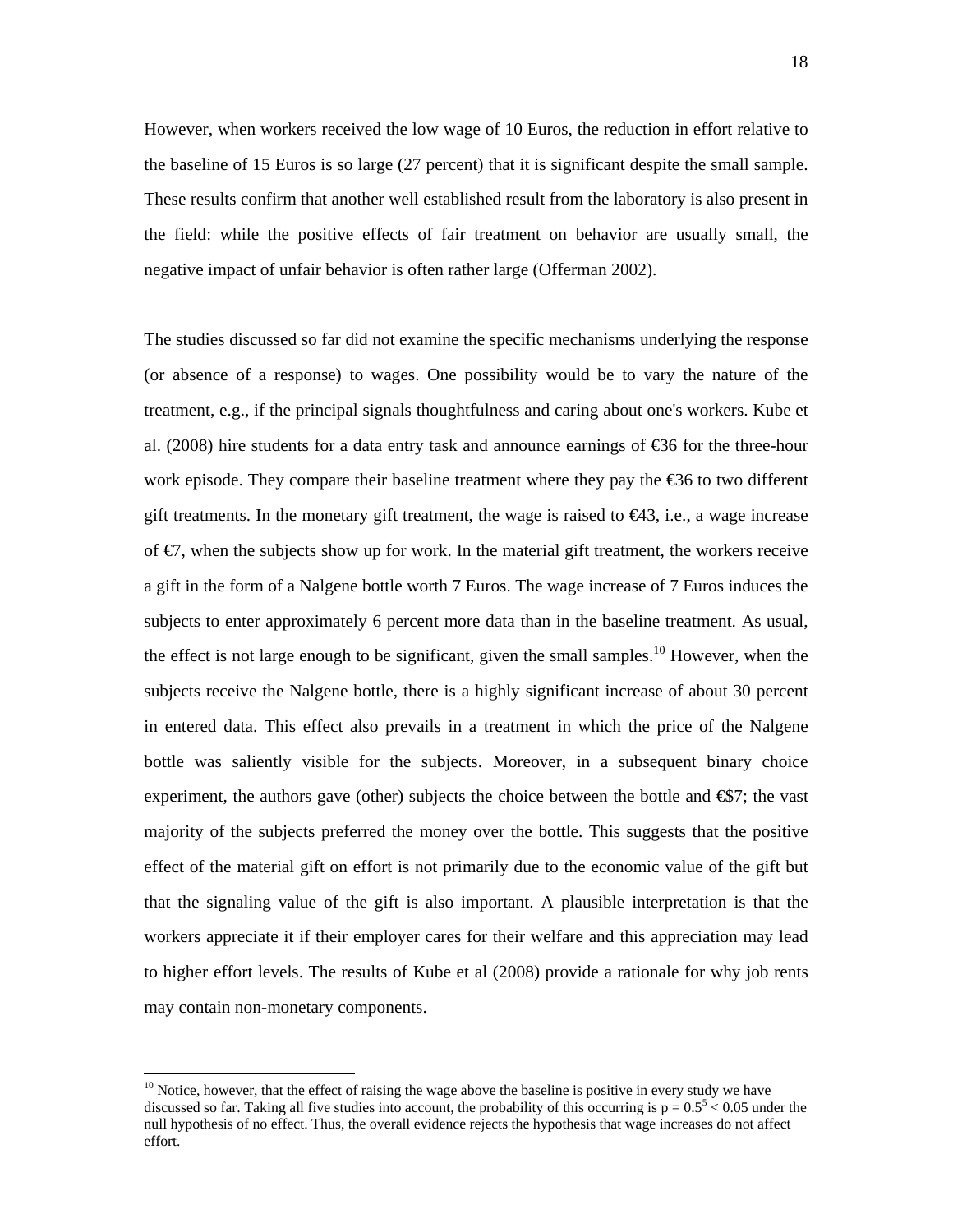However, when workers received the low wage of 10 Euros, the reduction in effort relative to the baseline of 15 Euros is so large (27 percent) that it is significant despite the small sample. These results confirm that another well established result from the laboratory is also present in the field: while the positive effects of fair treatment on behavior are usually small, the negative impact of unfair behavior is often rather large (Offerman 2002).

The studies discussed so far did not examine the specific mechanisms underlying the response (or absence of a response) to wages. One possibility would be to vary the nature of the treatment, e.g., if the principal signals thoughtfulness and caring about one's workers. Kube et al. (2008) hire students for a data entry task and announce earnings of €36 for the three-hour work episode. They compare their baseline treatment where they pay the €36 to two different gift treatments. In the monetary gift treatment, the wage is raised to €43, i.e., a wage increase of €7, when the subjects show up for work. In the material gift treatment, the workers receive a gift in the form of a Nalgene bottle worth 7 Euros. The wage increase of 7 Euros induces the subjects to enter approximately 6 percent more data than in the baseline treatment. As usual, the effect is not large enough to be significant, given the small samples.[10] However, when the subjects receive the Nalgene bottle, there is a highly significant increase of about 30 percent in entered data. This effect also prevails in a treatment in which the price of the Nalgene bottle was saliently visible for the subjects. Moreover, in a subsequent binary choice experiment, the authors gave (other) subjects the choice between the bottle and €$7; the vast majority of the subjects preferred the money over the bottle. This suggests that the positive effect of the material gift on effort is not primarily due to the economic value of the gift but that the signaling value of the gift is also important. A plausible interpretation is that the workers appreciate it if their employer cares for their welfare and this appreciation may lead to higher effort levels. The results of Kube et al (2008) provide a rationale for why job rents may contain non-monetary components.

[10] Notice, however, that the effect of raising the wage above the baseline is positive in every study we have discussed so far. Taking all five studies into account, the probability of this occurring is $p = 0.5^5 < 0.05$ under the null hypothesis of no effect. Thus, the overall evidence rejects the hypothesis that wage increases do not affect effort.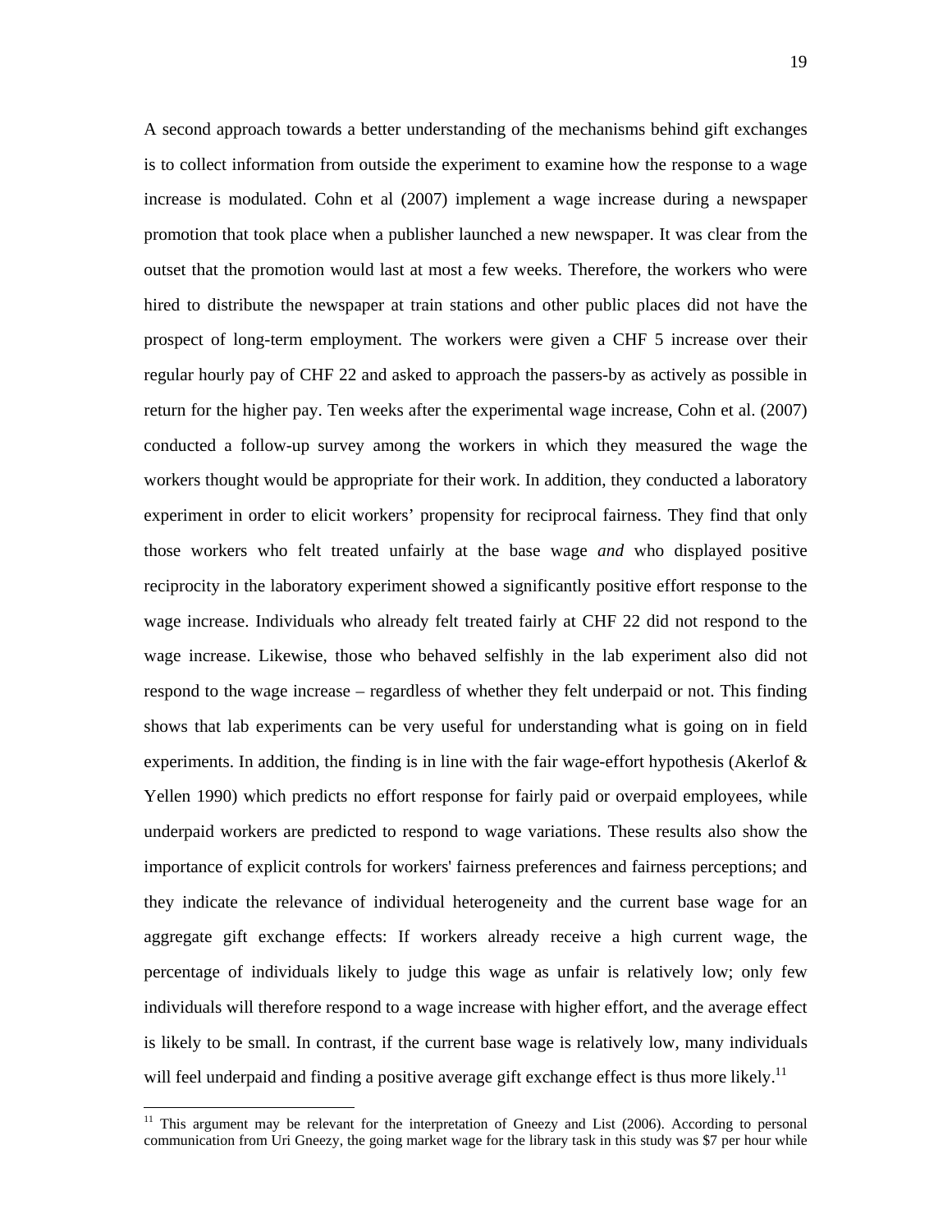A second approach towards a better understanding of the mechanisms behind gift exchanges is to collect information from outside the experiment to examine how the response to a wage increase is modulated. Cohn et al (2007) implement a wage increase during a newspaper promotion that took place when a publisher launched a new newspaper. It was clear from the outset that the promotion would last at most a few weeks. Therefore, the workers who were hired to distribute the newspaper at train stations and other public places did not have the prospect of long-term employment. The workers were given a CHF 5 increase over their regular hourly pay of CHF 22 and asked to approach the passers-by as actively as possible in return for the higher pay. Ten weeks after the experimental wage increase, Cohn et al. (2007) conducted a follow-up survey among the workers in which they measured the wage the workers thought would be appropriate for their work. In addition, they conducted a laboratory experiment in order to elicit workers' propensity for reciprocal fairness. They find that only those workers who felt treated unfairly at the base wage *and* who displayed positive reciprocity in the laboratory experiment showed a significantly positive effort response to the wage increase. Individuals who already felt treated fairly at CHF 22 did not respond to the wage increase. Likewise, those who behaved selfishly in the lab experiment also did not respond to the wage increase – regardless of whether they felt underpaid or not. This finding shows that lab experiments can be very useful for understanding what is going on in field experiments. In addition, the finding is in line with the fair wage-effort hypothesis (Akerlof & Yellen 1990) which predicts no effort response for fairly paid or overpaid employees, while underpaid workers are predicted to respond to wage variations. These results also show the importance of explicit controls for workers' fairness preferences and fairness perceptions; and they indicate the relevance of individual heterogeneity and the current base wage for an aggregate gift exchange effects: If workers already receive a high current wage, the percentage of individuals likely to judge this wage as unfair is relatively low; only few individuals will therefore respond to a wage increase with higher effort, and the average effect is likely to be small. In contrast, if the current base wage is relatively low, many individuals will feel underpaid and finding a positive average gift exchange effect is thus more likely.[11]

[11] This argument may be relevant for the interpretation of Gneezy and List (2006). According to personal communication from Uri Gneezy, the going market wage for the library task in this study was $7 per hour while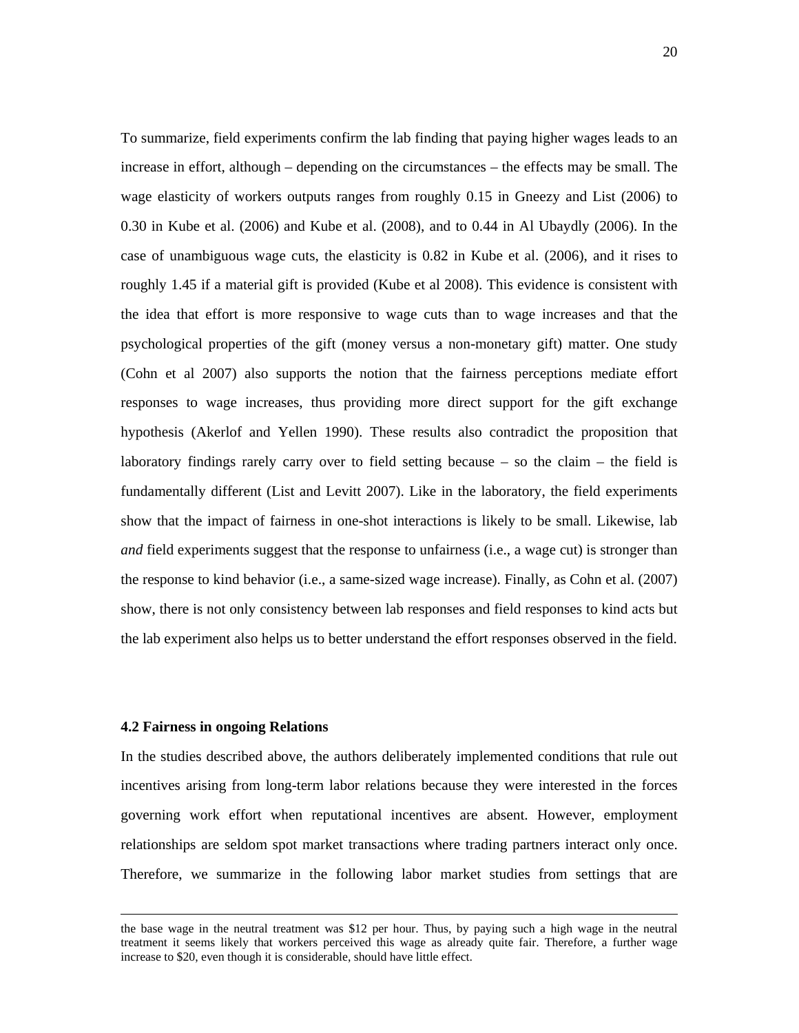To summarize, field experiments confirm the lab finding that paying higher wages leads to an increase in effort, although – depending on the circumstances – the effects may be small. The wage elasticity of workers outputs ranges from roughly 0.15 in Gneezy and List (2006) to 0.30 in Kube et al. (2006) and Kube et al. (2008), and to 0.44 in Al Ubaydly (2006). In the case of unambiguous wage cuts, the elasticity is 0.82 in Kube et al. (2006), and it rises to roughly 1.45 if a material gift is provided (Kube et al 2008). This evidence is consistent with the idea that effort is more responsive to wage cuts than to wage increases and that the psychological properties of the gift (money versus a non-monetary gift) matter. One study (Cohn et al 2007) also supports the notion that the fairness perceptions mediate effort responses to wage increases, thus providing more direct support for the gift exchange hypothesis (Akerlof and Yellen 1990). These results also contradict the proposition that laboratory findings rarely carry over to field setting because – so the claim – the field is fundamentally different (List and Levitt 2007). Like in the laboratory, the field experiments show that the impact of fairness in one-shot interactions is likely to be small. Likewise, lab *and* field experiments suggest that the response to unfairness (i.e., a wage cut) is stronger than the response to kind behavior (i.e., a same-sized wage increase). Finally, as Cohn et al. (2007) show, there is not only consistency between lab responses and field responses to kind acts but the lab experiment also helps us to better understand the effort responses observed in the field.

### 4.2 Fairness in ongoing Relations

In the studies described above, the authors deliberately implemented conditions that rule out incentives arising from long-term labor relations because they were interested in the forces governing work effort when reputational incentives are absent. However, employment relationships are seldom spot market transactions where trading partners interact only once. Therefore, we summarize in the following labor market studies from settings that are

---

the base wage in the neutral treatment was $12 per hour. Thus, by paying such a high wage in the neutral treatment it seems likely that workers perceived this wage as already quite fair. Therefore, a further wage increase to $20, even though it is considerable, should have little effect.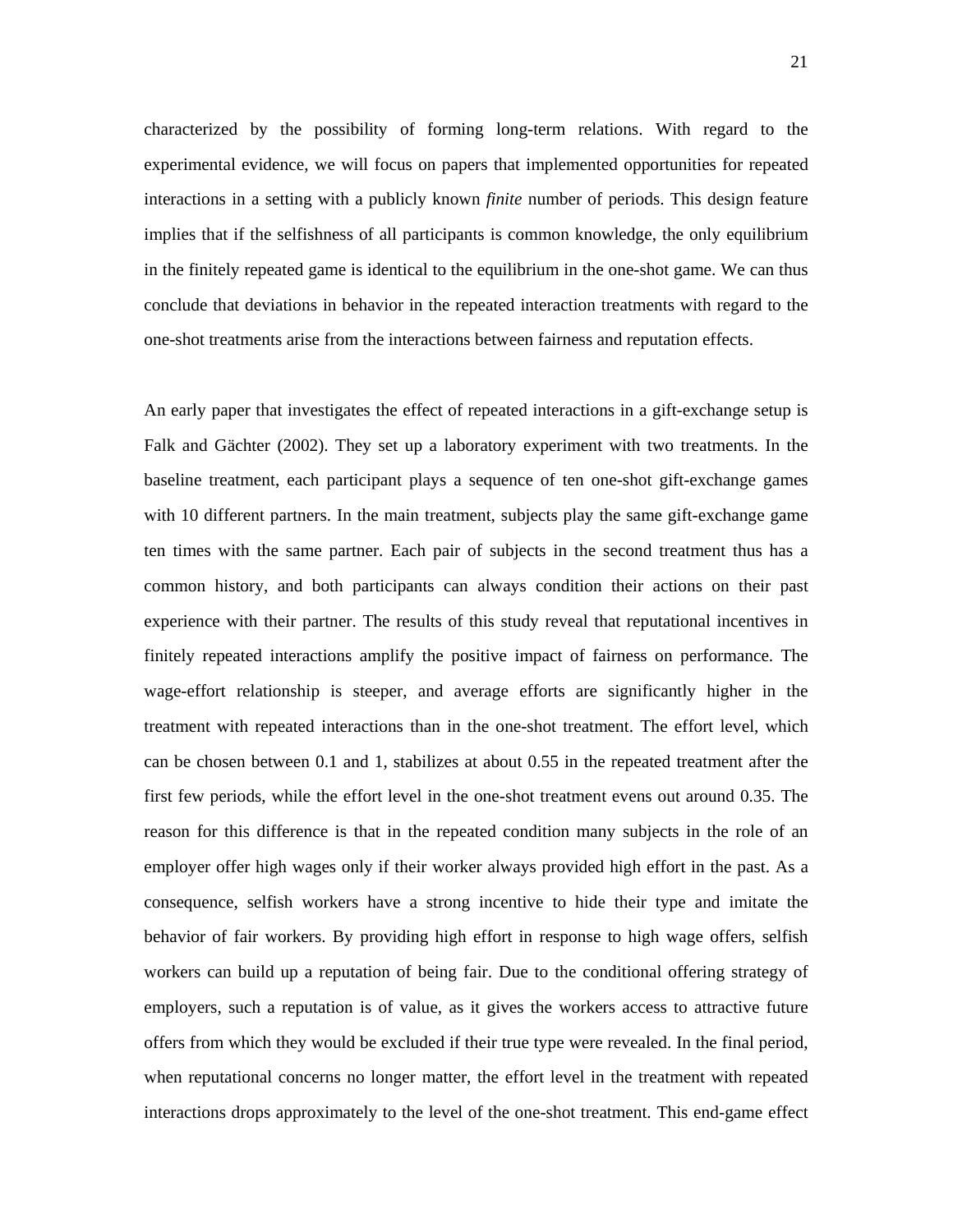characterized by the possibility of forming long-term relations. With regard to the experimental evidence, we will focus on papers that implemented opportunities for repeated interactions in a setting with a publicly known *finite* number of periods. This design feature implies that if the selfishness of all participants is common knowledge, the only equilibrium in the finitely repeated game is identical to the equilibrium in the one-shot game. We can thus conclude that deviations in behavior in the repeated interaction treatments with regard to the one-shot treatments arise from the interactions between fairness and reputation effects.

An early paper that investigates the effect of repeated interactions in a gift-exchange setup is Falk and Gächter (2002). They set up a laboratory experiment with two treatments. In the baseline treatment, each participant plays a sequence of ten one-shot gift-exchange games with 10 different partners. In the main treatment, subjects play the same gift-exchange game ten times with the same partner. Each pair of subjects in the second treatment thus has a common history, and both participants can always condition their actions on their past experience with their partner. The results of this study reveal that reputational incentives in finitely repeated interactions amplify the positive impact of fairness on performance. The wage-effort relationship is steeper, and average efforts are significantly higher in the treatment with repeated interactions than in the one-shot treatment. The effort level, which can be chosen between 0.1 and 1, stabilizes at about 0.55 in the repeated treatment after the first few periods, while the effort level in the one-shot treatment evens out around 0.35. The reason for this difference is that in the repeated condition many subjects in the role of an employer offer high wages only if their worker always provided high effort in the past. As a consequence, selfish workers have a strong incentive to hide their type and imitate the behavior of fair workers. By providing high effort in response to high wage offers, selfish workers can build up a reputation of being fair. Due to the conditional offering strategy of employers, such a reputation is of value, as it gives the workers access to attractive future offers from which they would be excluded if their true type were revealed. In the final period, when reputational concerns no longer matter, the effort level in the treatment with repeated interactions drops approximately to the level of the one-shot treatment. This end-game effect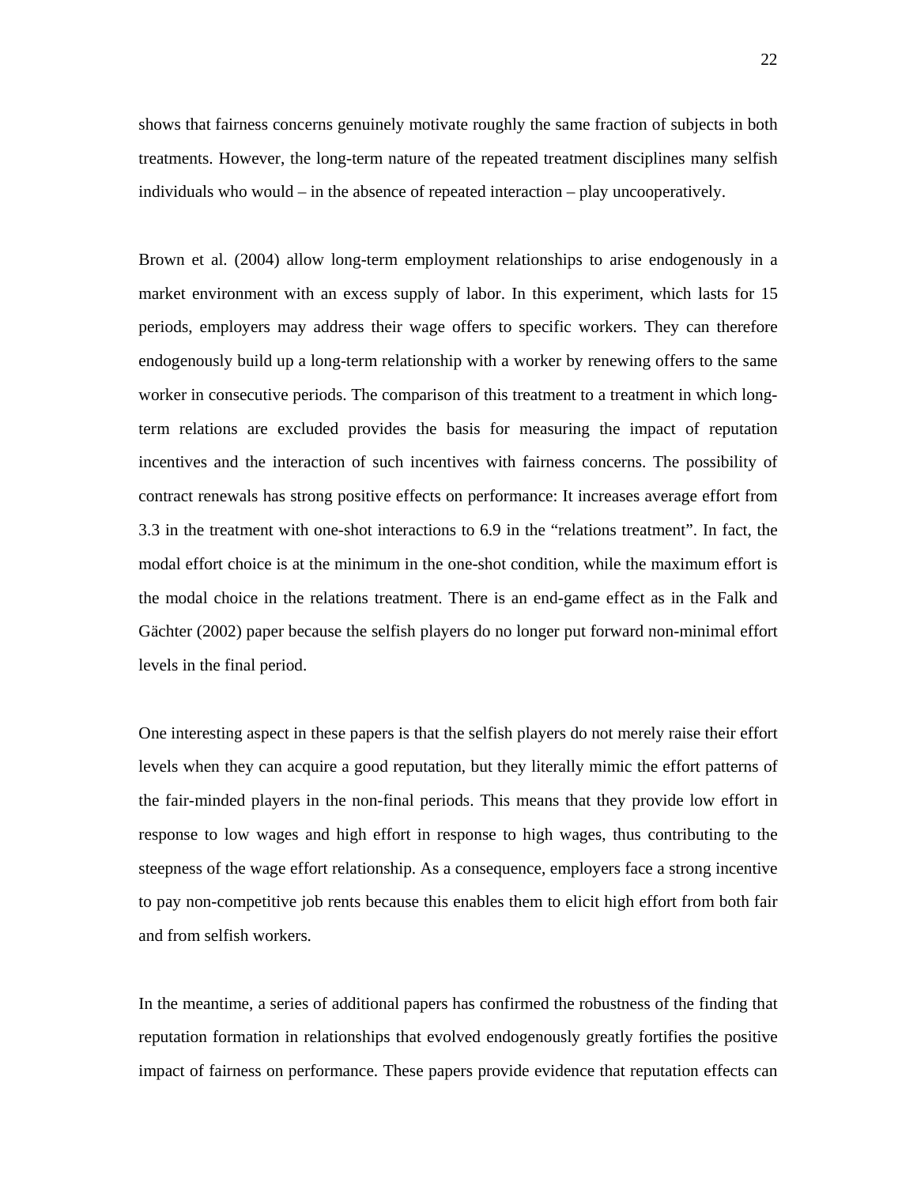shows that fairness concerns genuinely motivate roughly the same fraction of subjects in both treatments. However, the long-term nature of the repeated treatment disciplines many selfish individuals who would – in the absence of repeated interaction – play uncooperatively.

Brown et al. (2004) allow long-term employment relationships to arise endogenously in a market environment with an excess supply of labor. In this experiment, which lasts for 15 periods, employers may address their wage offers to specific workers. They can therefore endogenously build up a long-term relationship with a worker by renewing offers to the same worker in consecutive periods. The comparison of this treatment to a treatment in which long-term relations are excluded provides the basis for measuring the impact of reputation incentives and the interaction of such incentives with fairness concerns. The possibility of contract renewals has strong positive effects on performance: It increases average effort from 3.3 in the treatment with one-shot interactions to 6.9 in the "relations treatment". In fact, the modal effort choice is at the minimum in the one-shot condition, while the maximum effort is the modal choice in the relations treatment. There is an end-game effect as in the Falk and Gächter (2002) paper because the selfish players do no longer put forward non-minimal effort levels in the final period.

One interesting aspect in these papers is that the selfish players do not merely raise their effort levels when they can acquire a good reputation, but they literally mimic the effort patterns of the fair-minded players in the non-final periods. This means that they provide low effort in response to low wages and high effort in response to high wages, thus contributing to the steepness of the wage effort relationship. As a consequence, employers face a strong incentive to pay non-competitive job rents because this enables them to elicit high effort from both fair and from selfish workers.

In the meantime, a series of additional papers has confirmed the robustness of the finding that reputation formation in relationships that evolved endogenously greatly fortifies the positive impact of fairness on performance. These papers provide evidence that reputation effects can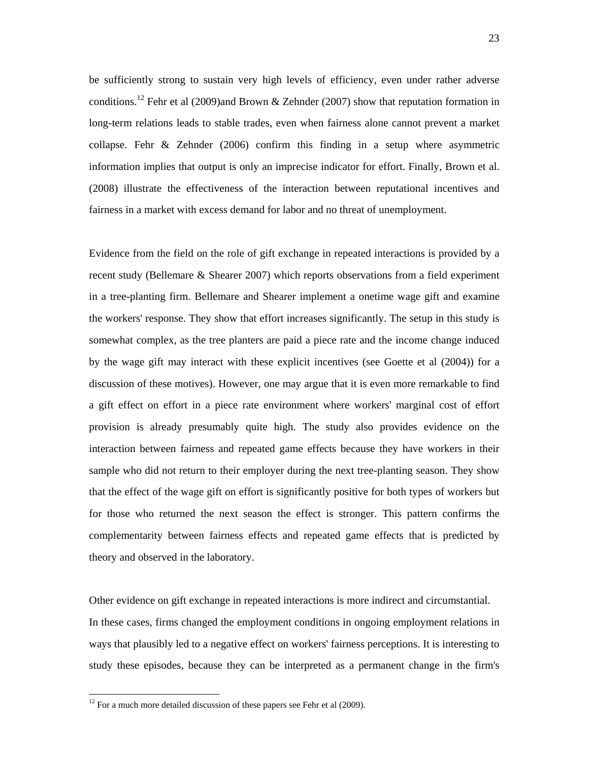be sufficiently strong to sustain very high levels of efficiency, even under rather adverse conditions.[12] Fehr et al (2009)and Brown & Zehnder (2007) show that reputation formation in long-term relations leads to stable trades, even when fairness alone cannot prevent a market collapse. Fehr & Zehnder (2006) confirm this finding in a setup where asymmetric information implies that output is only an imprecise indicator for effort. Finally, Brown et al. (2008) illustrate the effectiveness of the interaction between reputational incentives and fairness in a market with excess demand for labor and no threat of unemployment.

Evidence from the field on the role of gift exchange in repeated interactions is provided by a recent study (Bellemare & Shearer 2007) which reports observations from a field experiment in a tree-planting firm. Bellemare and Shearer implement a onetime wage gift and examine the workers' response. They show that effort increases significantly. The setup in this study is somewhat complex, as the tree planters are paid a piece rate and the income change induced by the wage gift may interact with these explicit incentives (see Goette et al (2004)) for a discussion of these motives). However, one may argue that it is even more remarkable to find a gift effect on effort in a piece rate environment where workers' marginal cost of effort provision is already presumably quite high. The study also provides evidence on the interaction between fairness and repeated game effects because they have workers in their sample who did not return to their employer during the next tree-planting season. They show that the effect of the wage gift on effort is significantly positive for both types of workers but for those who returned the next season the effect is stronger. This pattern confirms the complementarity between fairness effects and repeated game effects that is predicted by theory and observed in the laboratory.

Other evidence on gift exchange in repeated interactions is more indirect and circumstantial. In these cases, firms changed the employment conditions in ongoing employment relations in ways that plausibly led to a negative effect on workers' fairness perceptions. It is interesting to study these episodes, because they can be interpreted as a permanent change in the firm's

[12] For a much more detailed discussion of these papers see Fehr et al (2009).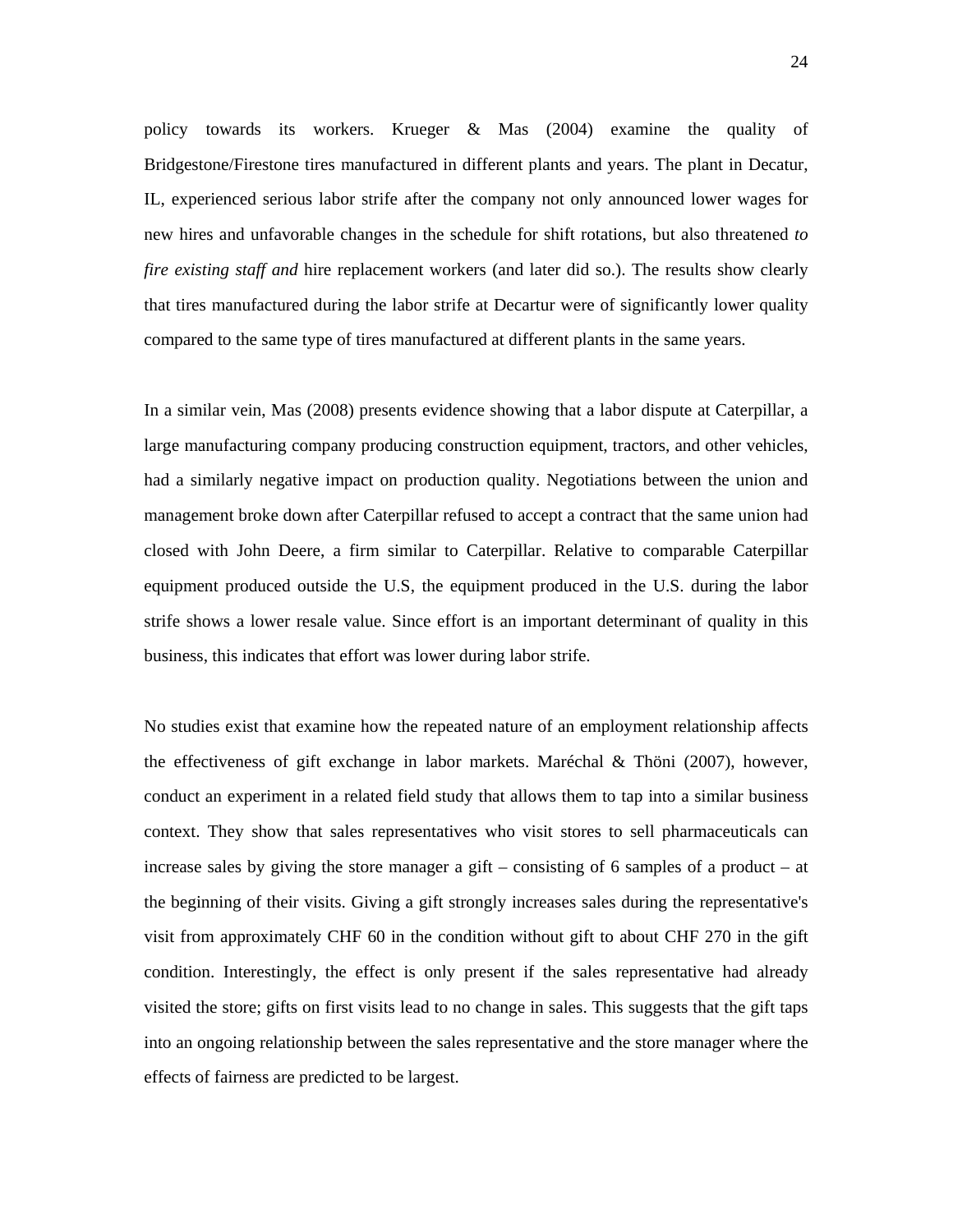policy towards its workers. Krueger & Mas (2004) examine the quality of Bridgestone/Firestone tires manufactured in different plants and years. The plant in Decatur, IL, experienced serious labor strife after the company not only announced lower wages for new hires and unfavorable changes in the schedule for shift rotations, but also threatened *to fire existing staff and* hire replacement workers (and later did so.). The results show clearly that tires manufactured during the labor strife at Decartur were of significantly lower quality compared to the same type of tires manufactured at different plants in the same years.

In a similar vein, Mas (2008) presents evidence showing that a labor dispute at Caterpillar, a large manufacturing company producing construction equipment, tractors, and other vehicles, had a similarly negative impact on production quality. Negotiations between the union and management broke down after Caterpillar refused to accept a contract that the same union had closed with John Deere, a firm similar to Caterpillar. Relative to comparable Caterpillar equipment produced outside the U.S, the equipment produced in the U.S. during the labor strife shows a lower resale value. Since effort is an important determinant of quality in this business, this indicates that effort was lower during labor strife.

No studies exist that examine how the repeated nature of an employment relationship affects the effectiveness of gift exchange in labor markets. Maréchal & Thöni (2007), however, conduct an experiment in a related field study that allows them to tap into a similar business context. They show that sales representatives who visit stores to sell pharmaceuticals can increase sales by giving the store manager a gift – consisting of 6 samples of a product – at the beginning of their visits. Giving a gift strongly increases sales during the representative's visit from approximately CHF 60 in the condition without gift to about CHF 270 in the gift condition. Interestingly, the effect is only present if the sales representative had already visited the store; gifts on first visits lead to no change in sales. This suggests that the gift taps into an ongoing relationship between the sales representative and the store manager where the effects of fairness are predicted to be largest.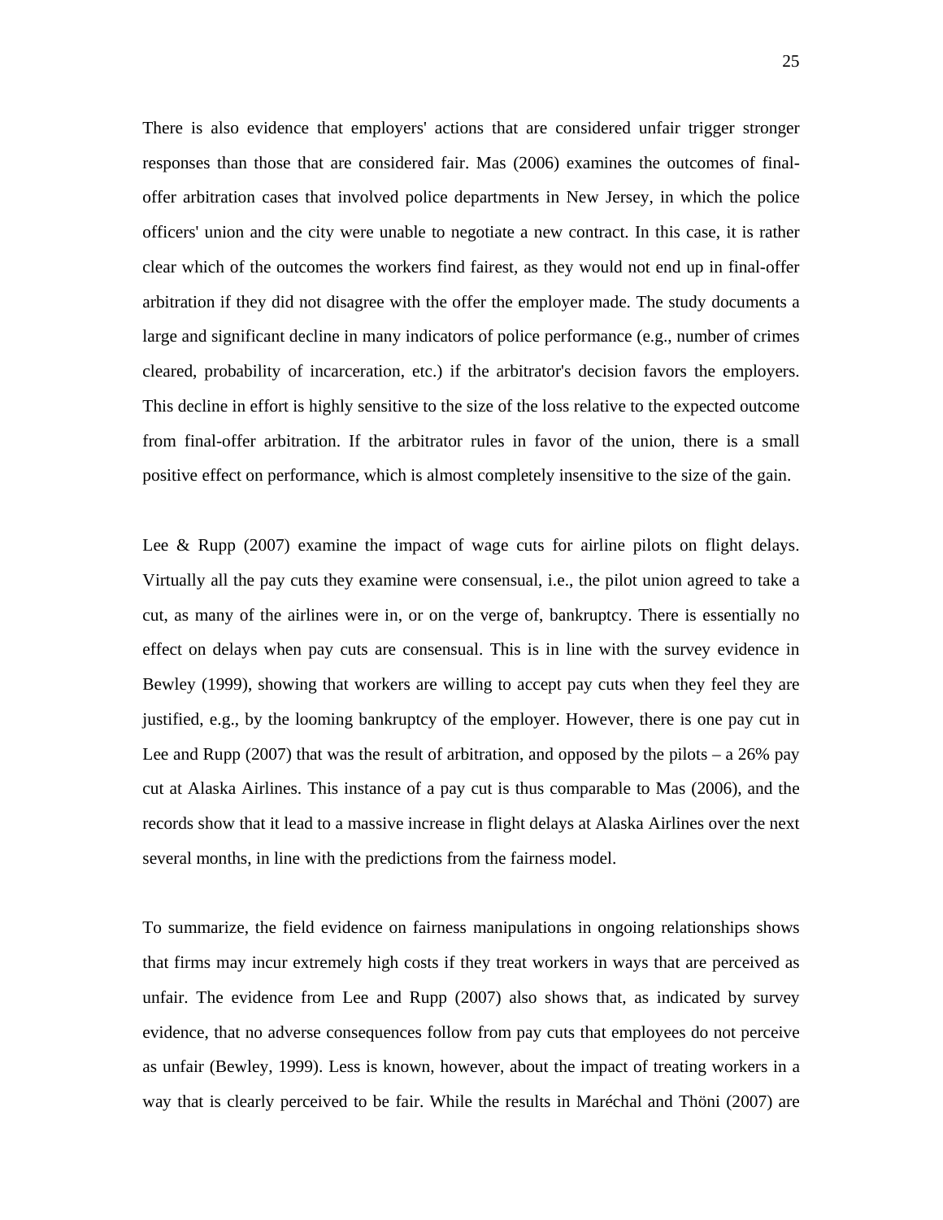There is also evidence that employers' actions that are considered unfair trigger stronger responses than those that are considered fair. Mas (2006) examines the outcomes of final-offer arbitration cases that involved police departments in New Jersey, in which the police officers' union and the city were unable to negotiate a new contract. In this case, it is rather clear which of the outcomes the workers find fairest, as they would not end up in final-offer arbitration if they did not disagree with the offer the employer made. The study documents a large and significant decline in many indicators of police performance (e.g., number of crimes cleared, probability of incarceration, etc.) if the arbitrator's decision favors the employers. This decline in effort is highly sensitive to the size of the loss relative to the expected outcome from final-offer arbitration. If the arbitrator rules in favor of the union, there is a small positive effect on performance, which is almost completely insensitive to the size of the gain.

Lee & Rupp (2007) examine the impact of wage cuts for airline pilots on flight delays. Virtually all the pay cuts they examine were consensual, i.e., the pilot union agreed to take a cut, as many of the airlines were in, or on the verge of, bankruptcy. There is essentially no effect on delays when pay cuts are consensual. This is in line with the survey evidence in Bewley (1999), showing that workers are willing to accept pay cuts when they feel they are justified, e.g., by the looming bankruptcy of the employer. However, there is one pay cut in Lee and Rupp (2007) that was the result of arbitration, and opposed by the pilots – a 26% pay cut at Alaska Airlines. This instance of a pay cut is thus comparable to Mas (2006), and the records show that it lead to a massive increase in flight delays at Alaska Airlines over the next several months, in line with the predictions from the fairness model.

To summarize, the field evidence on fairness manipulations in ongoing relationships shows that firms may incur extremely high costs if they treat workers in ways that are perceived as unfair. The evidence from Lee and Rupp (2007) also shows that, as indicated by survey evidence, that no adverse consequences follow from pay cuts that employees do not perceive as unfair (Bewley, 1999). Less is known, however, about the impact of treating workers in a way that is clearly perceived to be fair. While the results in Maréchal and Thöni (2007) are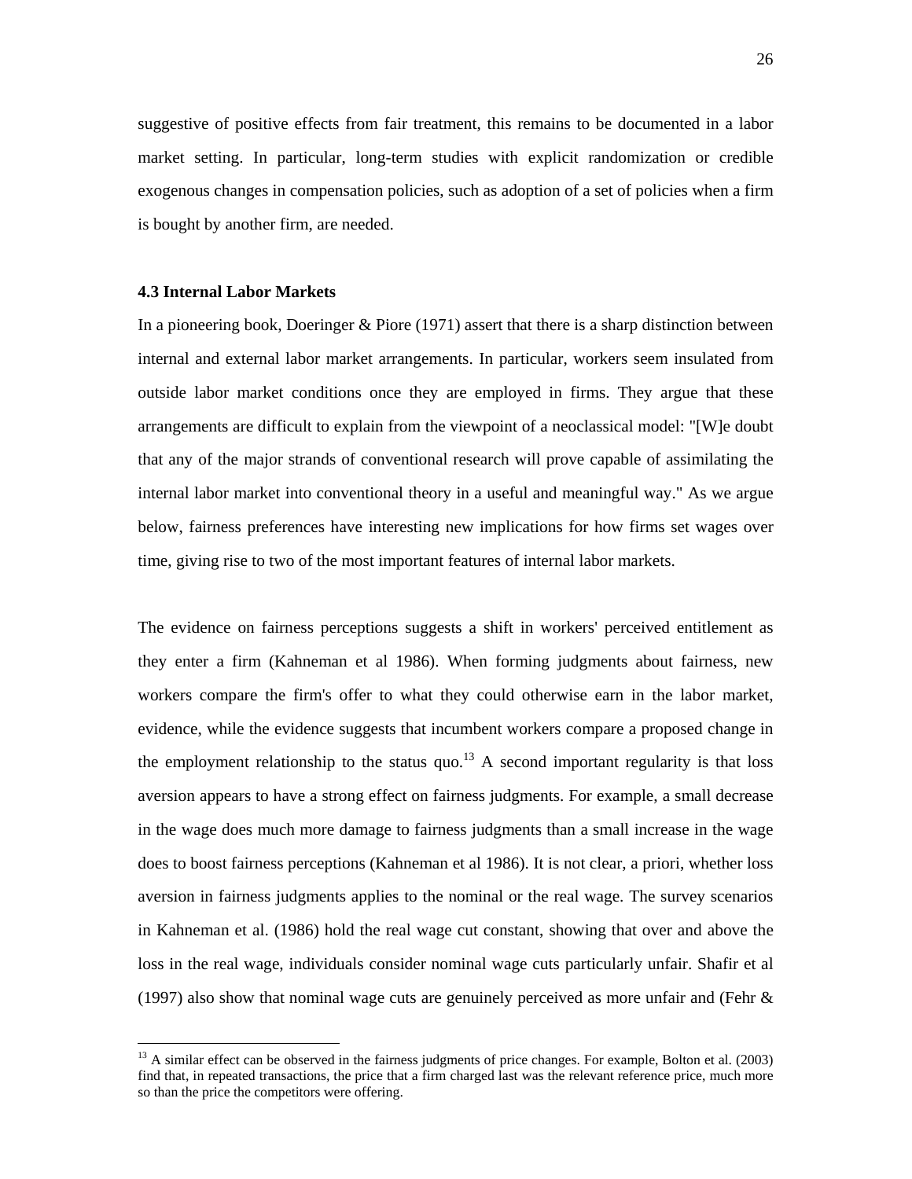suggestive of positive effects from fair treatment, this remains to be documented in a labor market setting. In particular, long-term studies with explicit randomization or credible exogenous changes in compensation policies, such as adoption of a set of policies when a firm is bought by another firm, are needed.

### 4.3 Internal Labor Markets

In a pioneering book, Doeringer & Piore (1971) assert that there is a sharp distinction between internal and external labor market arrangements. In particular, workers seem insulated from outside labor market conditions once they are employed in firms. They argue that these arrangements are difficult to explain from the viewpoint of a neoclassical model: "[W]e doubt that any of the major strands of conventional research will prove capable of assimilating the internal labor market into conventional theory in a useful and meaningful way." As we argue below, fairness preferences have interesting new implications for how firms set wages over time, giving rise to two of the most important features of internal labor markets.

The evidence on fairness perceptions suggests a shift in workers' perceived entitlement as they enter a firm (Kahneman et al 1986). When forming judgments about fairness, new workers compare the firm's offer to what they could otherwise earn in the labor market, evidence, while the evidence suggests that incumbent workers compare a proposed change in the employment relationship to the status quo.[13] A second important regularity is that loss aversion appears to have a strong effect on fairness judgments. For example, a small decrease in the wage does much more damage to fairness judgments than a small increase in the wage does to boost fairness perceptions (Kahneman et al 1986). It is not clear, a priori, whether loss aversion in fairness judgments applies to the nominal or the real wage. The survey scenarios in Kahneman et al. (1986) hold the real wage cut constant, showing that over and above the loss in the real wage, individuals consider nominal wage cuts particularly unfair. Shafir et al (1997) also show that nominal wage cuts are genuinely perceived as more unfair and (Fehr &

[13] A similar effect can be observed in the fairness judgments of price changes. For example, Bolton et al. (2003) find that, in repeated transactions, the price that a firm charged last was the relevant reference price, much more so than the price the competitors were offering.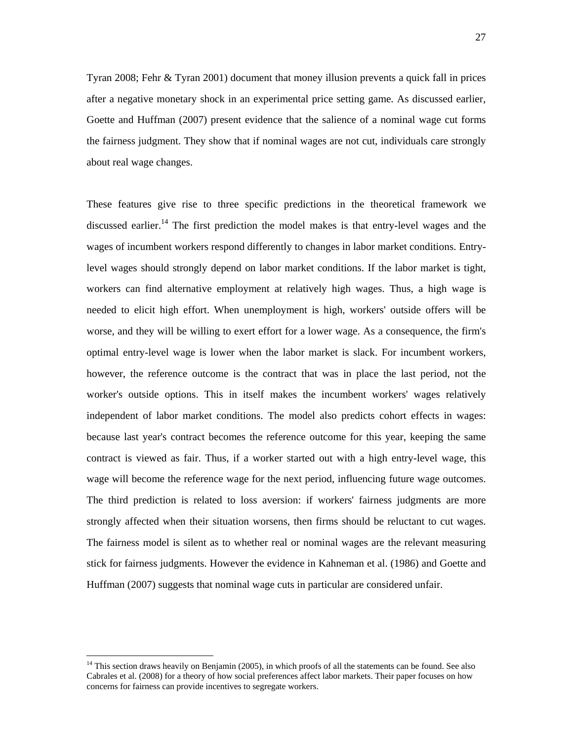Tyran 2008; Fehr & Tyran 2001) document that money illusion prevents a quick fall in prices after a negative monetary shock in an experimental price setting game. As discussed earlier, Goette and Huffman (2007) present evidence that the salience of a nominal wage cut forms the fairness judgment. They show that if nominal wages are not cut, individuals care strongly about real wage changes.

These features give rise to three specific predictions in the theoretical framework we discussed earlier.[14] The first prediction the model makes is that entry-level wages and the wages of incumbent workers respond differently to changes in labor market conditions. Entry-level wages should strongly depend on labor market conditions. If the labor market is tight, workers can find alternative employment at relatively high wages. Thus, a high wage is needed to elicit high effort. When unemployment is high, workers' outside offers will be worse, and they will be willing to exert effort for a lower wage. As a consequence, the firm's optimal entry-level wage is lower when the labor market is slack. For incumbent workers, however, the reference outcome is the contract that was in place the last period, not the worker's outside options. This in itself makes the incumbent workers' wages relatively independent of labor market conditions. The model also predicts cohort effects in wages: because last year's contract becomes the reference outcome for this year, keeping the same contract is viewed as fair. Thus, if a worker started out with a high entry-level wage, this wage will become the reference wage for the next period, influencing future wage outcomes. The third prediction is related to loss aversion: if workers' fairness judgments are more strongly affected when their situation worsens, then firms should be reluctant to cut wages. The fairness model is silent as to whether real or nominal wages are the relevant measuring stick for fairness judgments. However the evidence in Kahneman et al. (1986) and Goette and Huffman (2007) suggests that nominal wage cuts in particular are considered unfair.

[14] This section draws heavily on Benjamin (2005), in which proofs of all the statements can be found. See also Cabrales et al. (2008) for a theory of how social preferences affect labor markets. Their paper focuses on how concerns for fairness can provide incentives to segregate workers.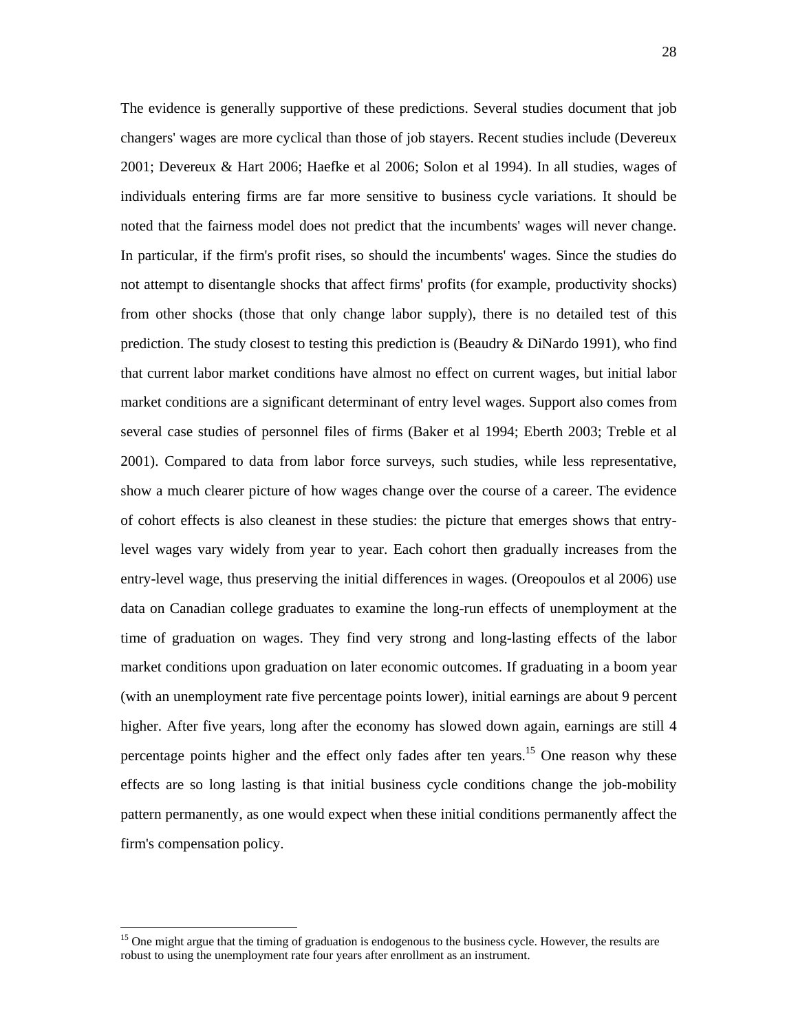The evidence is generally supportive of these predictions. Several studies document that job changers' wages are more cyclical than those of job stayers. Recent studies include (Devereux 2001; Devereux & Hart 2006; Haefke et al 2006; Solon et al 1994). In all studies, wages of individuals entering firms are far more sensitive to business cycle variations. It should be noted that the fairness model does not predict that the incumbents' wages will never change. In particular, if the firm's profit rises, so should the incumbents' wages. Since the studies do not attempt to disentangle shocks that affect firms' profits (for example, productivity shocks) from other shocks (those that only change labor supply), there is no detailed test of this prediction. The study closest to testing this prediction is (Beaudry & DiNardo 1991), who find that current labor market conditions have almost no effect on current wages, but initial labor market conditions are a significant determinant of entry level wages. Support also comes from several case studies of personnel files of firms (Baker et al 1994; Eberth 2003; Treble et al 2001). Compared to data from labor force surveys, such studies, while less representative, show a much clearer picture of how wages change over the course of a career. The evidence of cohort effects is also cleanest in these studies: the picture that emerges shows that entry-level wages vary widely from year to year. Each cohort then gradually increases from the entry-level wage, thus preserving the initial differences in wages. (Oreopoulos et al 2006) use data on Canadian college graduates to examine the long-run effects of unemployment at the time of graduation on wages. They find very strong and long-lasting effects of the labor market conditions upon graduation on later economic outcomes. If graduating in a boom year (with an unemployment rate five percentage points lower), initial earnings are about 9 percent higher. After five years, long after the economy has slowed down again, earnings are still 4 percentage points higher and the effect only fades after ten years.[15] One reason why these effects are so long lasting is that initial business cycle conditions change the job-mobility pattern permanently, as one would expect when these initial conditions permanently affect the firm's compensation policy.

[15] One might argue that the timing of graduation is endogenous to the business cycle. However, the results are robust to using the unemployment rate four years after enrollment as an instrument.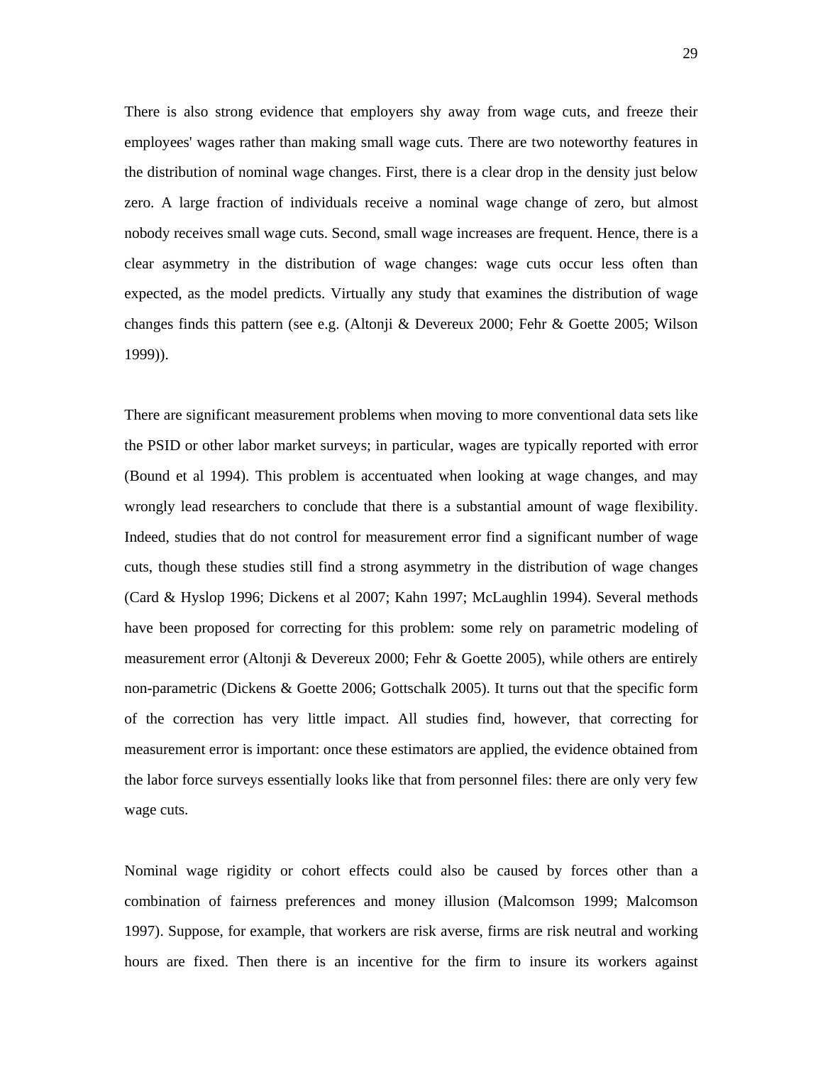There is also strong evidence that employers shy away from wage cuts, and freeze their employees' wages rather than making small wage cuts. There are two noteworthy features in the distribution of nominal wage changes. First, there is a clear drop in the density just below zero. A large fraction of individuals receive a nominal wage change of zero, but almost nobody receives small wage cuts. Second, small wage increases are frequent. Hence, there is a clear asymmetry in the distribution of wage changes: wage cuts occur less often than expected, as the model predicts. Virtually any study that examines the distribution of wage changes finds this pattern (see e.g. (Altonji & Devereux 2000; Fehr & Goette 2005; Wilson 1999)).

There are significant measurement problems when moving to more conventional data sets like the PSID or other labor market surveys; in particular, wages are typically reported with error (Bound et al 1994). This problem is accentuated when looking at wage changes, and may wrongly lead researchers to conclude that there is a substantial amount of wage flexibility. Indeed, studies that do not control for measurement error find a significant number of wage cuts, though these studies still find a strong asymmetry in the distribution of wage changes (Card & Hyslop 1996; Dickens et al 2007; Kahn 1997; McLaughlin 1994). Several methods have been proposed for correcting for this problem: some rely on parametric modeling of measurement error (Altonji & Devereux 2000; Fehr & Goette 2005), while others are entirely non-parametric (Dickens & Goette 2006; Gottschalk 2005). It turns out that the specific form of the correction has very little impact. All studies find, however, that correcting for measurement error is important: once these estimators are applied, the evidence obtained from the labor force surveys essentially looks like that from personnel files: there are only very few wage cuts.

Nominal wage rigidity or cohort effects could also be caused by forces other than a combination of fairness preferences and money illusion (Malcomson 1999; Malcomson 1997). Suppose, for example, that workers are risk averse, firms are risk neutral and working hours are fixed. Then there is an incentive for the firm to insure its workers against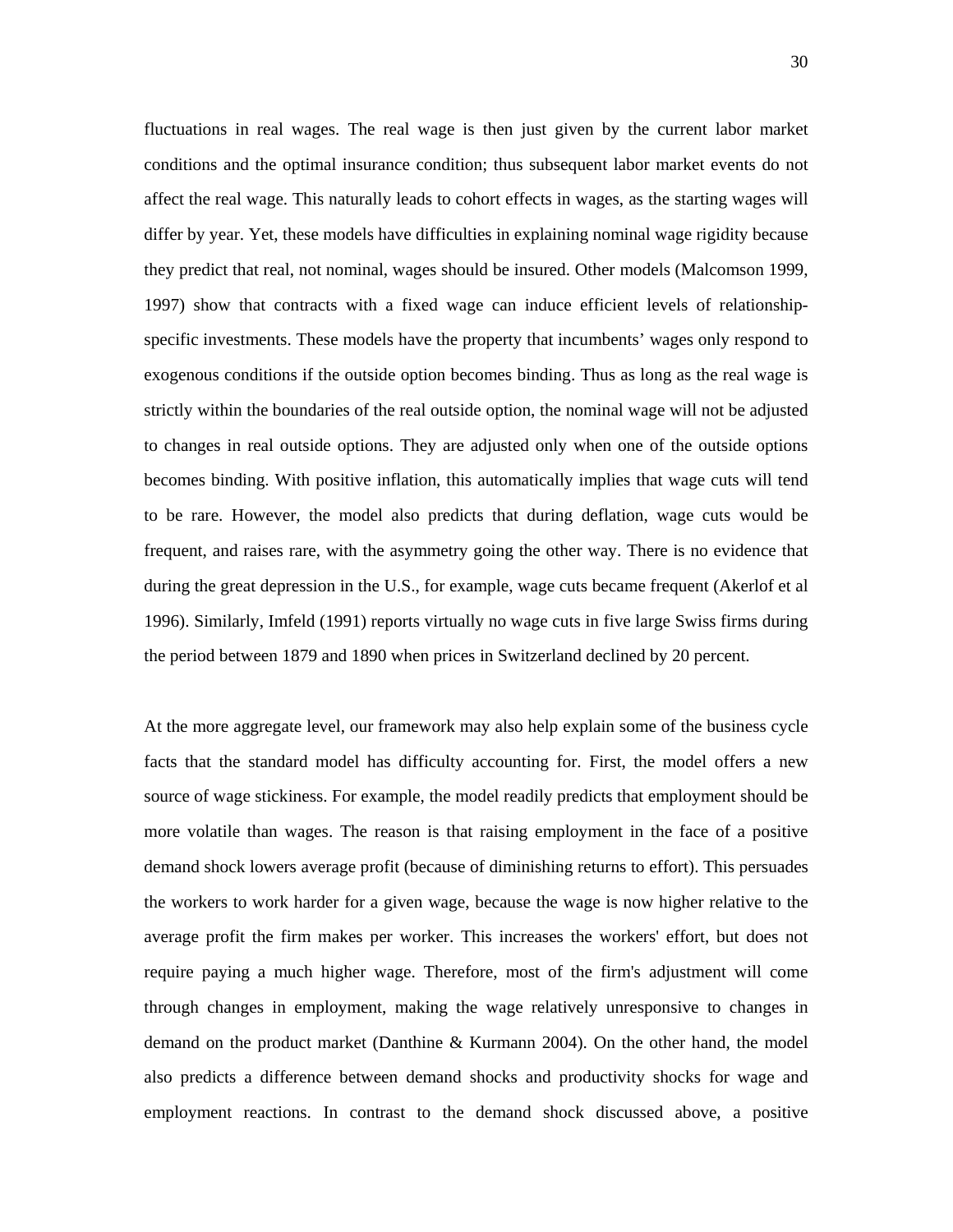fluctuations in real wages. The real wage is then just given by the current labor market conditions and the optimal insurance condition; thus subsequent labor market events do not affect the real wage. This naturally leads to cohort effects in wages, as the starting wages will differ by year. Yet, these models have difficulties in explaining nominal wage rigidity because they predict that real, not nominal, wages should be insured. Other models (Malcomson 1999, 1997) show that contracts with a fixed wage can induce efficient levels of relationship-specific investments. These models have the property that incumbents' wages only respond to exogenous conditions if the outside option becomes binding. Thus as long as the real wage is strictly within the boundaries of the real outside option, the nominal wage will not be adjusted to changes in real outside options. They are adjusted only when one of the outside options becomes binding. With positive inflation, this automatically implies that wage cuts will tend to be rare. However, the model also predicts that during deflation, wage cuts would be frequent, and raises rare, with the asymmetry going the other way. There is no evidence that during the great depression in the U.S., for example, wage cuts became frequent (Akerlof et al 1996). Similarly, Imfeld (1991) reports virtually no wage cuts in five large Swiss firms during the period between 1879 and 1890 when prices in Switzerland declined by 20 percent.

At the more aggregate level, our framework may also help explain some of the business cycle facts that the standard model has difficulty accounting for. First, the model offers a new source of wage stickiness. For example, the model readily predicts that employment should be more volatile than wages. The reason is that raising employment in the face of a positive demand shock lowers average profit (because of diminishing returns to effort). This persuades the workers to work harder for a given wage, because the wage is now higher relative to the average profit the firm makes per worker. This increases the workers' effort, but does not require paying a much higher wage. Therefore, most of the firm's adjustment will come through changes in employment, making the wage relatively unresponsive to changes in demand on the product market (Danthine & Kurmann 2004). On the other hand, the model also predicts a difference between demand shocks and productivity shocks for wage and employment reactions. In contrast to the demand shock discussed above, a positive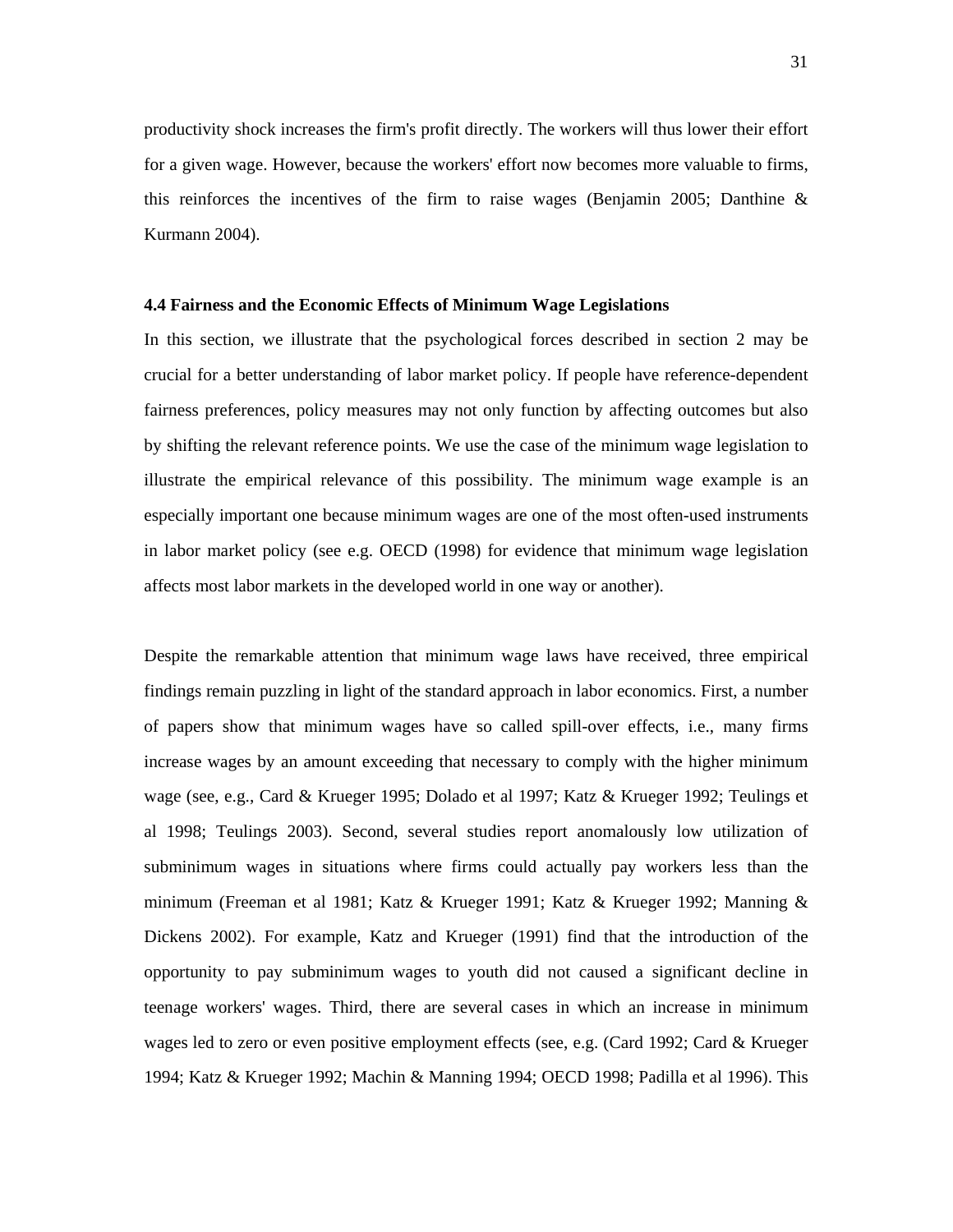productivity shock increases the firm's profit directly. The workers will thus lower their effort for a given wage. However, because the workers' effort now becomes more valuable to firms, this reinforces the incentives of the firm to raise wages (Benjamin 2005; Danthine & Kurmann 2004).

### 4.4 Fairness and the Economic Effects of Minimum Wage Legislations

In this section, we illustrate that the psychological forces described in section 2 may be crucial for a better understanding of labor market policy. If people have reference-dependent fairness preferences, policy measures may not only function by affecting outcomes but also by shifting the relevant reference points. We use the case of the minimum wage legislation to illustrate the empirical relevance of this possibility. The minimum wage example is an especially important one because minimum wages are one of the most often-used instruments in labor market policy (see e.g. OECD (1998) for evidence that minimum wage legislation affects most labor markets in the developed world in one way or another).

Despite the remarkable attention that minimum wage laws have received, three empirical findings remain puzzling in light of the standard approach in labor economics. First, a number of papers show that minimum wages have so called spill-over effects, i.e., many firms increase wages by an amount exceeding that necessary to comply with the higher minimum wage (see, e.g., Card & Krueger 1995; Dolado et al 1997; Katz & Krueger 1992; Teulings et al 1998; Teulings 2003). Second, several studies report anomalously low utilization of subminimum wages in situations where firms could actually pay workers less than the minimum (Freeman et al 1981; Katz & Krueger 1991; Katz & Krueger 1992; Manning & Dickens 2002). For example, Katz and Krueger (1991) find that the introduction of the opportunity to pay subminimum wages to youth did not caused a significant decline in teenage workers' wages. Third, there are several cases in which an increase in minimum wages led to zero or even positive employment effects (see, e.g. (Card 1992; Card & Krueger 1994; Katz & Krueger 1992; Machin & Manning 1994; OECD 1998; Padilla et al 1996). This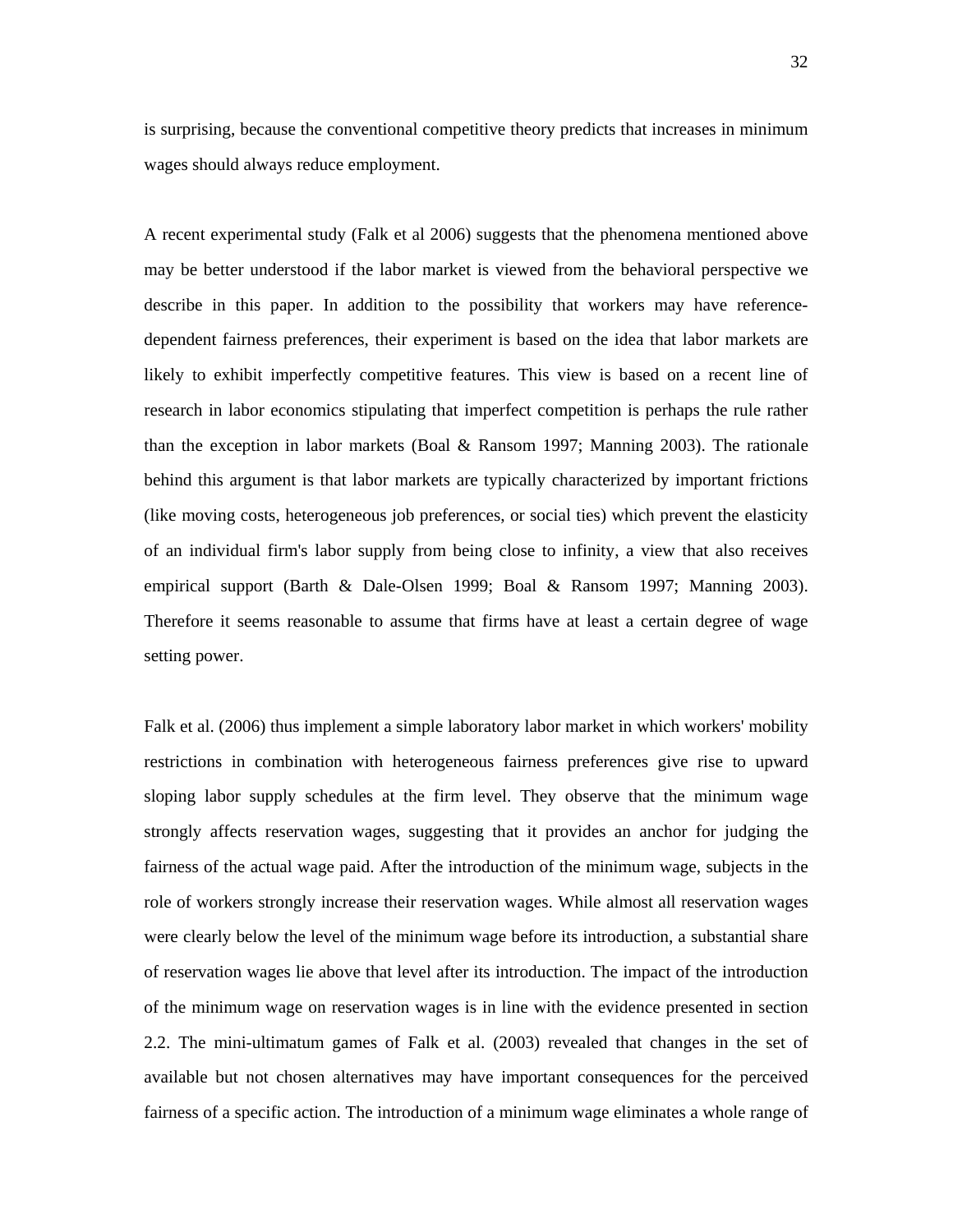is surprising, because the conventional competitive theory predicts that increases in minimum wages should always reduce employment.

A recent experimental study (Falk et al 2006) suggests that the phenomena mentioned above may be better understood if the labor market is viewed from the behavioral perspective we describe in this paper. In addition to the possibility that workers may have reference-dependent fairness preferences, their experiment is based on the idea that labor markets are likely to exhibit imperfectly competitive features. This view is based on a recent line of research in labor economics stipulating that imperfect competition is perhaps the rule rather than the exception in labor markets (Boal & Ransom 1997; Manning 2003). The rationale behind this argument is that labor markets are typically characterized by important frictions (like moving costs, heterogeneous job preferences, or social ties) which prevent the elasticity of an individual firm's labor supply from being close to infinity, a view that also receives empirical support (Barth & Dale-Olsen 1999; Boal & Ransom 1997; Manning 2003). Therefore it seems reasonable to assume that firms have at least a certain degree of wage setting power.

Falk et al. (2006) thus implement a simple laboratory labor market in which workers' mobility restrictions in combination with heterogeneous fairness preferences give rise to upward sloping labor supply schedules at the firm level. They observe that the minimum wage strongly affects reservation wages, suggesting that it provides an anchor for judging the fairness of the actual wage paid. After the introduction of the minimum wage, subjects in the role of workers strongly increase their reservation wages. While almost all reservation wages were clearly below the level of the minimum wage before its introduction, a substantial share of reservation wages lie above that level after its introduction. The impact of the introduction of the minimum wage on reservation wages is in line with the evidence presented in section 2.2. The mini-ultimatum games of Falk et al. (2003) revealed that changes in the set of available but not chosen alternatives may have important consequences for the perceived fairness of a specific action. The introduction of a minimum wage eliminates a whole range of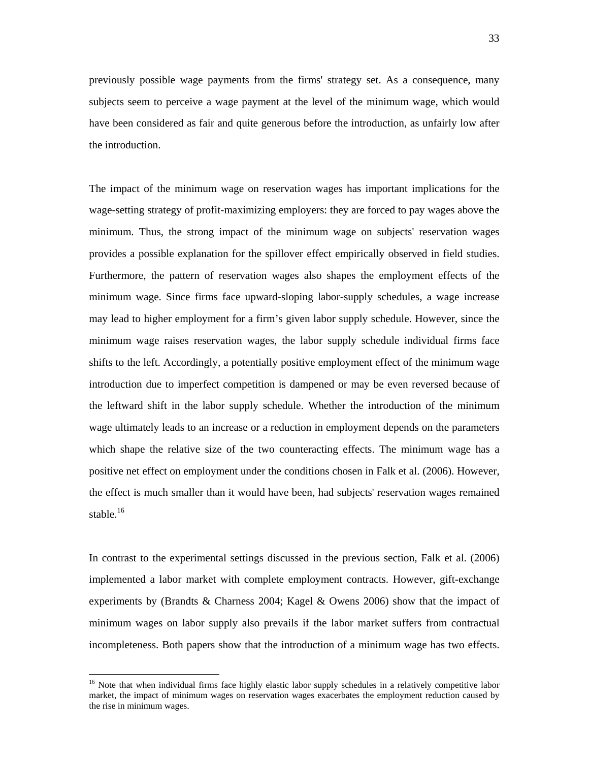previously possible wage payments from the firms' strategy set. As a consequence, many subjects seem to perceive a wage payment at the level of the minimum wage, which would have been considered as fair and quite generous before the introduction, as unfairly low after the introduction.

The impact of the minimum wage on reservation wages has important implications for the wage-setting strategy of profit-maximizing employers: they are forced to pay wages above the minimum. Thus, the strong impact of the minimum wage on subjects' reservation wages provides a possible explanation for the spillover effect empirically observed in field studies. Furthermore, the pattern of reservation wages also shapes the employment effects of the minimum wage. Since firms face upward-sloping labor-supply schedules, a wage increase may lead to higher employment for a firm's given labor supply schedule. However, since the minimum wage raises reservation wages, the labor supply schedule individual firms face shifts to the left. Accordingly, a potentially positive employment effect of the minimum wage introduction due to imperfect competition is dampened or may be even reversed because of the leftward shift in the labor supply schedule. Whether the introduction of the minimum wage ultimately leads to an increase or a reduction in employment depends on the parameters which shape the relative size of the two counteracting effects. The minimum wage has a positive net effect on employment under the conditions chosen in Falk et al. (2006). However, the effect is much smaller than it would have been, had subjects' reservation wages remained stable.[16]

In contrast to the experimental settings discussed in the previous section, Falk et al. (2006) implemented a labor market with complete employment contracts. However, gift-exchange experiments by (Brandts & Charness 2004; Kagel & Owens 2006) show that the impact of minimum wages on labor supply also prevails if the labor market suffers from contractual incompleteness. Both papers show that the introduction of a minimum wage has two effects.

[16] Note that when individual firms face highly elastic labor supply schedules in a relatively competitive labor market, the impact of minimum wages on reservation wages exacerbates the employment reduction caused by the rise in minimum wages.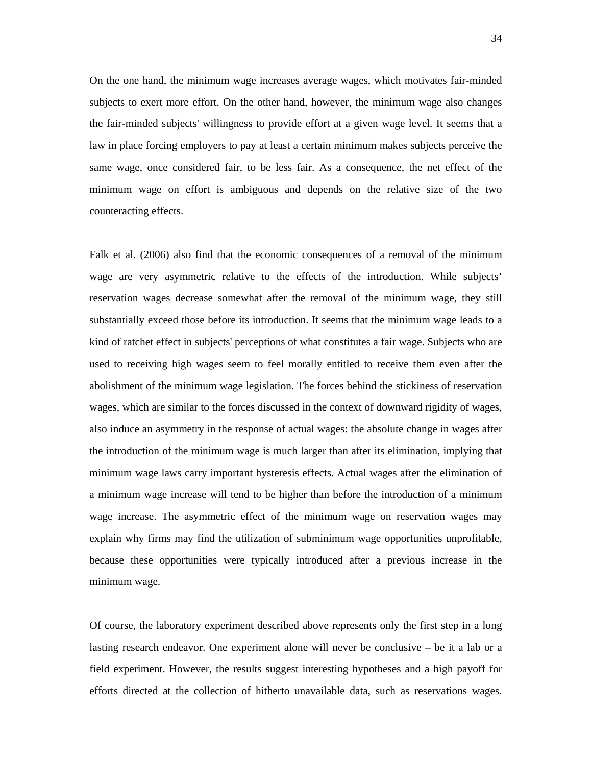On the one hand, the minimum wage increases average wages, which motivates fair-minded subjects to exert more effort. On the other hand, however, the minimum wage also changes the fair-minded subjects' willingness to provide effort at a given wage level. It seems that a law in place forcing employers to pay at least a certain minimum makes subjects perceive the same wage, once considered fair, to be less fair. As a consequence, the net effect of the minimum wage on effort is ambiguous and depends on the relative size of the two counteracting effects.

Falk et al. (2006) also find that the economic consequences of a removal of the minimum wage are very asymmetric relative to the effects of the introduction. While subjects' reservation wages decrease somewhat after the removal of the minimum wage, they still substantially exceed those before its introduction. It seems that the minimum wage leads to a kind of ratchet effect in subjects' perceptions of what constitutes a fair wage. Subjects who are used to receiving high wages seem to feel morally entitled to receive them even after the abolishment of the minimum wage legislation. The forces behind the stickiness of reservation wages, which are similar to the forces discussed in the context of downward rigidity of wages, also induce an asymmetry in the response of actual wages: the absolute change in wages after the introduction of the minimum wage is much larger than after its elimination, implying that minimum wage laws carry important hysteresis effects. Actual wages after the elimination of a minimum wage increase will tend to be higher than before the introduction of a minimum wage increase. The asymmetric effect of the minimum wage on reservation wages may explain why firms may find the utilization of subminimum wage opportunities unprofitable, because these opportunities were typically introduced after a previous increase in the minimum wage.

Of course, the laboratory experiment described above represents only the first step in a long lasting research endeavor. One experiment alone will never be conclusive – be it a lab or a field experiment. However, the results suggest interesting hypotheses and a high payoff for efforts directed at the collection of hitherto unavailable data, such as reservations wages.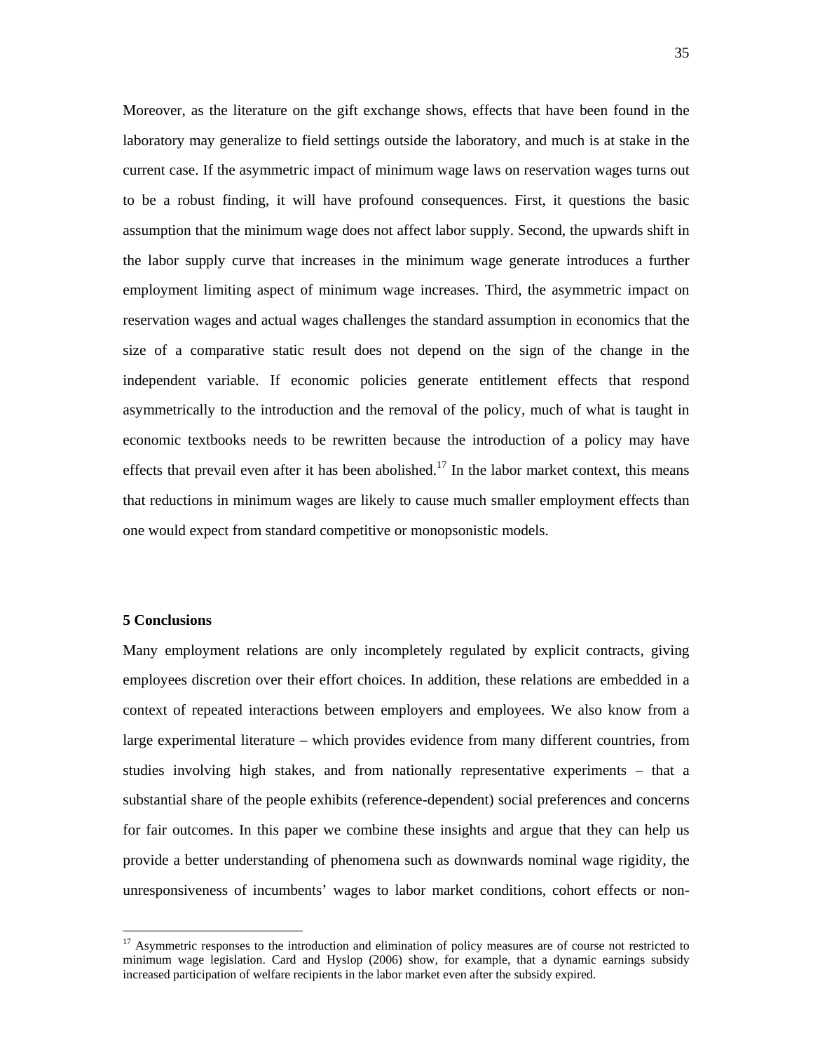Moreover, as the literature on the gift exchange shows, effects that have been found in the laboratory may generalize to field settings outside the laboratory, and much is at stake in the current case. If the asymmetric impact of minimum wage laws on reservation wages turns out to be a robust finding, it will have profound consequences. First, it questions the basic assumption that the minimum wage does not affect labor supply. Second, the upwards shift in the labor supply curve that increases in the minimum wage generate introduces a further employment limiting aspect of minimum wage increases. Third, the asymmetric impact on reservation wages and actual wages challenges the standard assumption in economics that the size of a comparative static result does not depend on the sign of the change in the independent variable. If economic policies generate entitlement effects that respond asymmetrically to the introduction and the removal of the policy, much of what is taught in economic textbooks needs to be rewritten because the introduction of a policy may have effects that prevail even after it has been abolished.[17] In the labor market context, this means that reductions in minimum wages are likely to cause much smaller employment effects than one would expect from standard competitive or monopsonistic models.

## 5 Conclusions

Many employment relations are only incompletely regulated by explicit contracts, giving employees discretion over their effort choices. In addition, these relations are embedded in a context of repeated interactions between employers and employees. We also know from a large experimental literature – which provides evidence from many different countries, from studies involving high stakes, and from nationally representative experiments – that a substantial share of the people exhibits (reference-dependent) social preferences and concerns for fair outcomes. In this paper we combine these insights and argue that they can help us provide a better understanding of phenomena such as downwards nominal wage rigidity, the unresponsiveness of incumbents' wages to labor market conditions, cohort effects or non-

[17] Asymmetric responses to the introduction and elimination of policy measures are of course not restricted to minimum wage legislation. Card and Hyslop (2006) show, for example, that a dynamic earnings subsidy increased participation of welfare recipients in the labor market even after the subsidy expired.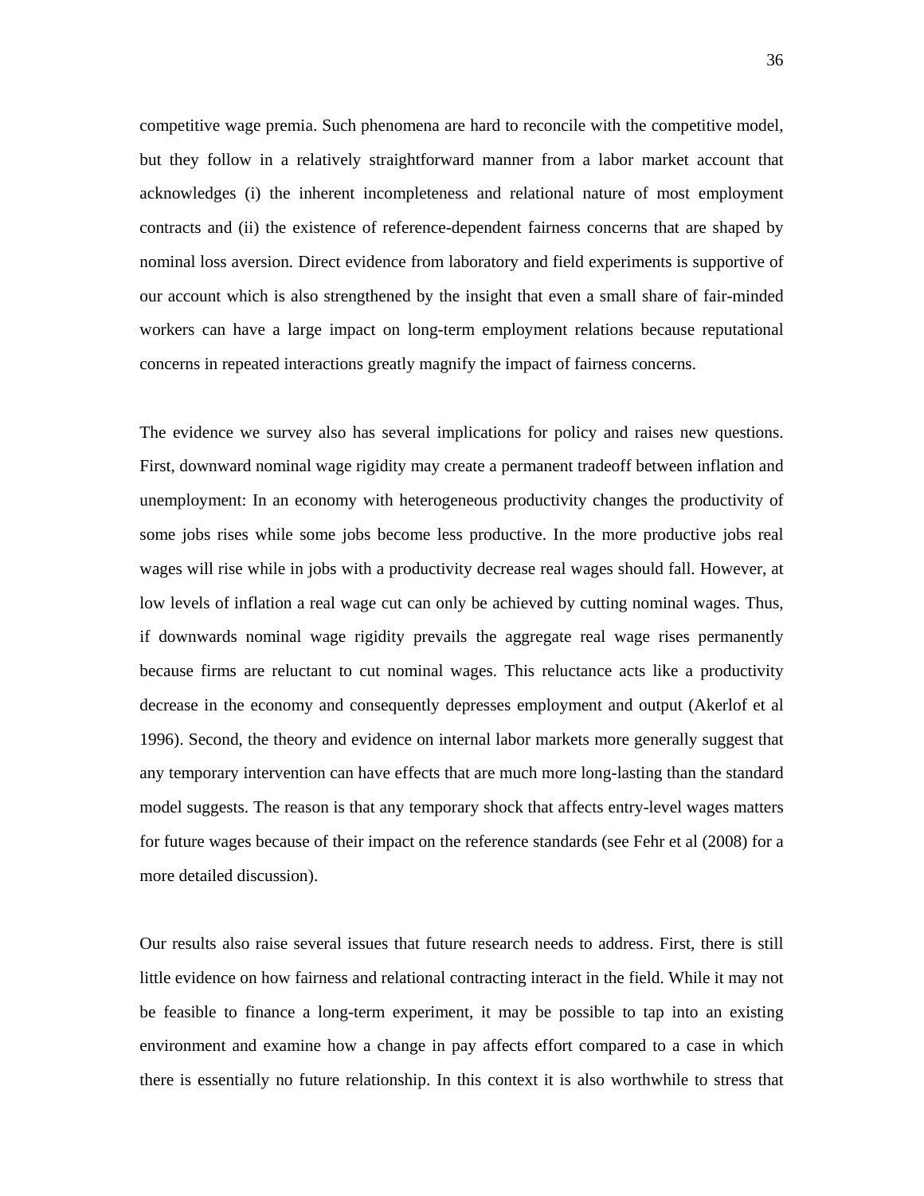competitive wage premia. Such phenomena are hard to reconcile with the competitive model, but they follow in a relatively straightforward manner from a labor market account that acknowledges (i) the inherent incompleteness and relational nature of most employment contracts and (ii) the existence of reference-dependent fairness concerns that are shaped by nominal loss aversion. Direct evidence from laboratory and field experiments is supportive of our account which is also strengthened by the insight that even a small share of fair-minded workers can have a large impact on long-term employment relations because reputational concerns in repeated interactions greatly magnify the impact of fairness concerns.

The evidence we survey also has several implications for policy and raises new questions. First, downward nominal wage rigidity may create a permanent tradeoff between inflation and unemployment: In an economy with heterogeneous productivity changes the productivity of some jobs rises while some jobs become less productive. In the more productive jobs real wages will rise while in jobs with a productivity decrease real wages should fall. However, at low levels of inflation a real wage cut can only be achieved by cutting nominal wages. Thus, if downwards nominal wage rigidity prevails the aggregate real wage rises permanently because firms are reluctant to cut nominal wages. This reluctance acts like a productivity decrease in the economy and consequently depresses employment and output (Akerlof et al 1996). Second, the theory and evidence on internal labor markets more generally suggest that any temporary intervention can have effects that are much more long-lasting than the standard model suggests. The reason is that any temporary shock that affects entry-level wages matters for future wages because of their impact on the reference standards (see Fehr et al (2008) for a more detailed discussion).

Our results also raise several issues that future research needs to address. First, there is still little evidence on how fairness and relational contracting interact in the field. While it may not be feasible to finance a long-term experiment, it may be possible to tap into an existing environment and examine how a change in pay affects effort compared to a case in which there is essentially no future relationship. In this context it is also worthwhile to stress that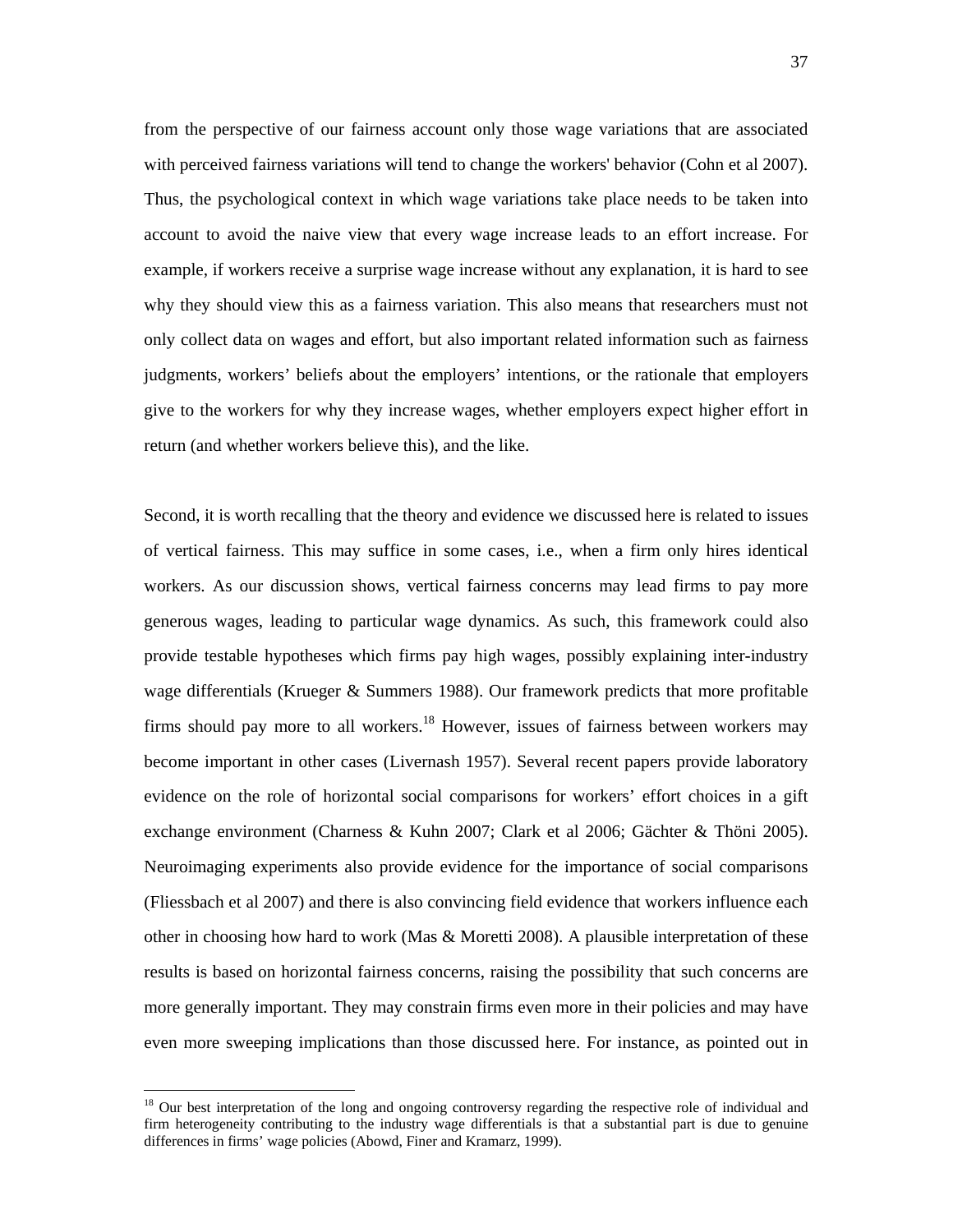from the perspective of our fairness account only those wage variations that are associated with perceived fairness variations will tend to change the workers' behavior (Cohn et al 2007). Thus, the psychological context in which wage variations take place needs to be taken into account to avoid the naive view that every wage increase leads to an effort increase. For example, if workers receive a surprise wage increase without any explanation, it is hard to see why they should view this as a fairness variation. This also means that researchers must not only collect data on wages and effort, but also important related information such as fairness judgments, workers' beliefs about the employers' intentions, or the rationale that employers give to the workers for why they increase wages, whether employers expect higher effort in return (and whether workers believe this), and the like.

Second, it is worth recalling that the theory and evidence we discussed here is related to issues of vertical fairness. This may suffice in some cases, i.e., when a firm only hires identical workers. As our discussion shows, vertical fairness concerns may lead firms to pay more generous wages, leading to particular wage dynamics. As such, this framework could also provide testable hypotheses which firms pay high wages, possibly explaining inter-industry wage differentials (Krueger & Summers 1988). Our framework predicts that more profitable firms should pay more to all workers.[18] However, issues of fairness between workers may become important in other cases (Livernash 1957). Several recent papers provide laboratory evidence on the role of horizontal social comparisons for workers' effort choices in a gift exchange environment (Charness & Kuhn 2007; Clark et al 2006; Gächter & Thöni 2005). Neuroimaging experiments also provide evidence for the importance of social comparisons (Fliessbach et al 2007) and there is also convincing field evidence that workers influence each other in choosing how hard to work (Mas & Moretti 2008). A plausible interpretation of these results is based on horizontal fairness concerns, raising the possibility that such concerns are more generally important. They may constrain firms even more in their policies and may have even more sweeping implications than those discussed here. For instance, as pointed out in

---

[18] Our best interpretation of the long and ongoing controversy regarding the respective role of individual and firm heterogeneity contributing to the industry wage differentials is that a substantial part is due to genuine differences in firms' wage policies (Abowd, Finer and Kramarz, 1999).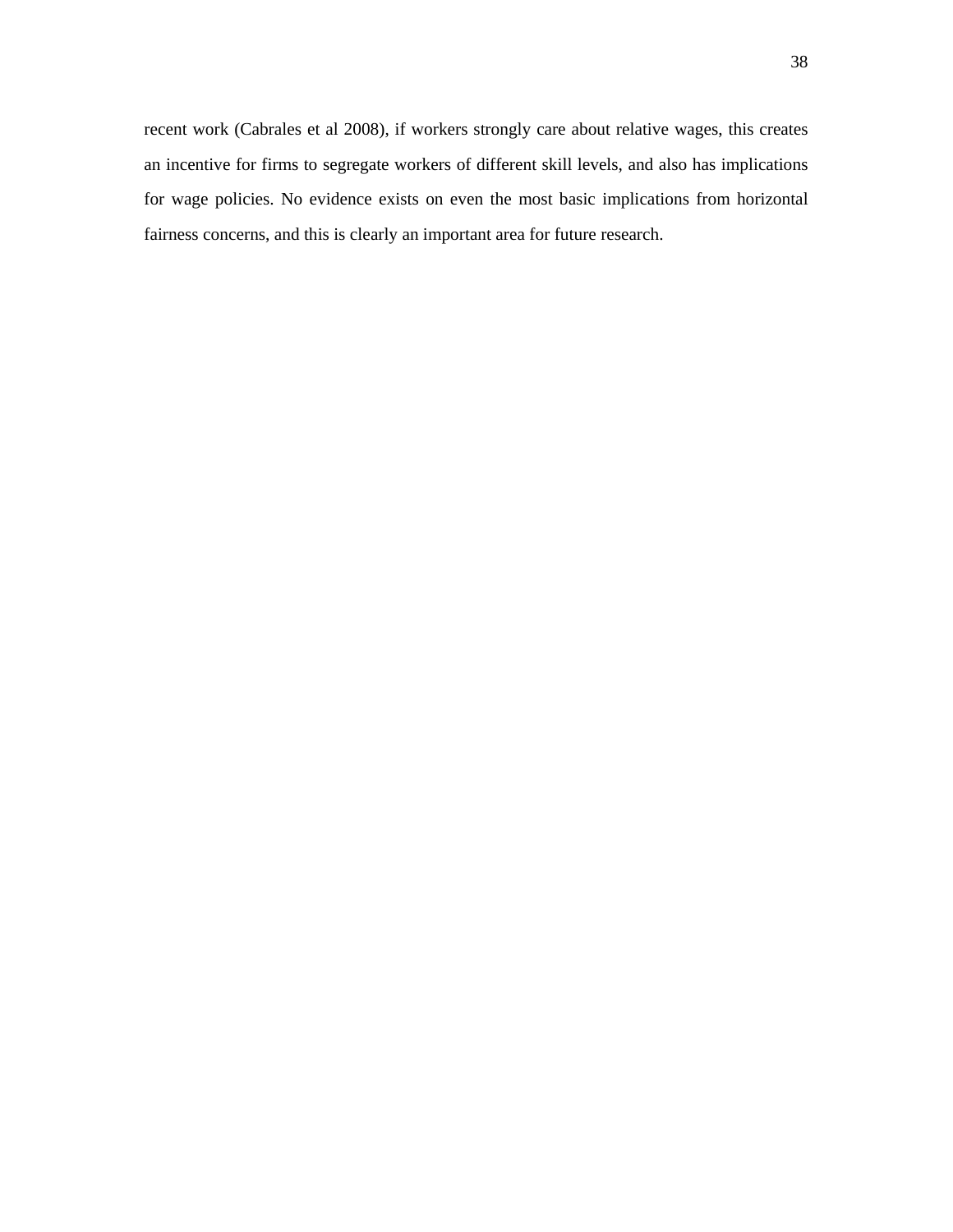recent work (Cabrales et al 2008), if workers strongly care about relative wages, this creates an incentive for firms to segregate workers of different skill levels, and also has implications for wage policies. No evidence exists on even the most basic implications from horizontal fairness concerns, and this is clearly an important area for future research.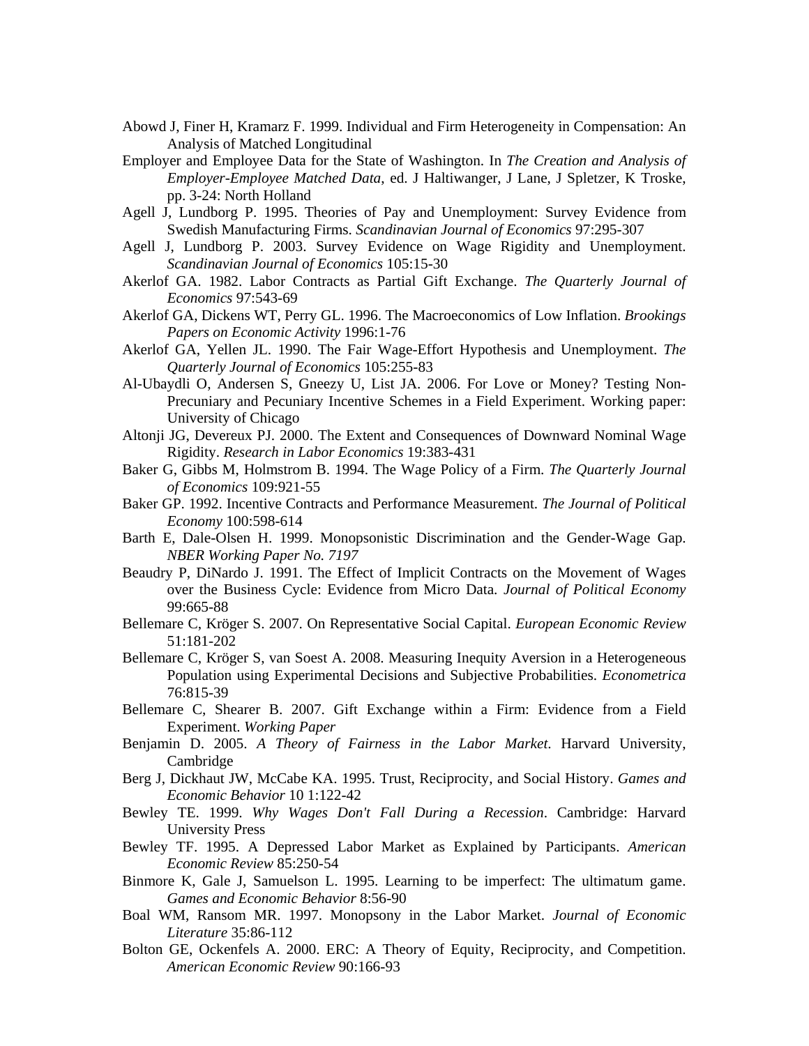Abowd J, Finer H, Kramarz F. 1999. Individual and Firm Heterogeneity in Compensation: An Analysis of Matched Longitudinal

Employer and Employee Data for the State of Washington. In *The Creation and Analysis of Employer-Employee Matched Data*, ed. J Haltiwanger, J Lane, J Spletzer, K Troske, pp. 3-24: North Holland

Agell J, Lundborg P. 1995. Theories of Pay and Unemployment: Survey Evidence from Swedish Manufacturing Firms. *Scandinavian Journal of Economics* 97:295-307

Agell J, Lundborg P. 2003. Survey Evidence on Wage Rigidity and Unemployment. *Scandinavian Journal of Economics* 105:15-30

Akerlof GA. 1982. Labor Contracts as Partial Gift Exchange. *The Quarterly Journal of Economics* 97:543-69

Akerlof GA, Dickens WT, Perry GL. 1996. The Macroeconomics of Low Inflation. *Brookings Papers on Economic Activity* 1996:1-76

Akerlof GA, Yellen JL. 1990. The Fair Wage-Effort Hypothesis and Unemployment. *The Quarterly Journal of Economics* 105:255-83

Al-Ubaydli O, Andersen S, Gneezy U, List JA. 2006. For Love or Money? Testing Non-Precuniary and Pecuniary Incentive Schemes in a Field Experiment. Working paper: University of Chicago

Altonji JG, Devereux PJ. 2000. The Extent and Consequences of Downward Nominal Wage Rigidity. *Research in Labor Economics* 19:383-431

Baker G, Gibbs M, Holmstrom B. 1994. The Wage Policy of a Firm. *The Quarterly Journal of Economics* 109:921-55

Baker GP. 1992. Incentive Contracts and Performance Measurement. *The Journal of Political Economy* 100:598-614

Barth E, Dale-Olsen H. 1999. Monopsonistic Discrimination and the Gender-Wage Gap. *NBER Working Paper No. 7197*

Beaudry P, DiNardo J. 1991. The Effect of Implicit Contracts on the Movement of Wages over the Business Cycle: Evidence from Micro Data. *Journal of Political Economy* 99:665-88

Bellemare C, Kröger S. 2007. On Representative Social Capital. *European Economic Review* 51:181-202

Bellemare C, Kröger S, van Soest A. 2008. Measuring Inequity Aversion in a Heterogeneous Population using Experimental Decisions and Subjective Probabilities. *Econometrica* 76:815-39

Bellemare C, Shearer B. 2007. Gift Exchange within a Firm: Evidence from a Field Experiment. *Working Paper*

Benjamin D. 2005. *A Theory of Fairness in the Labor Market*. Harvard University, Cambridge

Berg J, Dickhaut JW, McCabe KA. 1995. Trust, Reciprocity, and Social History. *Games and Economic Behavior* 10 1:122-42

Bewley TE. 1999. *Why Wages Don't Fall During a Recession*. Cambridge: Harvard University Press

Bewley TF. 1995. A Depressed Labor Market as Explained by Participants. *American Economic Review* 85:250-54

Binmore K, Gale J, Samuelson L. 1995. Learning to be imperfect: The ultimatum game. *Games and Economic Behavior* 8:56-90

Boal WM, Ransom MR. 1997. Monopsony in the Labor Market. *Journal of Economic Literature* 35:86-112

Bolton GE, Ockenfels A. 2000. ERC: A Theory of Equity, Reciprocity, and Competition. *American Economic Review* 90:166-93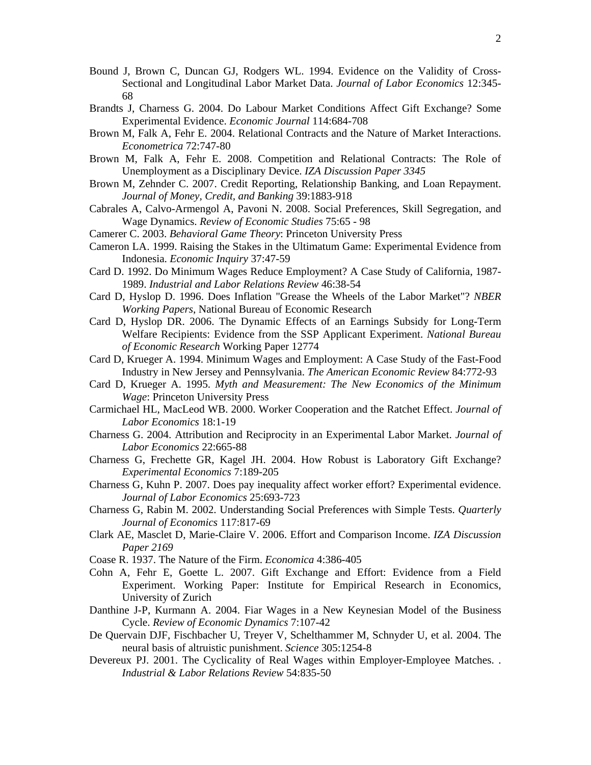Bound J, Brown C, Duncan GJ, Rodgers WL. 1994. Evidence on the Validity of Cross-Sectional and Longitudinal Labor Market Data. *Journal of Labor Economics* 12:345-68

Brandts J, Charness G. 2004. Do Labour Market Conditions Affect Gift Exchange? Some Experimental Evidence. *Economic Journal* 114:684-708

Brown M, Falk A, Fehr E. 2004. Relational Contracts and the Nature of Market Interactions. *Econometrica* 72:747-80

Brown M, Falk A, Fehr E. 2008. Competition and Relational Contracts: The Role of Unemployment as a Disciplinary Device. *IZA Discussion Paper 3345*

Brown M, Zehnder C. 2007. Credit Reporting, Relationship Banking, and Loan Repayment. *Journal of Money, Credit, and Banking* 39:1883-918

Cabrales A, Calvo-Armengol A, Pavoni N. 2008. Social Preferences, Skill Segregation, and Wage Dynamics. *Review of Economic Studies* 75:65 - 98

Camerer C. 2003. *Behavioral Game Theory*: Princeton University Press

Cameron LA. 1999. Raising the Stakes in the Ultimatum Game: Experimental Evidence from Indonesia. *Economic Inquiry* 37:47-59

Card D. 1992. Do Minimum Wages Reduce Employment? A Case Study of California, 1987-1989. *Industrial and Labor Relations Review* 46:38-54

Card D, Hyslop D. 1996. Does Inflation "Grease the Wheels of the Labor Market"? *NBER Working Papers*, National Bureau of Economic Research

Card D, Hyslop DR. 2006. The Dynamic Effects of an Earnings Subsidy for Long-Term Welfare Recipients: Evidence from the SSP Applicant Experiment. *National Bureau of Economic Research* Working Paper 12774

Card D, Krueger A. 1994. Minimum Wages and Employment: A Case Study of the Fast-Food Industry in New Jersey and Pennsylvania. *The American Economic Review* 84:772-93

Card D, Krueger A. 1995. *Myth and Measurement: The New Economics of the Minimum Wage*: Princeton University Press

Carmichael HL, MacLeod WB. 2000. Worker Cooperation and the Ratchet Effect. *Journal of Labor Economics* 18:1-19

Charness G. 2004. Attribution and Reciprocity in an Experimental Labor Market. *Journal of Labor Economics* 22:665-88

Charness G, Frechette GR, Kagel JH. 2004. How Robust is Laboratory Gift Exchange? *Experimental Economics* 7:189-205

Charness G, Kuhn P. 2007. Does pay inequality affect worker effort? Experimental evidence. *Journal of Labor Economics* 25:693-723

Charness G, Rabin M. 2002. Understanding Social Preferences with Simple Tests. *Quarterly Journal of Economics* 117:817-69

Clark AE, Masclet D, Marie-Claire V. 2006. Effort and Comparison Income. *IZA Discussion Paper 2169*

Coase R. 1937. The Nature of the Firm. *Economica* 4:386-405

Cohn A, Fehr E, Goette L. 2007. Gift Exchange and Effort: Evidence from a Field Experiment. Working Paper: Institute for Empirical Research in Economics, University of Zurich

Danthine J-P, Kurmann A. 2004. Fiar Wages in a New Keynesian Model of the Business Cycle. *Review of Economic Dynamics* 7:107-42

De Quervain DJF, Fischbacher U, Treyer V, Schelthammer M, Schnyder U, et al. 2004. The neural basis of altruistic punishment. *Science* 305:1254-8

Devereux PJ. 2001. The Cyclicality of Real Wages within Employer-Employee Matches. . *Industrial & Labor Relations Review* 54:835-50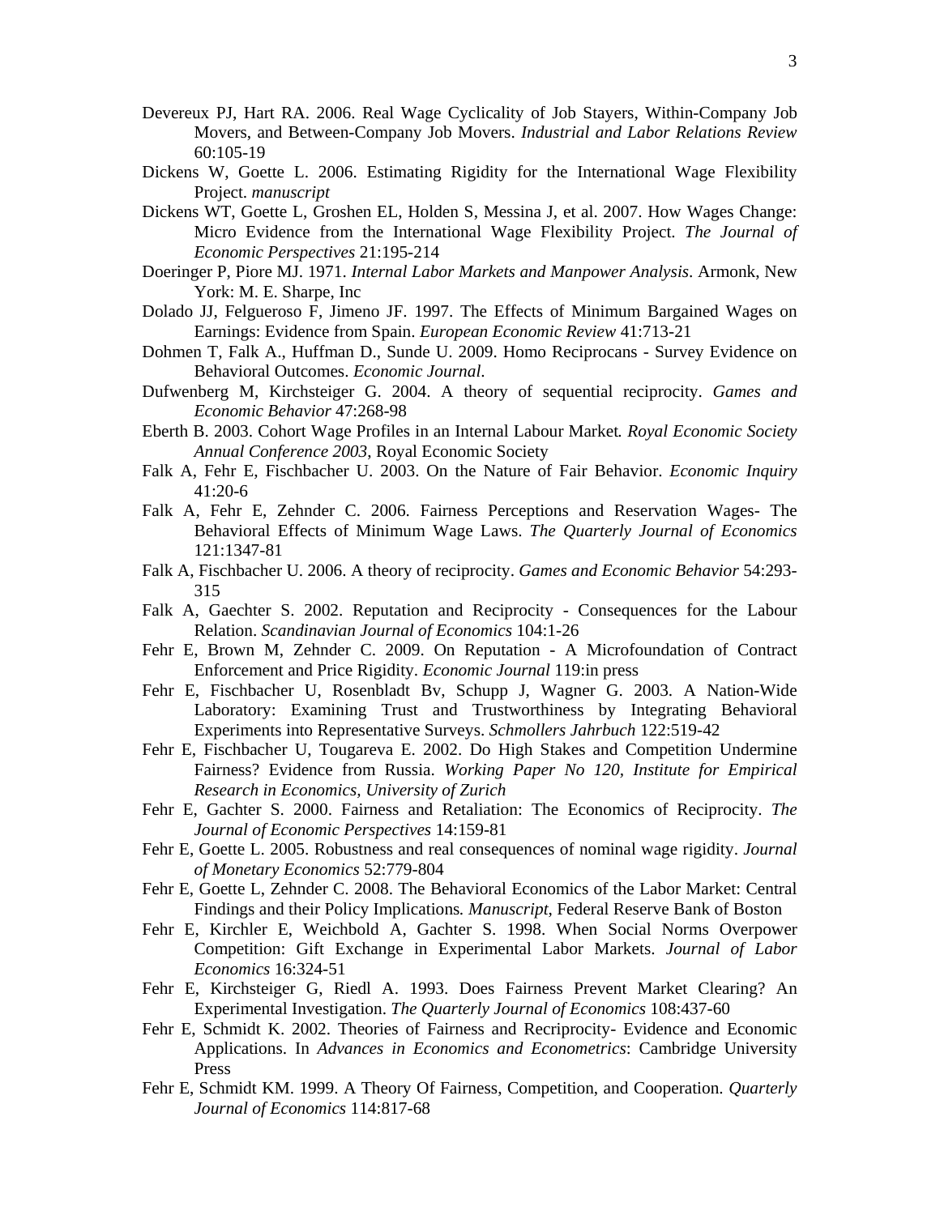Devereux PJ, Hart RA. 2006. Real Wage Cyclicality of Job Stayers, Within-Company Job Movers, and Between-Company Job Movers. *Industrial and Labor Relations Review* 60:105-19

Dickens W, Goette L. 2006. Estimating Rigidity for the International Wage Flexibility Project. *manuscript*

Dickens WT, Goette L, Groshen EL, Holden S, Messina J, et al. 2007. How Wages Change: Micro Evidence from the International Wage Flexibility Project. *The Journal of Economic Perspectives* 21:195-214

Doeringer P, Piore MJ. 1971. *Internal Labor Markets and Manpower Analysis*. Armonk, New York: M. E. Sharpe, Inc

Dolado JJ, Felgueroso F, Jimeno JF. 1997. The Effects of Minimum Bargained Wages on Earnings: Evidence from Spain. *European Economic Review* 41:713-21

Dohmen T, Falk A., Huffman D., Sunde U. 2009. Homo Reciprocans - Survey Evidence on Behavioral Outcomes. *Economic Journal*.

Dufwenberg M, Kirchsteiger G. 2004. A theory of sequential reciprocity. *Games and Economic Behavior* 47:268-98

Eberth B. 2003. Cohort Wage Profiles in an Internal Labour Market*. Royal Economic Society Annual Conference 2003*, Royal Economic Society

Falk A, Fehr E, Fischbacher U. 2003. On the Nature of Fair Behavior. *Economic Inquiry* 41:20-6

Falk A, Fehr E, Zehnder C. 2006. Fairness Perceptions and Reservation Wages- The Behavioral Effects of Minimum Wage Laws. *The Quarterly Journal of Economics* 121:1347-81

Falk A, Fischbacher U. 2006. A theory of reciprocity. *Games and Economic Behavior* 54:293-315

Falk A, Gaechter S. 2002. Reputation and Reciprocity - Consequences for the Labour Relation. *Scandinavian Journal of Economics* 104:1-26

Fehr E, Brown M, Zehnder C. 2009. On Reputation - A Microfoundation of Contract Enforcement and Price Rigidity. *Economic Journal* 119:in press

Fehr E, Fischbacher U, Rosenbladt Bv, Schupp J, Wagner G. 2003. A Nation-Wide Laboratory: Examining Trust and Trustworthiness by Integrating Behavioral Experiments into Representative Surveys. *Schmollers Jahrbuch* 122:519-42

Fehr E, Fischbacher U, Tougareva E. 2002. Do High Stakes and Competition Undermine Fairness? Evidence from Russia. *Working Paper No 120, Institute for Empirical Research in Economics, University of Zurich*

Fehr E, Gachter S. 2000. Fairness and Retaliation: The Economics of Reciprocity. *The Journal of Economic Perspectives* 14:159-81

Fehr E, Goette L. 2005. Robustness and real consequences of nominal wage rigidity. *Journal of Monetary Economics* 52:779-804

Fehr E, Goette L, Zehnder C. 2008. The Behavioral Economics of the Labor Market: Central Findings and their Policy Implications*. Manuscript*, Federal Reserve Bank of Boston

Fehr E, Kirchler E, Weichbold A, Gachter S. 1998. When Social Norms Overpower Competition: Gift Exchange in Experimental Labor Markets. *Journal of Labor Economics* 16:324-51

Fehr E, Kirchsteiger G, Riedl A. 1993. Does Fairness Prevent Market Clearing? An Experimental Investigation. *The Quarterly Journal of Economics* 108:437-60

Fehr E, Schmidt K. 2002. Theories of Fairness and Recriprocity- Evidence and Economic Applications. In *Advances in Economics and Econometrics*: Cambridge University Press

Fehr E, Schmidt KM. 1999. A Theory Of Fairness, Competition, and Cooperation. *Quarterly Journal of Economics* 114:817-68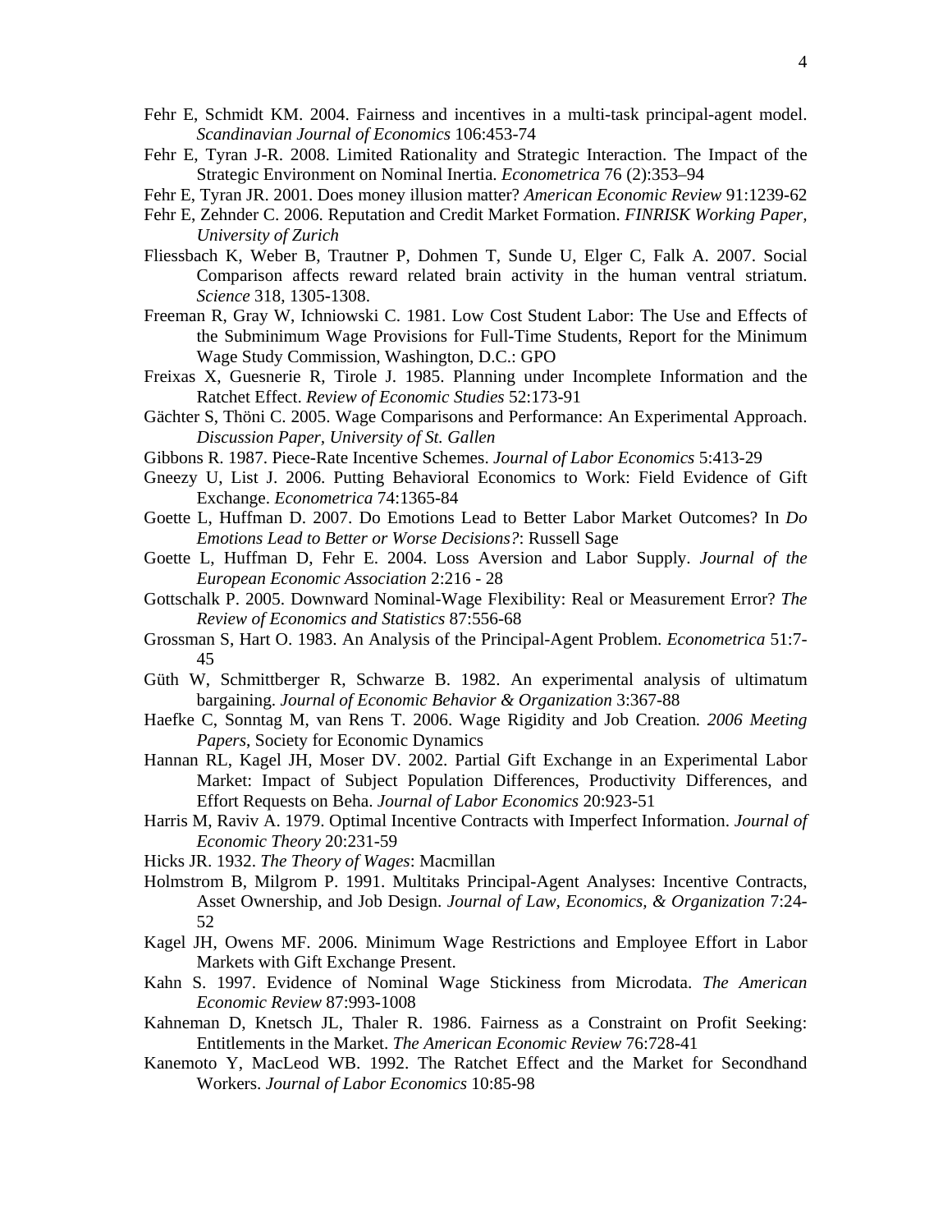Fehr E, Schmidt KM. 2004. Fairness and incentives in a multi-task principal-agent model. *Scandinavian Journal of Economics* 106:453-74

Fehr E, Tyran J-R. 2008. Limited Rationality and Strategic Interaction. The Impact of the Strategic Environment on Nominal Inertia. *Econometrica* 76 (2):353–94

Fehr E, Tyran JR. 2001. Does money illusion matter? *American Economic Review* 91:1239-62

Fehr E, Zehnder C. 2006. Reputation and Credit Market Formation. *FINRISK Working Paper, University of Zurich*

Fliessbach K, Weber B, Trautner P, Dohmen T, Sunde U, Elger C, Falk A. 2007. Social Comparison affects reward related brain activity in the human ventral striatum. *Science* 318, 1305-1308.

Freeman R, Gray W, Ichniowski C. 1981. Low Cost Student Labor: The Use and Effects of the Subminimum Wage Provisions for Full-Time Students, Report for the Minimum Wage Study Commission, Washington, D.C.: GPO

Freixas X, Guesnerie R, Tirole J. 1985. Planning under Incomplete Information and the Ratchet Effect. *Review of Economic Studies* 52:173-91

Gächter S, Thöni C. 2005. Wage Comparisons and Performance: An Experimental Approach. *Discussion Paper, University of St. Gallen*

Gibbons R. 1987. Piece-Rate Incentive Schemes. *Journal of Labor Economics* 5:413-29

Gneezy U, List J. 2006. Putting Behavioral Economics to Work: Field Evidence of Gift Exchange. *Econometrica* 74:1365-84

Goette L, Huffman D. 2007. Do Emotions Lead to Better Labor Market Outcomes? In *Do Emotions Lead to Better or Worse Decisions?*: Russell Sage

Goette L, Huffman D, Fehr E. 2004. Loss Aversion and Labor Supply. *Journal of the European Economic Association* 2:216 - 28

Gottschalk P. 2005. Downward Nominal-Wage Flexibility: Real or Measurement Error? *The Review of Economics and Statistics* 87:556-68

Grossman S, Hart O. 1983. An Analysis of the Principal-Agent Problem. *Econometrica* 51:7-45

Güth W, Schmittberger R, Schwarze B. 1982. An experimental analysis of ultimatum bargaining. *Journal of Economic Behavior & Organization* 3:367-88

Haefke C, Sonntag M, van Rens T. 2006. Wage Rigidity and Job Creation. *2006 Meeting Papers*, Society for Economic Dynamics

Hannan RL, Kagel JH, Moser DV. 2002. Partial Gift Exchange in an Experimental Labor Market: Impact of Subject Population Differences, Productivity Differences, and Effort Requests on Beha. *Journal of Labor Economics* 20:923-51

Harris M, Raviv A. 1979. Optimal Incentive Contracts with Imperfect Information. *Journal of Economic Theory* 20:231-59

Hicks JR. 1932. *The Theory of Wages*: Macmillan

Holmstrom B, Milgrom P. 1991. Multitaks Principal-Agent Analyses: Incentive Contracts, Asset Ownership, and Job Design. *Journal of Law, Economics, & Organization* 7:24-52

Kagel JH, Owens MF. 2006. Minimum Wage Restrictions and Employee Effort in Labor Markets with Gift Exchange Present.

Kahn S. 1997. Evidence of Nominal Wage Stickiness from Microdata. *The American Economic Review* 87:993-1008

Kahneman D, Knetsch JL, Thaler R. 1986. Fairness as a Constraint on Profit Seeking: Entitlements in the Market. *The American Economic Review* 76:728-41

Kanemoto Y, MacLeod WB. 1992. The Ratchet Effect and the Market for Secondhand Workers. *Journal of Labor Economics* 10:85-98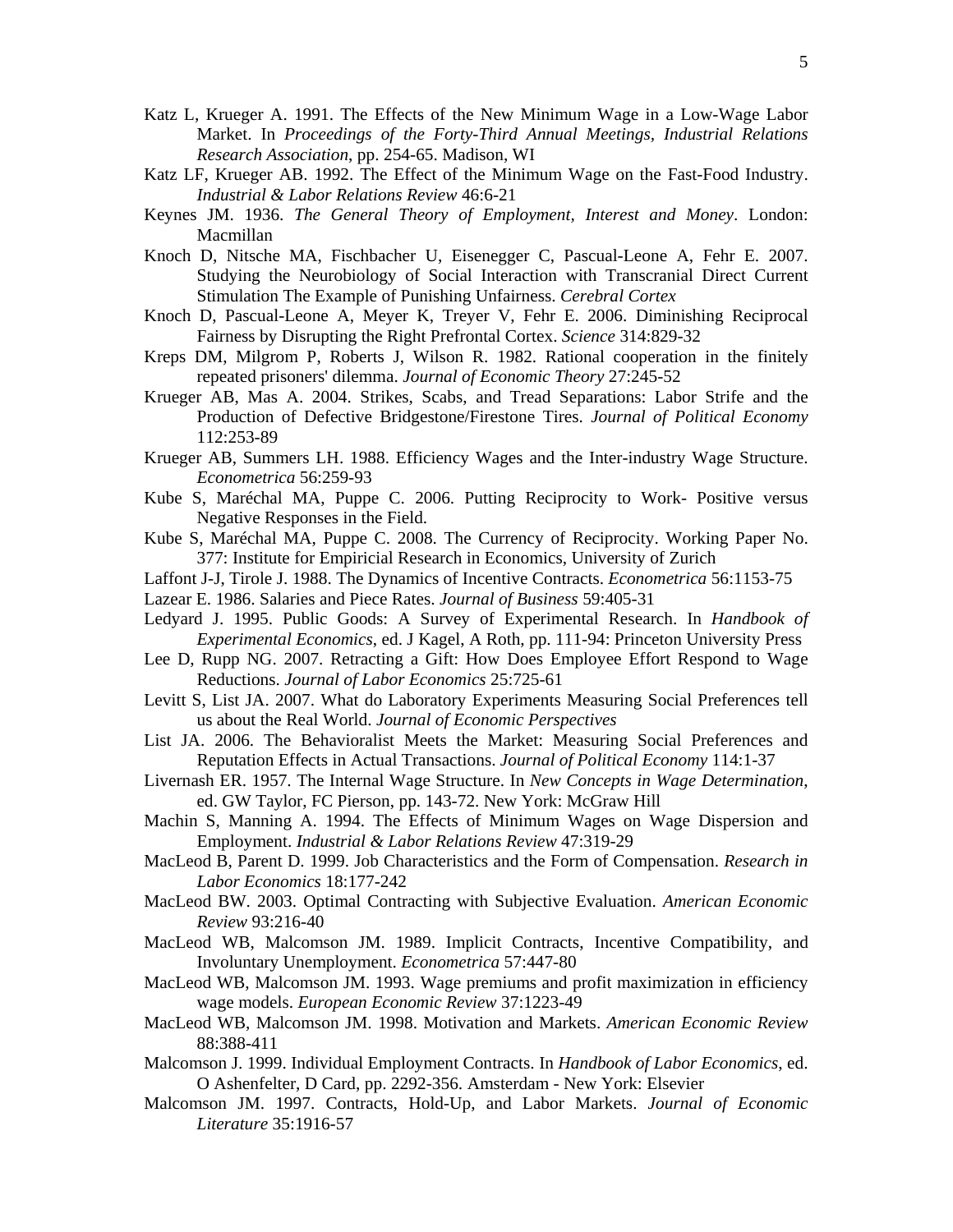Katz L, Krueger A. 1991. The Effects of the New Minimum Wage in a Low-Wage Labor Market. In *Proceedings of the Forty-Third Annual Meetings, Industrial Relations Research Association*, pp. 254-65. Madison, WI

Katz LF, Krueger AB. 1992. The Effect of the Minimum Wage on the Fast-Food Industry. *Industrial & Labor Relations Review* 46:6-21

Keynes JM. 1936. *The General Theory of Employment, Interest and Money*. London: Macmillan

Knoch D, Nitsche MA, Fischbacher U, Eisenegger C, Pascual-Leone A, Fehr E. 2007. Studying the Neurobiology of Social Interaction with Transcranial Direct Current Stimulation The Example of Punishing Unfairness. *Cerebral Cortex*

Knoch D, Pascual-Leone A, Meyer K, Treyer V, Fehr E. 2006. Diminishing Reciprocal Fairness by Disrupting the Right Prefrontal Cortex. *Science* 314:829-32

Kreps DM, Milgrom P, Roberts J, Wilson R. 1982. Rational cooperation in the finitely repeated prisoners' dilemma. *Journal of Economic Theory* 27:245-52

Krueger AB, Mas A. 2004. Strikes, Scabs, and Tread Separations: Labor Strife and the Production of Defective Bridgestone/Firestone Tires. *Journal of Political Economy* 112:253-89

Krueger AB, Summers LH. 1988. Efficiency Wages and the Inter-industry Wage Structure. *Econometrica* 56:259-93

Kube S, Maréchal MA, Puppe C. 2006. Putting Reciprocity to Work- Positive versus Negative Responses in the Field.

Kube S, Maréchal MA, Puppe C. 2008. The Currency of Reciprocity. Working Paper No. 377: Institute for Empiricial Research in Economics, University of Zurich

Laffont J-J, Tirole J. 1988. The Dynamics of Incentive Contracts. *Econometrica* 56:1153-75

Lazear E. 1986. Salaries and Piece Rates. *Journal of Business* 59:405-31

Ledyard J. 1995. Public Goods: A Survey of Experimental Research. In *Handbook of Experimental Economics*, ed. J Kagel, A Roth, pp. 111-94: Princeton University Press

Lee D, Rupp NG. 2007. Retracting a Gift: How Does Employee Effort Respond to Wage Reductions. *Journal of Labor Economics* 25:725-61

Levitt S, List JA. 2007. What do Laboratory Experiments Measuring Social Preferences tell us about the Real World. *Journal of Economic Perspectives*

List JA. 2006. The Behavioralist Meets the Market: Measuring Social Preferences and Reputation Effects in Actual Transactions. *Journal of Political Economy* 114:1-37

Livernash ER. 1957. The Internal Wage Structure. In *New Concepts in Wage Determination*, ed. GW Taylor, FC Pierson, pp. 143-72. New York: McGraw Hill

Machin S, Manning A. 1994. The Effects of Minimum Wages on Wage Dispersion and Employment. *Industrial & Labor Relations Review* 47:319-29

MacLeod B, Parent D. 1999. Job Characteristics and the Form of Compensation. *Research in Labor Economics* 18:177-242

MacLeod BW. 2003. Optimal Contracting with Subjective Evaluation. *American Economic Review* 93:216-40

MacLeod WB, Malcomson JM. 1989. Implicit Contracts, Incentive Compatibility, and Involuntary Unemployment. *Econometrica* 57:447-80

MacLeod WB, Malcomson JM. 1993. Wage premiums and profit maximization in efficiency wage models. *European Economic Review* 37:1223-49

MacLeod WB, Malcomson JM. 1998. Motivation and Markets. *American Economic Review* 88:388-411

Malcomson J. 1999. Individual Employment Contracts. In *Handbook of Labor Economics*, ed. O Ashenfelter, D Card, pp. 2292-356. Amsterdam - New York: Elsevier

Malcomson JM. 1997. Contracts, Hold-Up, and Labor Markets. *Journal of Economic Literature* 35:1916-57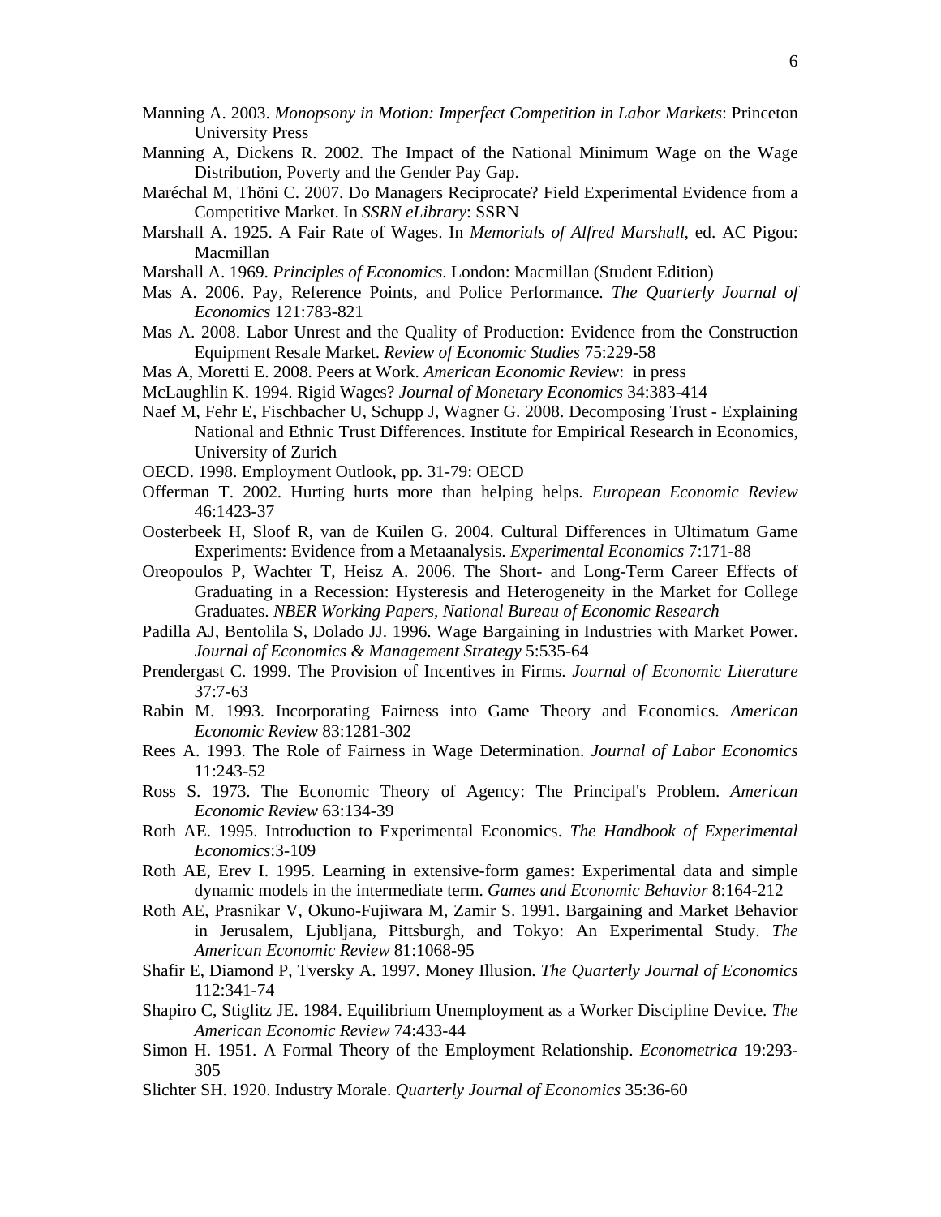Manning A. 2003. *Monopsony in Motion: Imperfect Competition in Labor Markets*: Princeton University Press

Manning A, Dickens R. 2002. The Impact of the National Minimum Wage on the Wage Distribution, Poverty and the Gender Pay Gap.

Maréchal M, Thöni C. 2007. Do Managers Reciprocate? Field Experimental Evidence from a Competitive Market. In *SSRN eLibrary*: SSRN

Marshall A. 1925. A Fair Rate of Wages. In *Memorials of Alfred Marshall*, ed. AC Pigou: Macmillan

Marshall A. 1969. *Principles of Economics*. London: Macmillan (Student Edition)

Mas A. 2006. Pay, Reference Points, and Police Performance. *The Quarterly Journal of Economics* 121:783-821

Mas A. 2008. Labor Unrest and the Quality of Production: Evidence from the Construction Equipment Resale Market. *Review of Economic Studies* 75:229-58

Mas A, Moretti E. 2008. Peers at Work. *American Economic Review*: in press

McLaughlin K. 1994. Rigid Wages? *Journal of Monetary Economics* 34:383-414

Naef M, Fehr E, Fischbacher U, Schupp J, Wagner G. 2008. Decomposing Trust - Explaining National and Ethnic Trust Differences. Institute for Empirical Research in Economics, University of Zurich

OECD. 1998. Employment Outlook, pp. 31-79: OECD

Offerman T. 2002. Hurting hurts more than helping helps. *European Economic Review* 46:1423-37

Oosterbeek H, Sloof R, van de Kuilen G. 2004. Cultural Differences in Ultimatum Game Experiments: Evidence from a Metaanalysis. *Experimental Economics* 7:171-88

Oreopoulos P, Wachter T, Heisz A. 2006. The Short- and Long-Term Career Effects of Graduating in a Recession: Hysteresis and Heterogeneity in the Market for College Graduates. *NBER Working Papers, National Bureau of Economic Research*

Padilla AJ, Bentolila S, Dolado JJ. 1996. Wage Bargaining in Industries with Market Power. *Journal of Economics & Management Strategy* 5:535-64

Prendergast C. 1999. The Provision of Incentives in Firms. *Journal of Economic Literature* 37:7-63

Rabin M. 1993. Incorporating Fairness into Game Theory and Economics. *American Economic Review* 83:1281-302

Rees A. 1993. The Role of Fairness in Wage Determination. *Journal of Labor Economics* 11:243-52

Ross S. 1973. The Economic Theory of Agency: The Principal's Problem. *American Economic Review* 63:134-39

Roth AE. 1995. Introduction to Experimental Economics. *The Handbook of Experimental Economics*:3-109

Roth AE, Erev I. 1995. Learning in extensive-form games: Experimental data and simple dynamic models in the intermediate term. *Games and Economic Behavior* 8:164-212

Roth AE, Prasnikar V, Okuno-Fujiwara M, Zamir S. 1991. Bargaining and Market Behavior in Jerusalem, Ljubljana, Pittsburgh, and Tokyo: An Experimental Study. *The American Economic Review* 81:1068-95

Shafir E, Diamond P, Tversky A. 1997. Money Illusion. *The Quarterly Journal of Economics* 112:341-74

Shapiro C, Stiglitz JE. 1984. Equilibrium Unemployment as a Worker Discipline Device. *The American Economic Review* 74:433-44

Simon H. 1951. A Formal Theory of the Employment Relationship. *Econometrica* 19:293-305

Slichter SH. 1920. Industry Morale. *Quarterly Journal of Economics* 35:36-60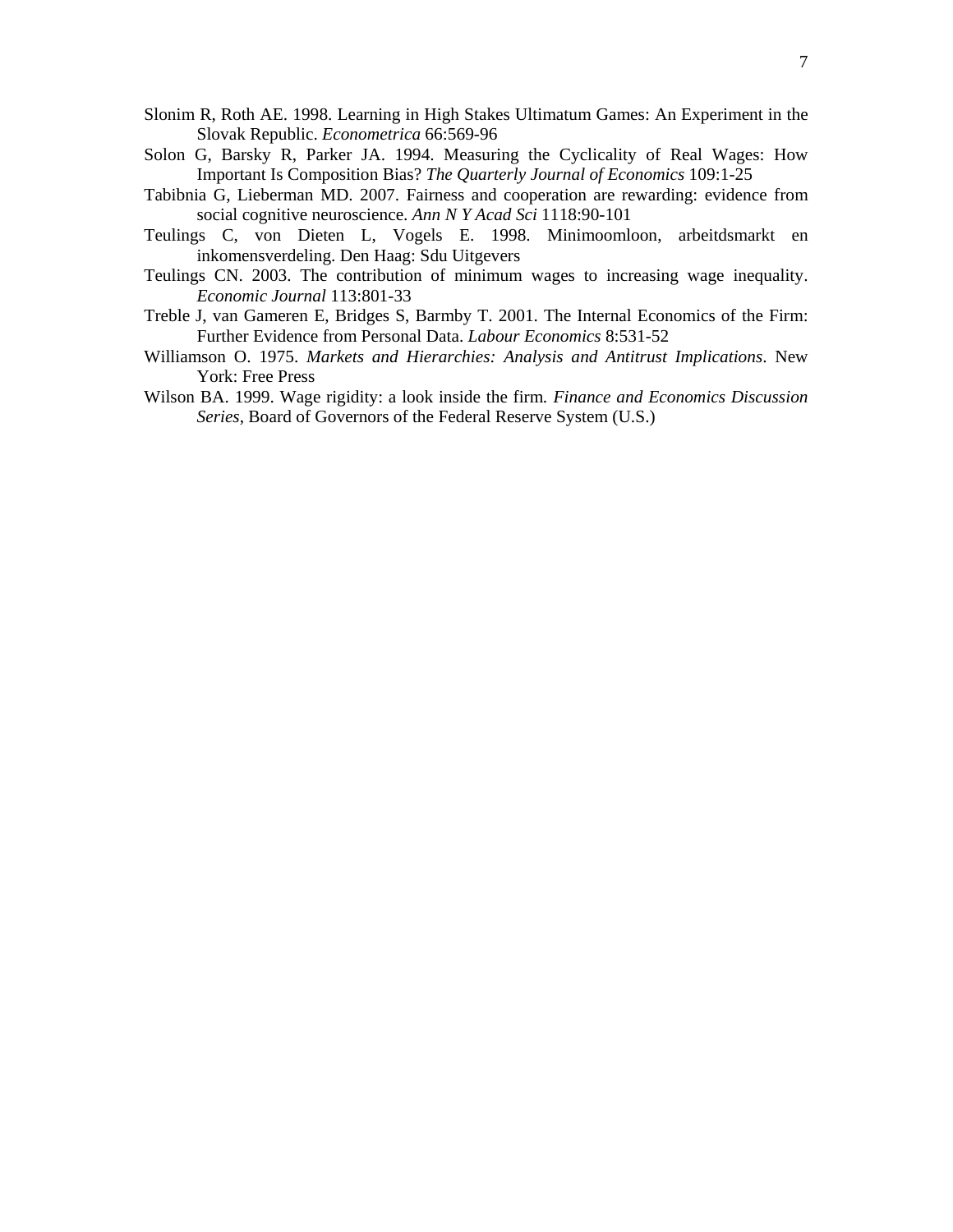Slonim R, Roth AE. 1998. Learning in High Stakes Ultimatum Games: An Experiment in the Slovak Republic. *Econometrica* 66:569-96

Solon G, Barsky R, Parker JA. 1994. Measuring the Cyclicality of Real Wages: How Important Is Composition Bias? *The Quarterly Journal of Economics* 109:1-25

Tabibnia G, Lieberman MD. 2007. Fairness and cooperation are rewarding: evidence from social cognitive neuroscience. *Ann N Y Acad Sci* 1118:90-101

Teulings C, von Dieten L, Vogels E. 1998. Minimoomloon, arbeitdsmarkt en inkomensverdeling. Den Haag: Sdu Uitgevers

Teulings CN. 2003. The contribution of minimum wages to increasing wage inequality. *Economic Journal* 113:801-33

Treble J, van Gameren E, Bridges S, Barmby T. 2001. The Internal Economics of the Firm: Further Evidence from Personal Data. *Labour Economics* 8:531-52

Williamson O. 1975. *Markets and Hierarchies: Analysis and Antitrust Implications*. New York: Free Press

Wilson BA. 1999. Wage rigidity: a look inside the firm. *Finance and Economics Discussion Series*, Board of Governors of the Federal Reserve System (U.S.)